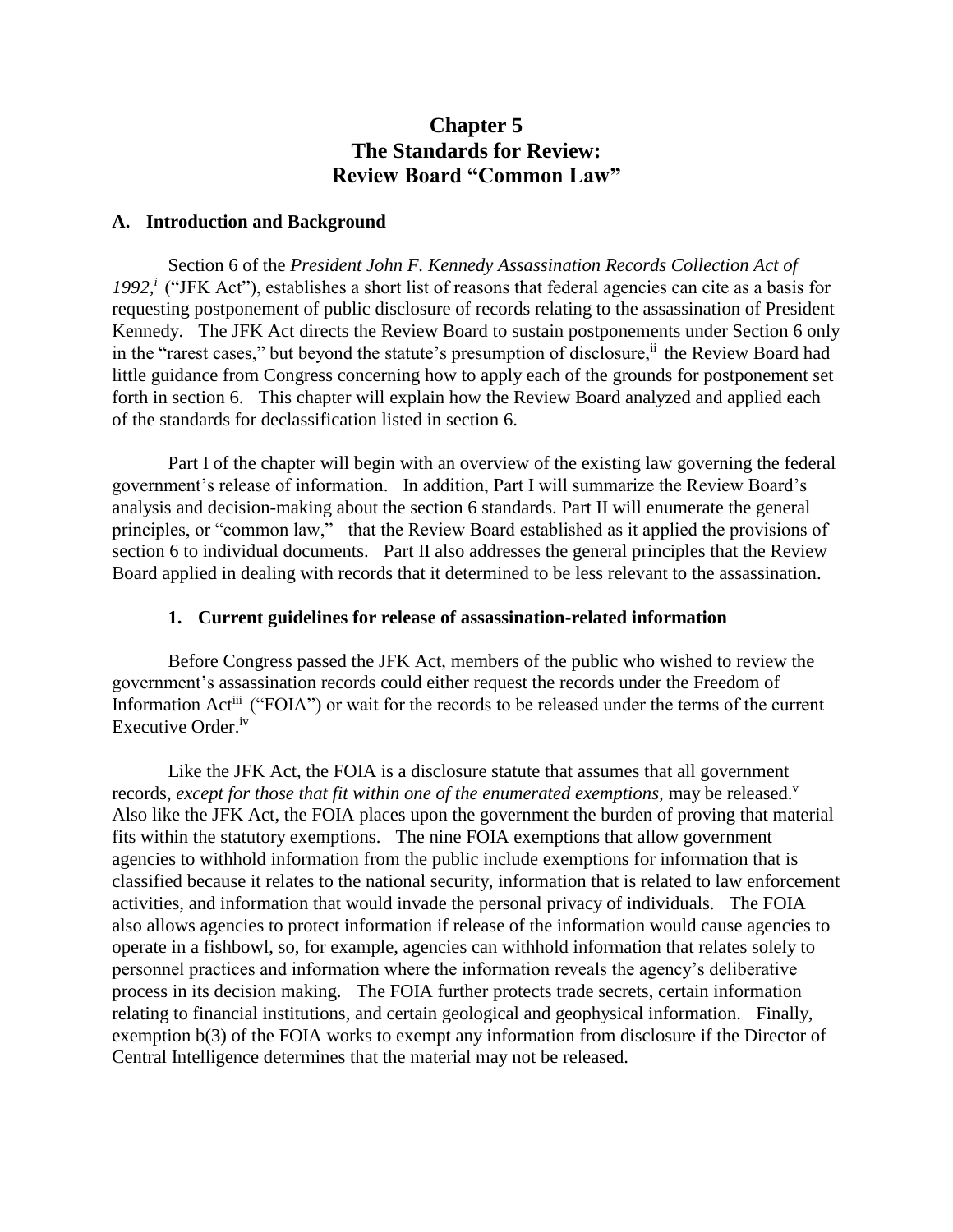# Chapter 5
# The Standards for Review: Review Board "Common Law"

## A. Introduction and Background

Section 6 of the *President John F. Kennedy Assassination Records Collection Act of 1992,*[i] ("JFK Act"), establishes a short list of reasons that federal agencies can cite as a basis for requesting postponement of public disclosure of records relating to the assassination of President Kennedy. The JFK Act directs the Review Board to sustain postponements under Section 6 only in the "rarest cases," but beyond the statute's presumption of disclosure,[ii] the Review Board had little guidance from Congress concerning how to apply each of the grounds for postponement set forth in section 6. This chapter will explain how the Review Board analyzed and applied each of the standards for declassification listed in section 6.

Part I of the chapter will begin with an overview of the existing law governing the federal government's release of information. In addition, Part I will summarize the Review Board's analysis and decision-making about the section 6 standards. Part II will enumerate the general principles, or "common law," that the Review Board established as it applied the provisions of section 6 to individual documents. Part II also addresses the general principles that the Review Board applied in dealing with records that it determined to be less relevant to the assassination.

### 1. Current guidelines for release of assassination-related information

Before Congress passed the JFK Act, members of the public who wished to review the government's assassination records could either request the records under the Freedom of Information Act[iii] ("FOIA") or wait for the records to be released under the terms of the current Executive Order.[iv]

Like the JFK Act, the FOIA is a disclosure statute that assumes that all government records, *except for those that fit within one of the enumerated exemptions,* may be released.[v] Also like the JFK Act, the FOIA places upon the government the burden of proving that material fits within the statutory exemptions. The nine FOIA exemptions that allow government agencies to withhold information from the public include exemptions for information that is classified because it relates to the national security, information that is related to law enforcement activities, and information that would invade the personal privacy of individuals. The FOIA also allows agencies to protect information if release of the information would cause agencies to operate in a fishbowl, so, for example, agencies can withhold information that relates solely to personnel practices and information where the information reveals the agency's deliberative process in its decision making. The FOIA further protects trade secrets, certain information relating to financial institutions, and certain geological and geophysical information. Finally, exemption b(3) of the FOIA works to exempt any information from disclosure if the Director of Central Intelligence determines that the material may not be released.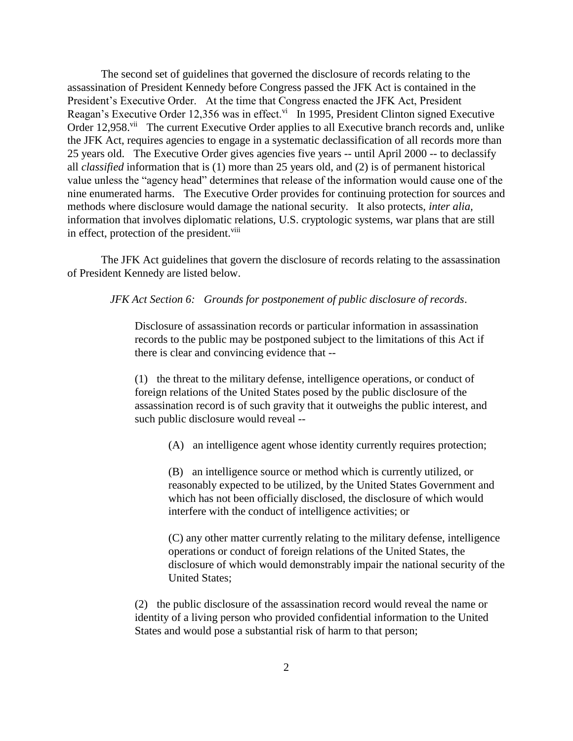The second set of guidelines that governed the disclosure of records relating to the assassination of President Kennedy before Congress passed the JFK Act is contained in the President's Executive Order. At the time that Congress enacted the JFK Act, President Reagan's Executive Order 12,356 was in effect.[vi] In 1995, President Clinton signed Executive Order 12,958.[vii] The current Executive Order applies to all Executive branch records and, unlike the JFK Act, requires agencies to engage in a systematic declassification of all records more than 25 years old. The Executive Order gives agencies five years -- until April 2000 -- to declassify all *classified* information that is (1) more than 25 years old, and (2) is of permanent historical value unless the "agency head" determines that release of the information would cause one of the nine enumerated harms. The Executive Order provides for continuing protection for sources and methods where disclosure would damage the national security. It also protects, *inter alia,* information that involves diplomatic relations, U.S. cryptologic systems, war plans that are still in effect, protection of the president.[viii]

The JFK Act guidelines that govern the disclosure of records relating to the assassination of President Kennedy are listed below.

*JFK Act Section 6: Grounds for postponement of public disclosure of records*.

> Disclosure of assassination records or particular information in assassination records to the public may be postponed subject to the limitations of this Act if there is clear and convincing evidence that --
>
> (1) the threat to the military defense, intelligence operations, or conduct of foreign relations of the United States posed by the public disclosure of the assassination record is of such gravity that it outweighs the public interest, and such public disclosure would reveal --
>
> > (A) an intelligence agent whose identity currently requires protection;
> >
> > (B) an intelligence source or method which is currently utilized, or reasonably expected to be utilized, by the United States Government and which has not been officially disclosed, the disclosure of which would interfere with the conduct of intelligence activities; or
> >
> > (C) any other matter currently relating to the military defense, intelligence operations or conduct of foreign relations of the United States, the disclosure of which would demonstrably impair the national security of the United States;
>
> (2) the public disclosure of the assassination record would reveal the name or identity of a living person who provided confidential information to the United States and would pose a substantial risk of harm to that person;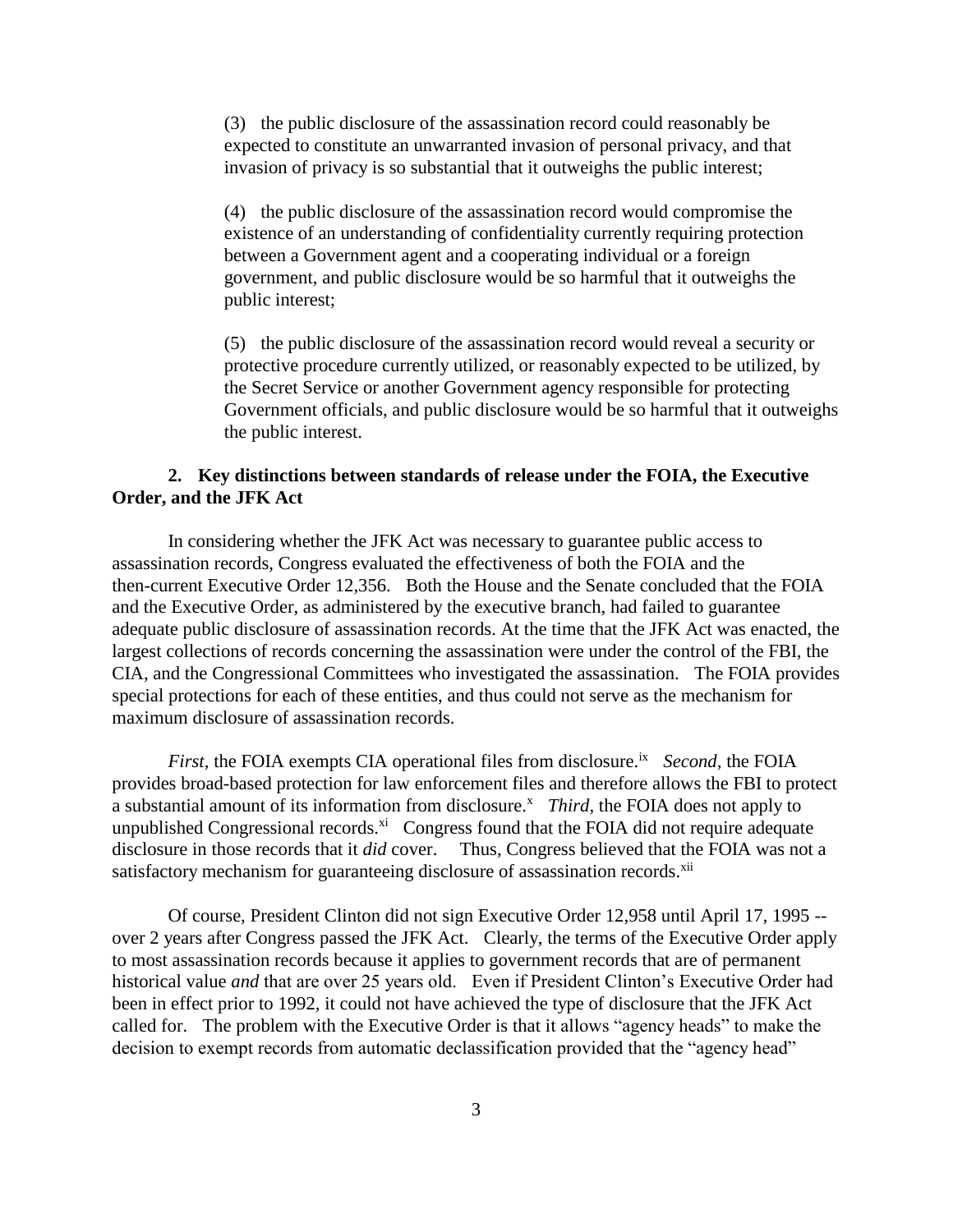(3) the public disclosure of the assassination record could reasonably be expected to constitute an unwarranted invasion of personal privacy, and that invasion of privacy is so substantial that it outweighs the public interest;

(4) the public disclosure of the assassination record would compromise the existence of an understanding of confidentiality currently requiring protection between a Government agent and a cooperating individual or a foreign government, and public disclosure would be so harmful that it outweighs the public interest;

(5) the public disclosure of the assassination record would reveal a security or protective procedure currently utilized, or reasonably expected to be utilized, by the Secret Service or another Government agency responsible for protecting Government officials, and public disclosure would be so harmful that it outweighs the public interest.

**2. Key distinctions between standards of release under the FOIA, the Executive Order, and the JFK Act**

In considering whether the JFK Act was necessary to guarantee public access to assassination records, Congress evaluated the effectiveness of both the FOIA and the then-current Executive Order 12,356. Both the House and the Senate concluded that the FOIA and the Executive Order, as administered by the executive branch, had failed to guarantee adequate public disclosure of assassination records. At the time that the JFK Act was enacted, the largest collections of records concerning the assassination were under the control of the FBI, the CIA, and the Congressional Committees who investigated the assassination. The FOIA provides special protections for each of these entities, and thus could not serve as the mechanism for maximum disclosure of assassination records.

*First,* the FOIA exempts CIA operational files from disclosure.[ix] *Second,* the FOIA provides broad-based protection for law enforcement files and therefore allows the FBI to protect a substantial amount of its information from disclosure.[x] *Third,* the FOIA does not apply to unpublished Congressional records.[xi] Congress found that the FOIA did not require adequate disclosure in those records that it *did* cover. Thus, Congress believed that the FOIA was not a satisfactory mechanism for guaranteeing disclosure of assassination records.[xii]

Of course, President Clinton did not sign Executive Order 12,958 until April 17, 1995 -- over 2 years after Congress passed the JFK Act. Clearly, the terms of the Executive Order apply to most assassination records because it applies to government records that are of permanent historical value *and* that are over 25 years old. Even if President Clinton's Executive Order had been in effect prior to 1992, it could not have achieved the type of disclosure that the JFK Act called for. The problem with the Executive Order is that it allows "agency heads" to make the decision to exempt records from automatic declassification provided that the "agency head"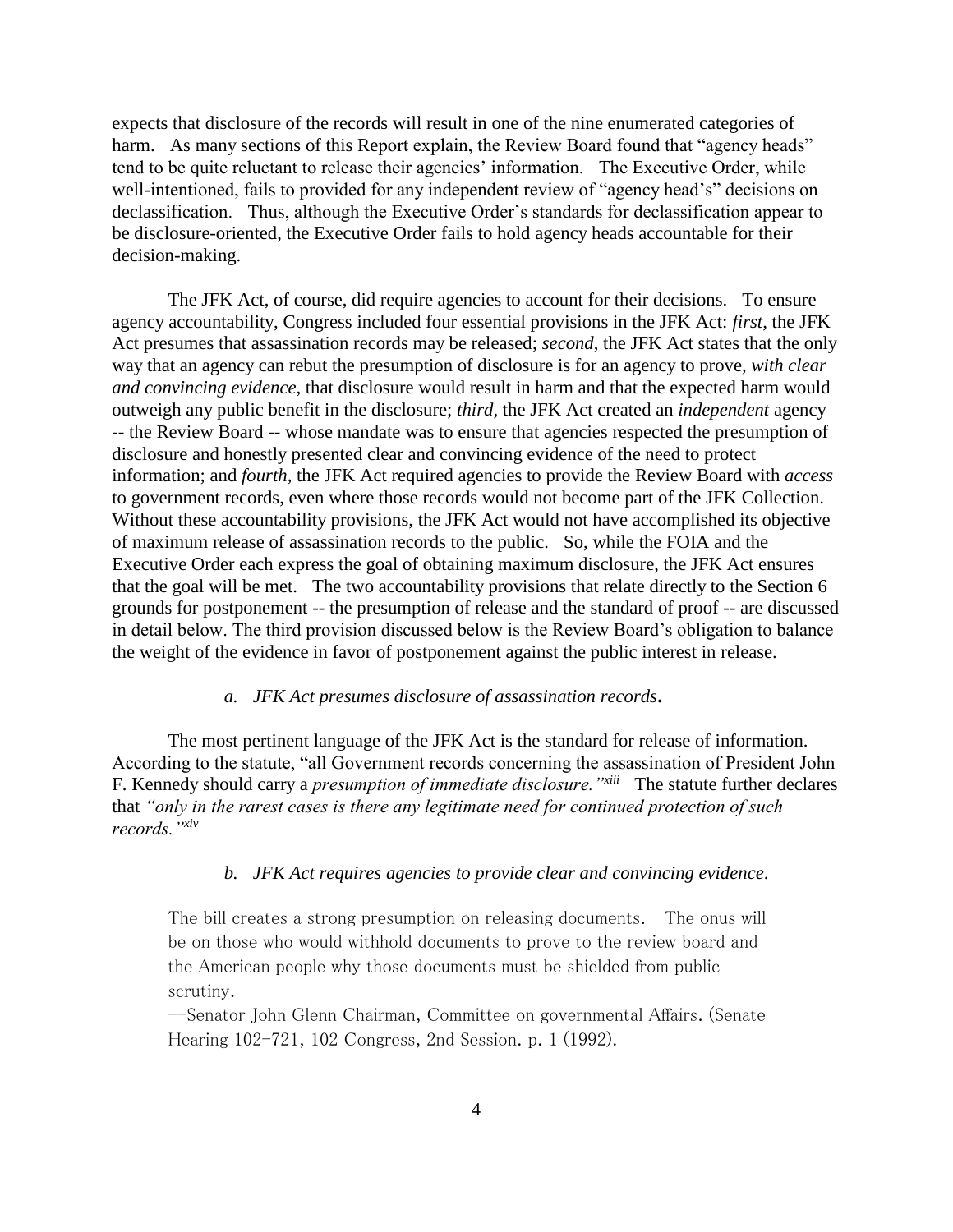expects that disclosure of the records will result in one of the nine enumerated categories of harm. As many sections of this Report explain, the Review Board found that "agency heads" tend to be quite reluctant to release their agencies' information. The Executive Order, while well-intentioned, fails to provided for any independent review of "agency head's" decisions on declassification. Thus, although the Executive Order's standards for declassification appear to be disclosure-oriented, the Executive Order fails to hold agency heads accountable for their decision-making.

The JFK Act, of course, did require agencies to account for their decisions. To ensure agency accountability, Congress included four essential provisions in the JFK Act: *first*, the JFK Act presumes that assassination records may be released; *second*, the JFK Act states that the only way that an agency can rebut the presumption of disclosure is for an agency to prove, *with clear and convincing evidence*, that disclosure would result in harm and that the expected harm would outweigh any public benefit in the disclosure; *third*, the JFK Act created an *independent* agency -- the Review Board -- whose mandate was to ensure that agencies respected the presumption of disclosure and honestly presented clear and convincing evidence of the need to protect information; and *fourth*, the JFK Act required agencies to provide the Review Board with *access* to government records, even where those records would not become part of the JFK Collection. Without these accountability provisions, the JFK Act would not have accomplished its objective of maximum release of assassination records to the public. So, while the FOIA and the Executive Order each express the goal of obtaining maximum disclosure, the JFK Act ensures that the goal will be met. The two accountability provisions that relate directly to the Section 6 grounds for postponement -- the presumption of release and the standard of proof -- are discussed in detail below. The third provision discussed below is the Review Board's obligation to balance the weight of the evidence in favor of postponement against the public interest in release.

#### *a. JFK Act presumes disclosure of assassination records.*

The most pertinent language of the JFK Act is the standard for release of information. According to the statute, "all Government records concerning the assassination of President John F. Kennedy should carry a *presumption of immediate disclosure.*"[xiii] The statute further declares that *"only in the rarest cases is there any legitimate need for continued protection of such records."*[xiv]

#### *b. JFK Act requires agencies to provide clear and convincing evidence.*

> The bill creates a strong presumption on releasing documents. The onus will be on those who would withhold documents to prove to the review board and the American people why those documents must be shielded from public scrutiny.
>
> --Senator John Glenn Chairman, Committee on governmental Affairs. (Senate Hearing 102-721, 102 Congress, 2nd Session. p. 1 (1992).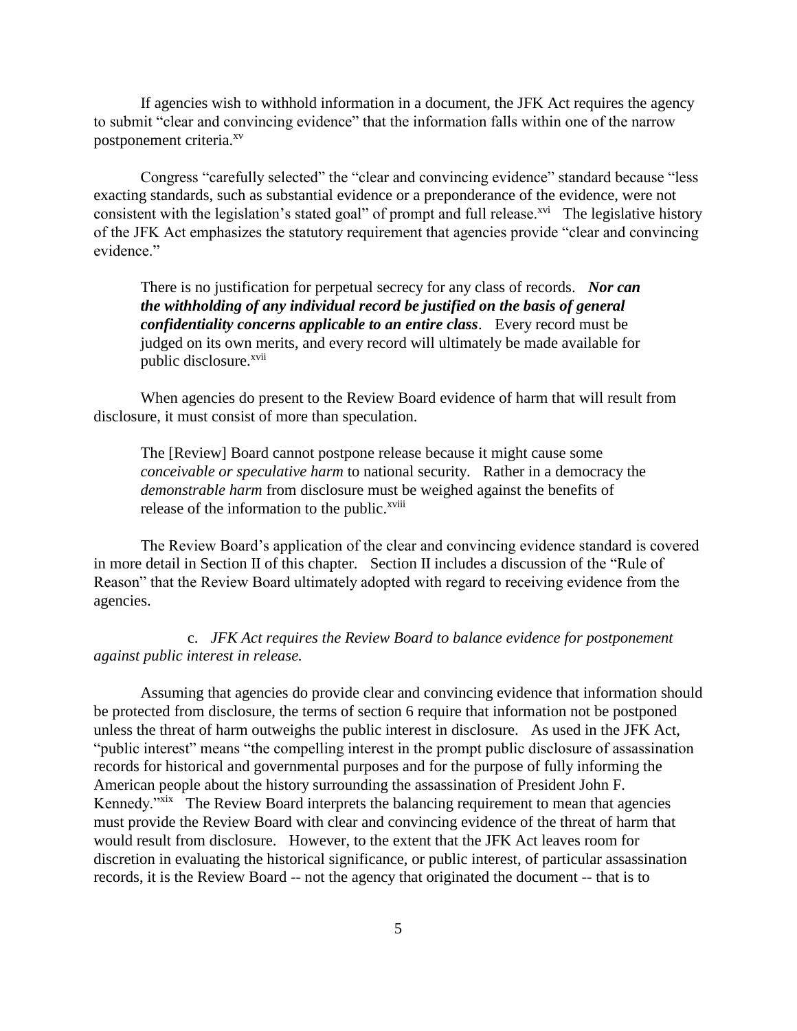If agencies wish to withhold information in a document, the JFK Act requires the agency to submit "clear and convincing evidence" that the information falls within one of the narrow postponement criteria.[xv]

Congress "carefully selected" the "clear and convincing evidence" standard because "less exacting standards, such as substantial evidence or a preponderance of the evidence, were not consistent with the legislation's stated goal" of prompt and full release.[xvi] The legislative history of the JFK Act emphasizes the statutory requirement that agencies provide "clear and convincing evidence."

> There is no justification for perpetual secrecy for any class of records. ***Nor can the withholding of any individual record be justified on the basis of general confidentiality concerns applicable to an entire class***. Every record must be judged on its own merits, and every record will ultimately be made available for public disclosure.[xvii]

When agencies do present to the Review Board evidence of harm that will result from disclosure, it must consist of more than speculation.

> The [Review] Board cannot postpone release because it might cause some *conceivable or speculative harm* to national security. Rather in a democracy the *demonstrable harm* from disclosure must be weighed against the benefits of release of the information to the public.[xviii]

The Review Board's application of the clear and convincing evidence standard is covered in more detail in Section II of this chapter. Section II includes a discussion of the "Rule of Reason" that the Review Board ultimately adopted with regard to receiving evidence from the agencies.

c. *JFK Act requires the Review Board to balance evidence for postponement against public interest in release.*

Assuming that agencies do provide clear and convincing evidence that information should be protected from disclosure, the terms of section 6 require that information not be postponed unless the threat of harm outweighs the public interest in disclosure. As used in the JFK Act, "public interest" means "the compelling interest in the prompt public disclosure of assassination records for historical and governmental purposes and for the purpose of fully informing the American people about the history surrounding the assassination of President John F. Kennedy."[xix] The Review Board interprets the balancing requirement to mean that agencies must provide the Review Board with clear and convincing evidence of the threat of harm that would result from disclosure. However, to the extent that the JFK Act leaves room for discretion in evaluating the historical significance, or public interest, of particular assassination records, it is the Review Board -- not the agency that originated the document -- that is to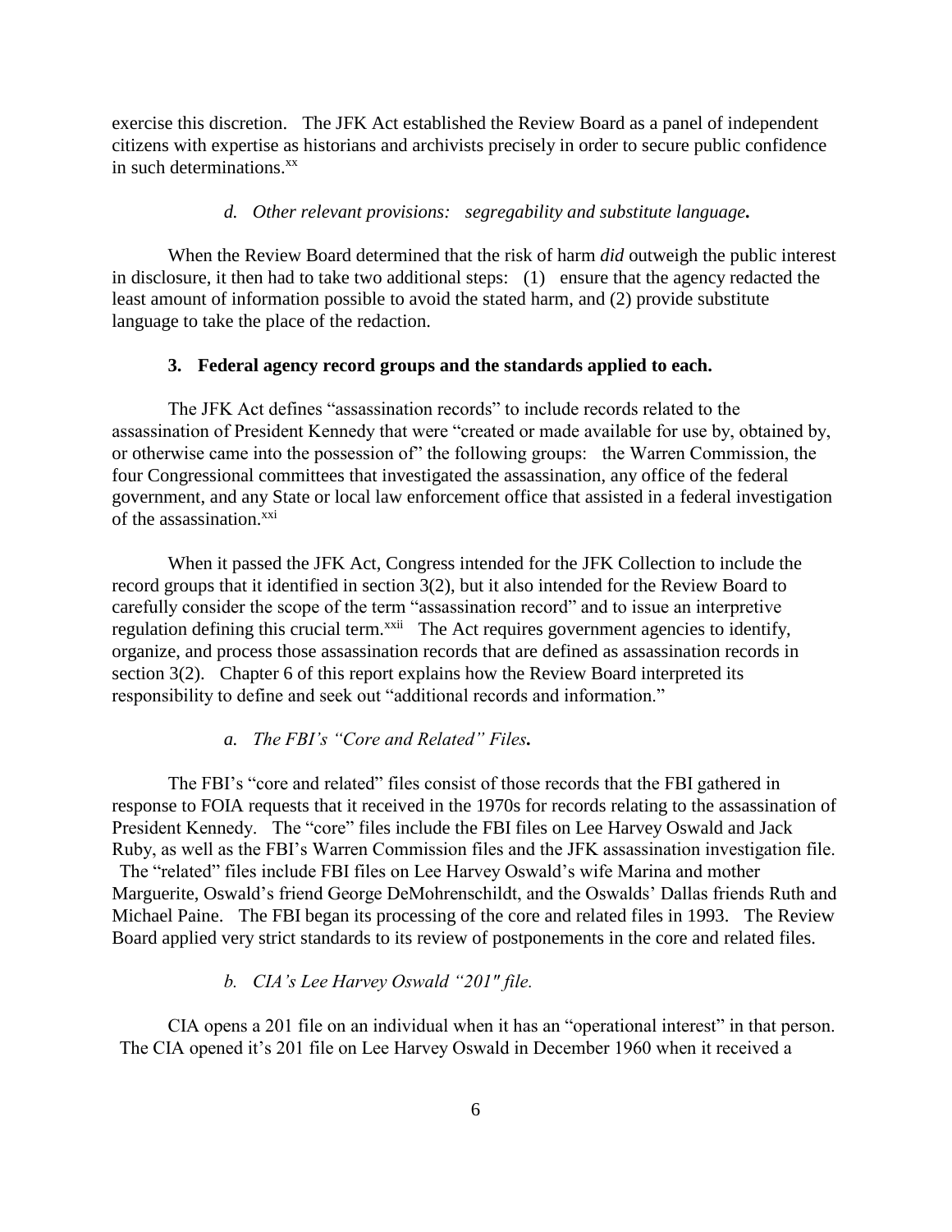exercise this discretion. The JFK Act established the Review Board as a panel of independent citizens with expertise as historians and archivists precisely in order to secure public confidence in such determinations.[xx]

#### *d. Other relevant provisions: segregability and substitute language.*

When the Review Board determined that the risk of harm *did* outweigh the public interest in disclosure, it then had to take two additional steps: (1) ensure that the agency redacted the least amount of information possible to avoid the stated harm, and (2) provide substitute language to take the place of the redaction.

### 3. Federal agency record groups and the standards applied to each.

The JFK Act defines "assassination records" to include records related to the assassination of President Kennedy that were "created or made available for use by, obtained by, or otherwise came into the possession of" the following groups: the Warren Commission, the four Congressional committees that investigated the assassination, any office of the federal government, and any State or local law enforcement office that assisted in a federal investigation of the assassination.[xxi]

When it passed the JFK Act, Congress intended for the JFK Collection to include the record groups that it identified in section 3(2), but it also intended for the Review Board to carefully consider the scope of the term "assassination record" and to issue an interpretive regulation defining this crucial term.[xxii] The Act requires government agencies to identify, organize, and process those assassination records that are defined as assassination records in section 3(2). Chapter 6 of this report explains how the Review Board interpreted its responsibility to define and seek out "additional records and information."

#### *a. The FBI's "Core and Related" Files.*

The FBI's "core and related" files consist of those records that the FBI gathered in response to FOIA requests that it received in the 1970s for records relating to the assassination of President Kennedy. The "core" files include the FBI files on Lee Harvey Oswald and Jack Ruby, as well as the FBI's Warren Commission files and the JFK assassination investigation file. The "related" files include FBI files on Lee Harvey Oswald's wife Marina and mother Marguerite, Oswald's friend George DeMohrenschildt, and the Oswalds' Dallas friends Ruth and Michael Paine. The FBI began its processing of the core and related files in 1993. The Review Board applied very strict standards to its review of postponements in the core and related files.

#### *b. CIA's Lee Harvey Oswald "201" file.*

CIA opens a 201 file on an individual when it has an "operational interest" in that person. The CIA opened it's 201 file on Lee Harvey Oswald in December 1960 when it received a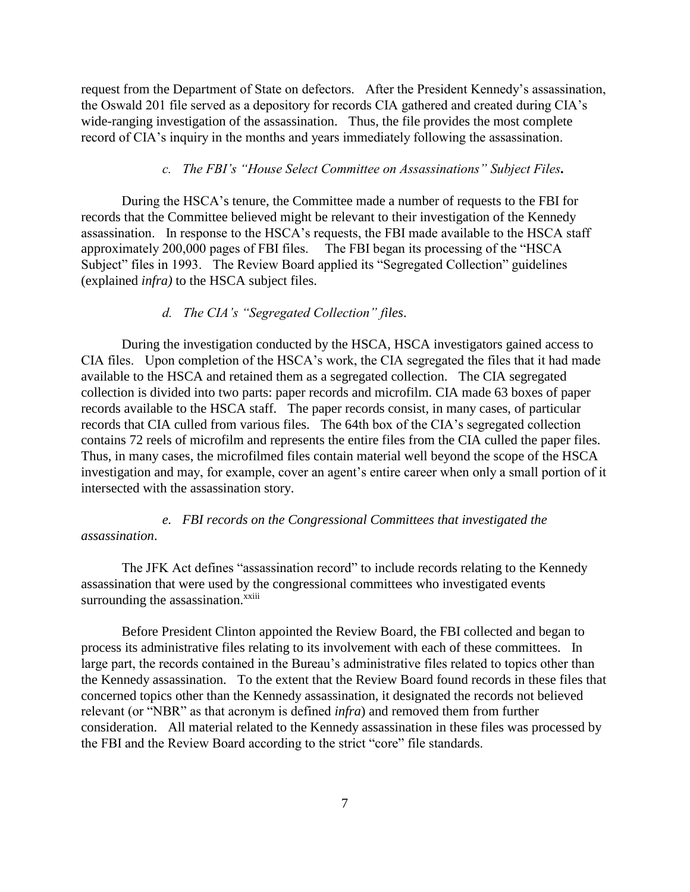request from the Department of State on defectors. After the President Kennedy's assassination, the Oswald 201 file served as a depository for records CIA gathered and created during CIA's wide-ranging investigation of the assassination. Thus, the file provides the most complete record of CIA's inquiry in the months and years immediately following the assassination.

*c. The FBI's "House Select Committee on Assassinations" Subject Files.*

During the HSCA's tenure, the Committee made a number of requests to the FBI for records that the Committee believed might be relevant to their investigation of the Kennedy assassination. In response to the HSCA's requests, the FBI made available to the HSCA staff approximately 200,000 pages of FBI files. The FBI began its processing of the "HSCA Subject" files in 1993. The Review Board applied its "Segregated Collection" guidelines (explained *infra)* to the HSCA subject files.

*d. The CIA's "Segregated Collection" files.*

During the investigation conducted by the HSCA, HSCA investigators gained access to CIA files. Upon completion of the HSCA's work, the CIA segregated the files that it had made available to the HSCA and retained them as a segregated collection. The CIA segregated collection is divided into two parts: paper records and microfilm. CIA made 63 boxes of paper records available to the HSCA staff. The paper records consist, in many cases, of particular records that CIA culled from various files. The 64th box of the CIA's segregated collection contains 72 reels of microfilm and represents the entire files from the CIA culled the paper files. Thus, in many cases, the microfilmed files contain material well beyond the scope of the HSCA investigation and may, for example, cover an agent's entire career when only a small portion of it intersected with the assassination story.

*e. FBI records on the Congressional Committees that investigated the assassination.*

The JFK Act defines "assassination record" to include records relating to the Kennedy assassination that were used by the congressional committees who investigated events surrounding the assassination.[xxiii]

Before President Clinton appointed the Review Board, the FBI collected and began to process its administrative files relating to its involvement with each of these committees. In large part, the records contained in the Bureau's administrative files related to topics other than the Kennedy assassination. To the extent that the Review Board found records in these files that concerned topics other than the Kennedy assassination, it designated the records not believed relevant (or "NBR" as that acronym is defined *infra*) and removed them from further consideration. All material related to the Kennedy assassination in these files was processed by the FBI and the Review Board according to the strict "core" file standards.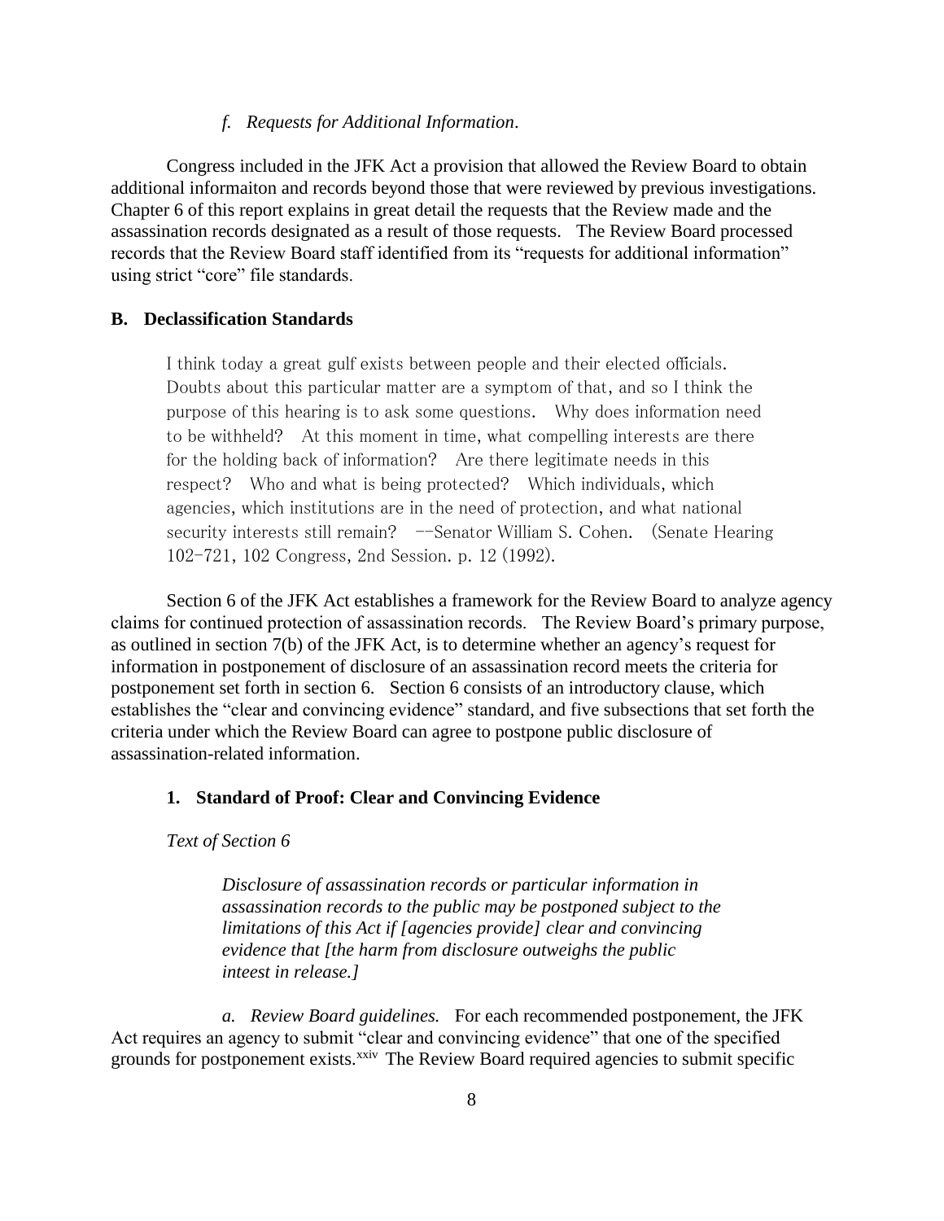*f. Requests for Additional Information.*

Congress included in the JFK Act a provision that allowed the Review Board to obtain additional informaiton and records beyond those that were reviewed by previous investigations. Chapter 6 of this report explains in great detail the requests that the Review made and the assassination records designated as a result of those requests. The Review Board processed records that the Review Board staff identified from its "requests for additional information" using strict "core" file standards.

**B. Declassification Standards**

> I think today a great gulf exists between people and their elected officials. Doubts about this particular matter are a symptom of that, and so I think the purpose of this hearing is to ask some questions. Why does information need to be withheld? At this moment in time, what compelling interests are there for the holding back of information? Are there legitimate needs in this respect? Who and what is being protected? Which individuals, which agencies, which institutions are in the need of protection, and what national security interests still remain? --Senator William S. Cohen. (Senate Hearing 102-721, 102 Congress, 2nd Session. p. 12 (1992).

Section 6 of the JFK Act establishes a framework for the Review Board to analyze agency claims for continued protection of assassination records. The Review Board's primary purpose, as outlined in section 7(b) of the JFK Act, is to determine whether an agency's request for information in postponement of disclosure of an assassination record meets the criteria for postponement set forth in section 6. Section 6 consists of an introductory clause, which establishes the "clear and convincing evidence" standard, and five subsections that set forth the criteria under which the Review Board can agree to postpone public disclosure of assassination-related information.

**1. Standard of Proof: Clear and Convincing Evidence**

*Text of Section 6*

> *Disclosure of assassination records or particular information in assassination records to the public may be postponed subject to the limitations of this Act if [agencies provide] clear and convincing evidence that [the harm from disclosure outweighs the public inteest in release.]*

*a. Review Board guidelines.* For each recommended postponement, the JFK Act requires an agency to submit "clear and convincing evidence" that one of the specified grounds for postponement exists.[xxiv] The Review Board required agencies to submit specific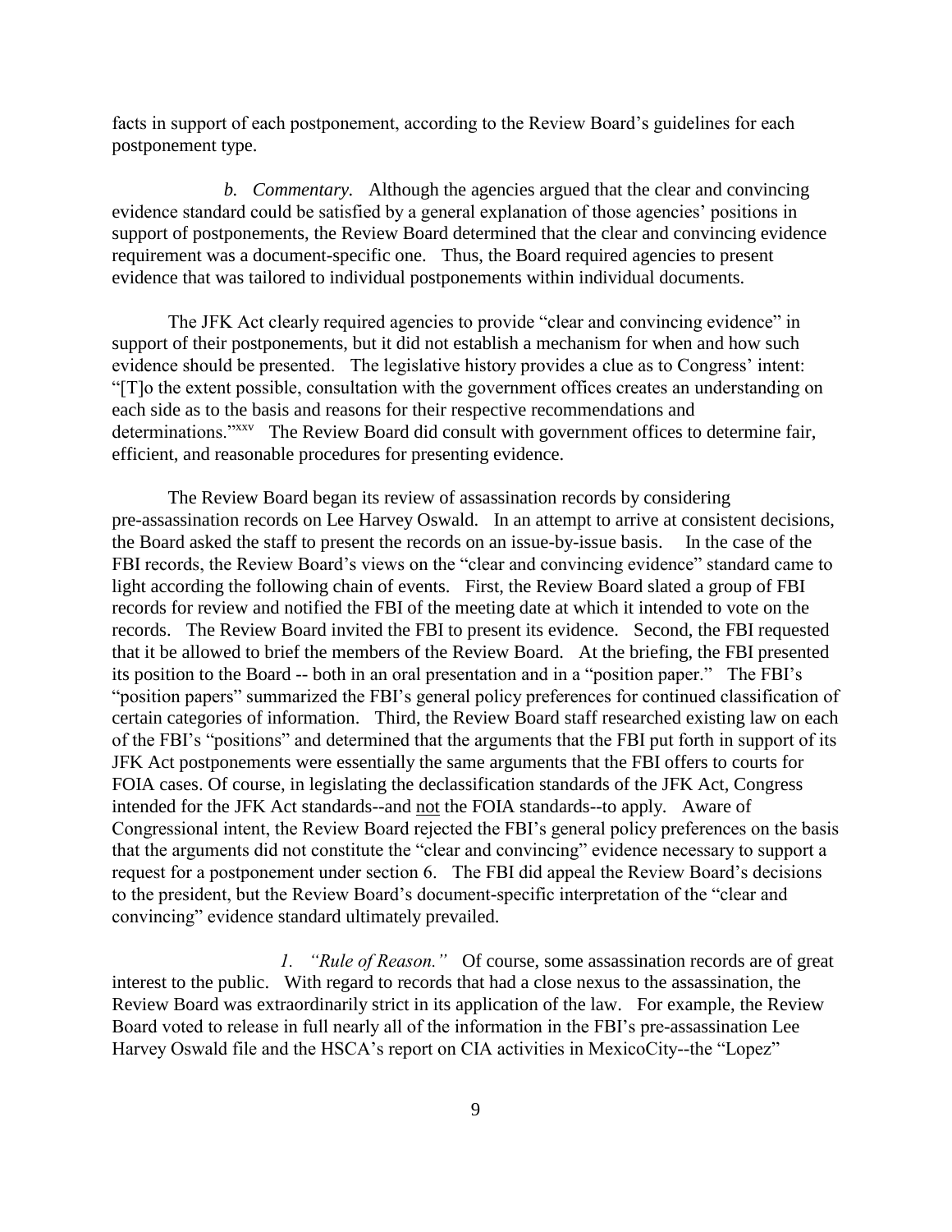facts in support of each postponement, according to the Review Board's guidelines for each postponement type.

*b. Commentary.* Although the agencies argued that the clear and convincing evidence standard could be satisfied by a general explanation of those agencies' positions in support of postponements, the Review Board determined that the clear and convincing evidence requirement was a document-specific one. Thus, the Board required agencies to present evidence that was tailored to individual postponements within individual documents.

The JFK Act clearly required agencies to provide "clear and convincing evidence" in support of their postponements, but it did not establish a mechanism for when and how such evidence should be presented. The legislative history provides a clue as to Congress' intent: "[T]o the extent possible, consultation with the government offices creates an understanding on each side as to the basis and reasons for their respective recommendations and determinations."[xxv] The Review Board did consult with government offices to determine fair, efficient, and reasonable procedures for presenting evidence.

The Review Board began its review of assassination records by considering pre-assassination records on Lee Harvey Oswald. In an attempt to arrive at consistent decisions, the Board asked the staff to present the records on an issue-by-issue basis. In the case of the FBI records, the Review Board's views on the "clear and convincing evidence" standard came to light according the following chain of events. First, the Review Board slated a group of FBI records for review and notified the FBI of the meeting date at which it intended to vote on the records. The Review Board invited the FBI to present its evidence. Second, the FBI requested that it be allowed to brief the members of the Review Board. At the briefing, the FBI presented its position to the Board -- both in an oral presentation and in a "position paper." The FBI's "position papers" summarized the FBI's general policy preferences for continued classification of certain categories of information. Third, the Review Board staff researched existing law on each of the FBI's "positions" and determined that the arguments that the FBI put forth in support of its JFK Act postponements were essentially the same arguments that the FBI offers to courts for FOIA cases. Of course, in legislating the declassification standards of the JFK Act, Congress intended for the JFK Act standards--and <u>not</u> the FOIA standards--to apply. Aware of Congressional intent, the Review Board rejected the FBI's general policy preferences on the basis that the arguments did not constitute the "clear and convincing" evidence necessary to support a request for a postponement under section 6. The FBI did appeal the Review Board's decisions to the president, but the Review Board's document-specific interpretation of the "clear and convincing" evidence standard ultimately prevailed.

*1. "Rule of Reason."* Of course, some assassination records are of great interest to the public. With regard to records that had a close nexus to the assassination, the Review Board was extraordinarily strict in its application of the law. For example, the Review Board voted to release in full nearly all of the information in the FBI's pre-assassination Lee Harvey Oswald file and the HSCA's report on CIA activities in MexicoCity--the "Lopez"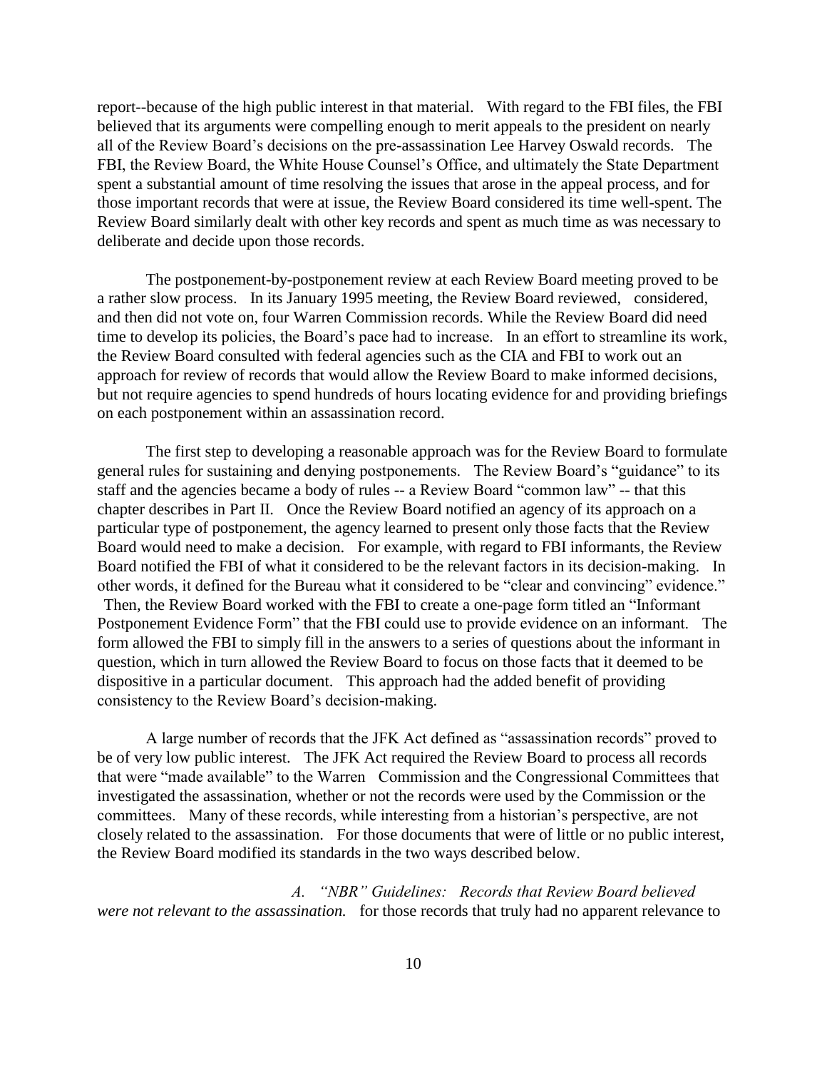report--because of the high public interest in that material. With regard to the FBI files, the FBI believed that its arguments were compelling enough to merit appeals to the president on nearly all of the Review Board's decisions on the pre-assassination Lee Harvey Oswald records. The FBI, the Review Board, the White House Counsel's Office, and ultimately the State Department spent a substantial amount of time resolving the issues that arose in the appeal process, and for those important records that were at issue, the Review Board considered its time well-spent. The Review Board similarly dealt with other key records and spent as much time as was necessary to deliberate and decide upon those records.

The postponement-by-postponement review at each Review Board meeting proved to be a rather slow process. In its January 1995 meeting, the Review Board reviewed, considered, and then did not vote on, four Warren Commission records. While the Review Board did need time to develop its policies, the Board's pace had to increase. In an effort to streamline its work, the Review Board consulted with federal agencies such as the CIA and FBI to work out an approach for review of records that would allow the Review Board to make informed decisions, but not require agencies to spend hundreds of hours locating evidence for and providing briefings on each postponement within an assassination record.

The first step to developing a reasonable approach was for the Review Board to formulate general rules for sustaining and denying postponements. The Review Board's "guidance" to its staff and the agencies became a body of rules -- a Review Board "common law" -- that this chapter describes in Part II. Once the Review Board notified an agency of its approach on a particular type of postponement, the agency learned to present only those facts that the Review Board would need to make a decision. For example, with regard to FBI informants, the Review Board notified the FBI of what it considered to be the relevant factors in its decision-making. In other words, it defined for the Bureau what it considered to be "clear and convincing" evidence." Then, the Review Board worked with the FBI to create a one-page form titled an "Informant Postponement Evidence Form" that the FBI could use to provide evidence on an informant. The form allowed the FBI to simply fill in the answers to a series of questions about the informant in question, which in turn allowed the Review Board to focus on those facts that it deemed to be dispositive in a particular document. This approach had the added benefit of providing consistency to the Review Board's decision-making.

A large number of records that the JFK Act defined as "assassination records" proved to be of very low public interest. The JFK Act required the Review Board to process all records that were "made available" to the Warren Commission and the Congressional Committees that investigated the assassination, whether or not the records were used by the Commission or the committees. Many of these records, while interesting from a historian's perspective, are not closely related to the assassination. For those documents that were of little or no public interest, the Review Board modified its standards in the two ways described below.

*A. "NBR" Guidelines: Records that Review Board believed were not relevant to the assassination.* for those records that truly had no apparent relevance to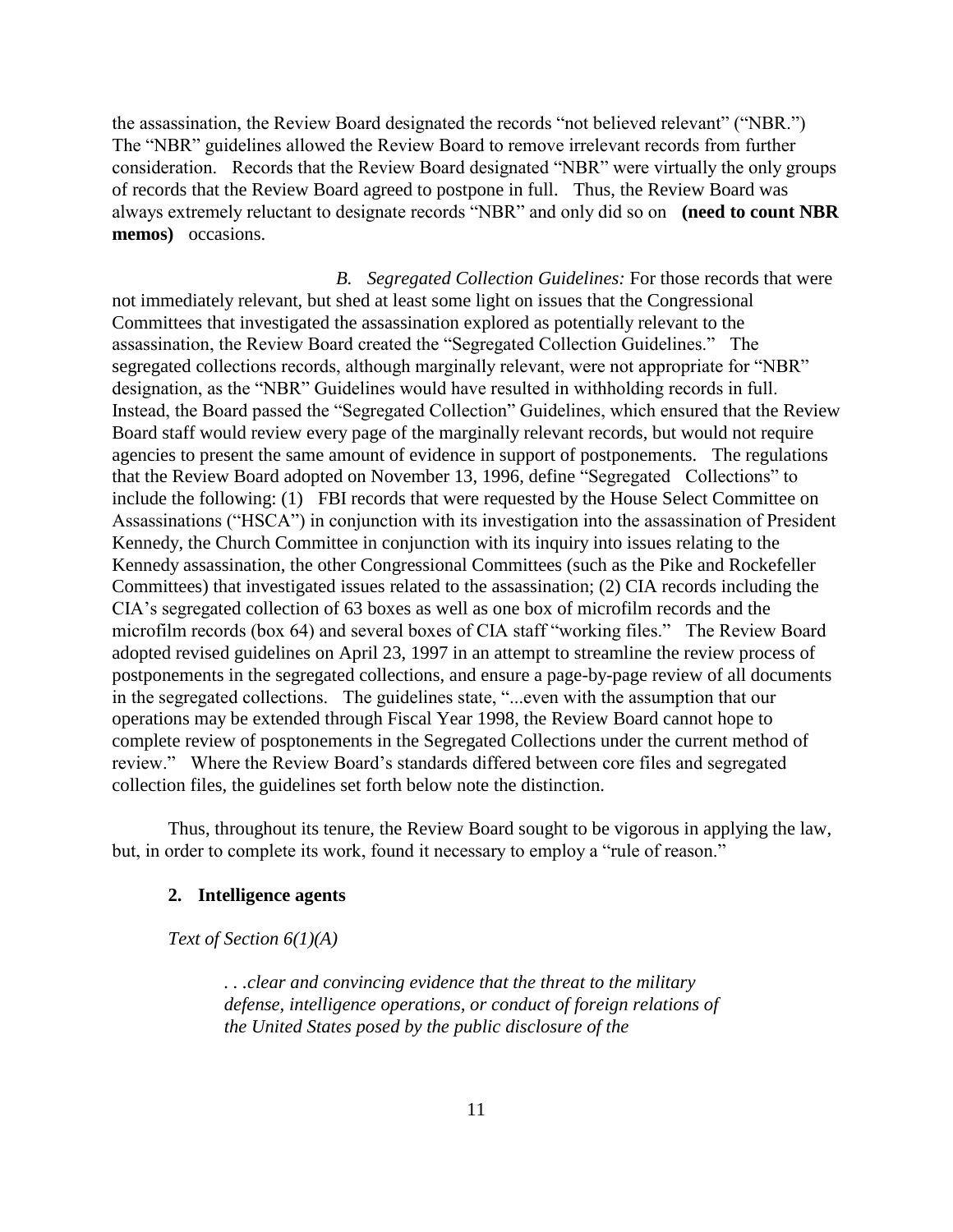the assassination, the Review Board designated the records "not believed relevant" ("NBR.") The "NBR" guidelines allowed the Review Board to remove irrelevant records from further consideration. Records that the Review Board designated "NBR" were virtually the only groups of records that the Review Board agreed to postpone in full. Thus, the Review Board was always extremely reluctant to designate records "NBR" and only did so on **(need to count NBR memos)** occasions.

*B. Segregated Collection Guidelines:* For those records that were not immediately relevant, but shed at least some light on issues that the Congressional Committees that investigated the assassination explored as potentially relevant to the assassination, the Review Board created the "Segregated Collection Guidelines." The segregated collections records, although marginally relevant, were not appropriate for "NBR" designation, as the "NBR" Guidelines would have resulted in withholding records in full. Instead, the Board passed the "Segregated Collection" Guidelines, which ensured that the Review Board staff would review every page of the marginally relevant records, but would not require agencies to present the same amount of evidence in support of postponements. The regulations that the Review Board adopted on November 13, 1996, define "Segregated Collections" to include the following: (1) FBI records that were requested by the House Select Committee on Assassinations ("HSCA") in conjunction with its investigation into the assassination of President Kennedy, the Church Committee in conjunction with its inquiry into issues relating to the Kennedy assassination, the other Congressional Committees (such as the Pike and Rockefeller Committees) that investigated issues related to the assassination; (2) CIA records including the CIA's segregated collection of 63 boxes as well as one box of microfilm records and the microfilm records (box 64) and several boxes of CIA staff "working files." The Review Board adopted revised guidelines on April 23, 1997 in an attempt to streamline the review process of postponements in the segregated collections, and ensure a page-by-page review of all documents in the segregated collections. The guidelines state, "...even with the assumption that our operations may be extended through Fiscal Year 1998, the Review Board cannot hope to complete review of posptonements in the Segregated Collections under the current method of review." Where the Review Board's standards differed between core files and segregated collection files, the guidelines set forth below note the distinction.

Thus, throughout its tenure, the Review Board sought to be vigorous in applying the law, but, in order to complete its work, found it necessary to employ a "rule of reason."

**2. Intelligence agents**

*Text of Section 6(1)(A)*

> *. . .clear and convincing evidence that the threat to the military defense, intelligence operations, or conduct of foreign relations of the United States posed by the public disclosure of the*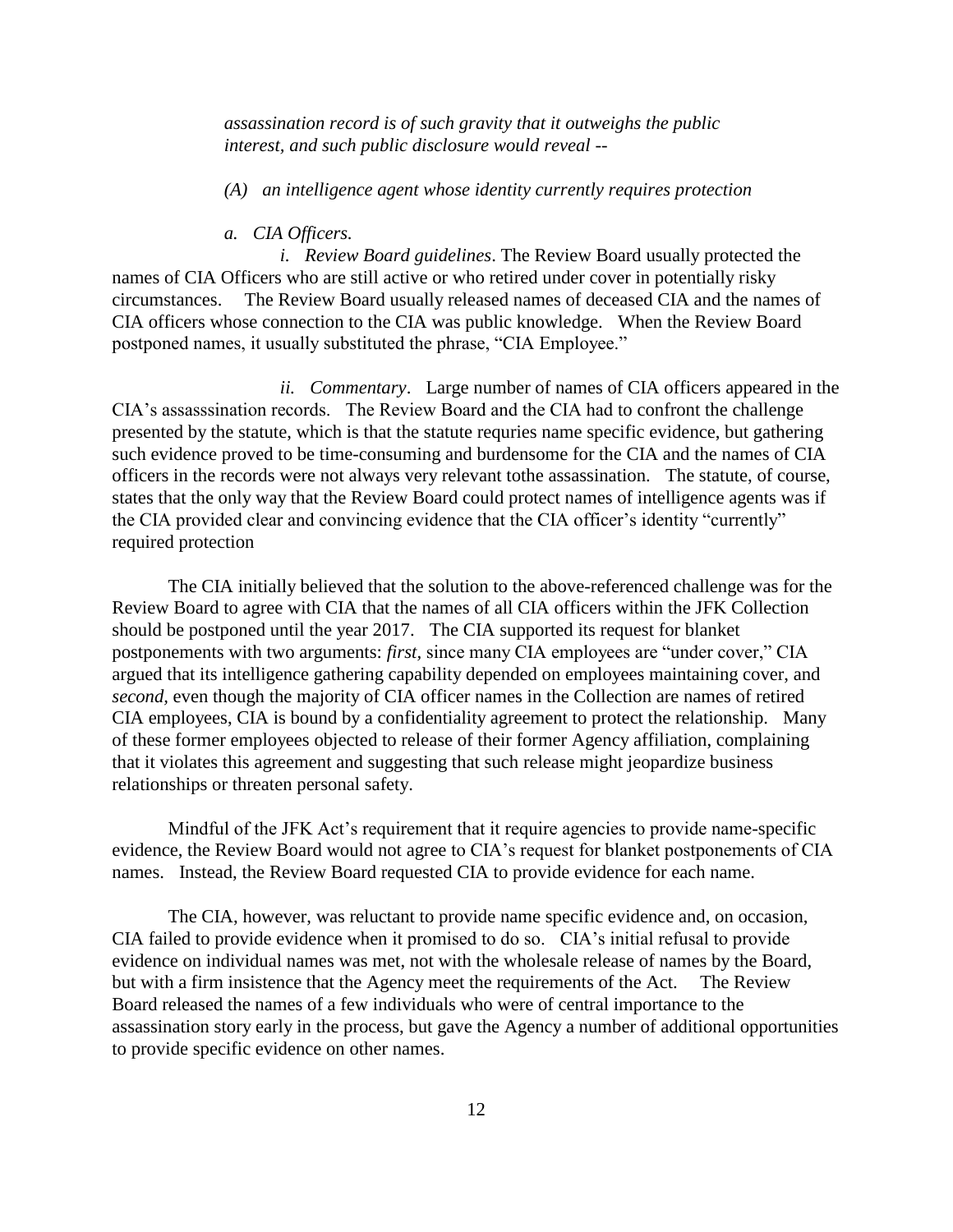*assassination record is of such gravity that it outweighs the public interest, and such public disclosure would reveal --*

*(A) an intelligence agent whose identity currently requires protection*

*a. CIA Officers.*

*i. Review Board guidelines*. The Review Board usually protected the names of CIA Officers who are still active or who retired under cover in potentially risky circumstances. The Review Board usually released names of deceased CIA and the names of CIA officers whose connection to the CIA was public knowledge. When the Review Board postponed names, it usually substituted the phrase, "CIA Employee."

*ii. Commentary*. Large number of names of CIA officers appeared in the CIA's assasssination records. The Review Board and the CIA had to confront the challenge presented by the statute, which is that the statute requries name specific evidence, but gathering such evidence proved to be time-consuming and burdensome for the CIA and the names of CIA officers in the records were not always very relevant tothe assassination. The statute, of course, states that the only way that the Review Board could protect names of intelligence agents was if the CIA provided clear and convincing evidence that the CIA officer's identity "currently" required protection

The CIA initially believed that the solution to the above-referenced challenge was for the Review Board to agree with CIA that the names of all CIA officers within the JFK Collection should be postponed until the year 2017. The CIA supported its request for blanket postponements with two arguments: *first*, since many CIA employees are "under cover," CIA argued that its intelligence gathering capability depended on employees maintaining cover, and *second*, even though the majority of CIA officer names in the Collection are names of retired CIA employees, CIA is bound by a confidentiality agreement to protect the relationship. Many of these former employees objected to release of their former Agency affiliation, complaining that it violates this agreement and suggesting that such release might jeopardize business relationships or threaten personal safety.

Mindful of the JFK Act's requirement that it require agencies to provide name-specific evidence, the Review Board would not agree to CIA's request for blanket postponements of CIA names. Instead, the Review Board requested CIA to provide evidence for each name.

The CIA, however, was reluctant to provide name specific evidence and, on occasion, CIA failed to provide evidence when it promised to do so. CIA's initial refusal to provide evidence on individual names was met, not with the wholesale release of names by the Board, but with a firm insistence that the Agency meet the requirements of the Act. The Review Board released the names of a few individuals who were of central importance to the assassination story early in the process, but gave the Agency a number of additional opportunities to provide specific evidence on other names.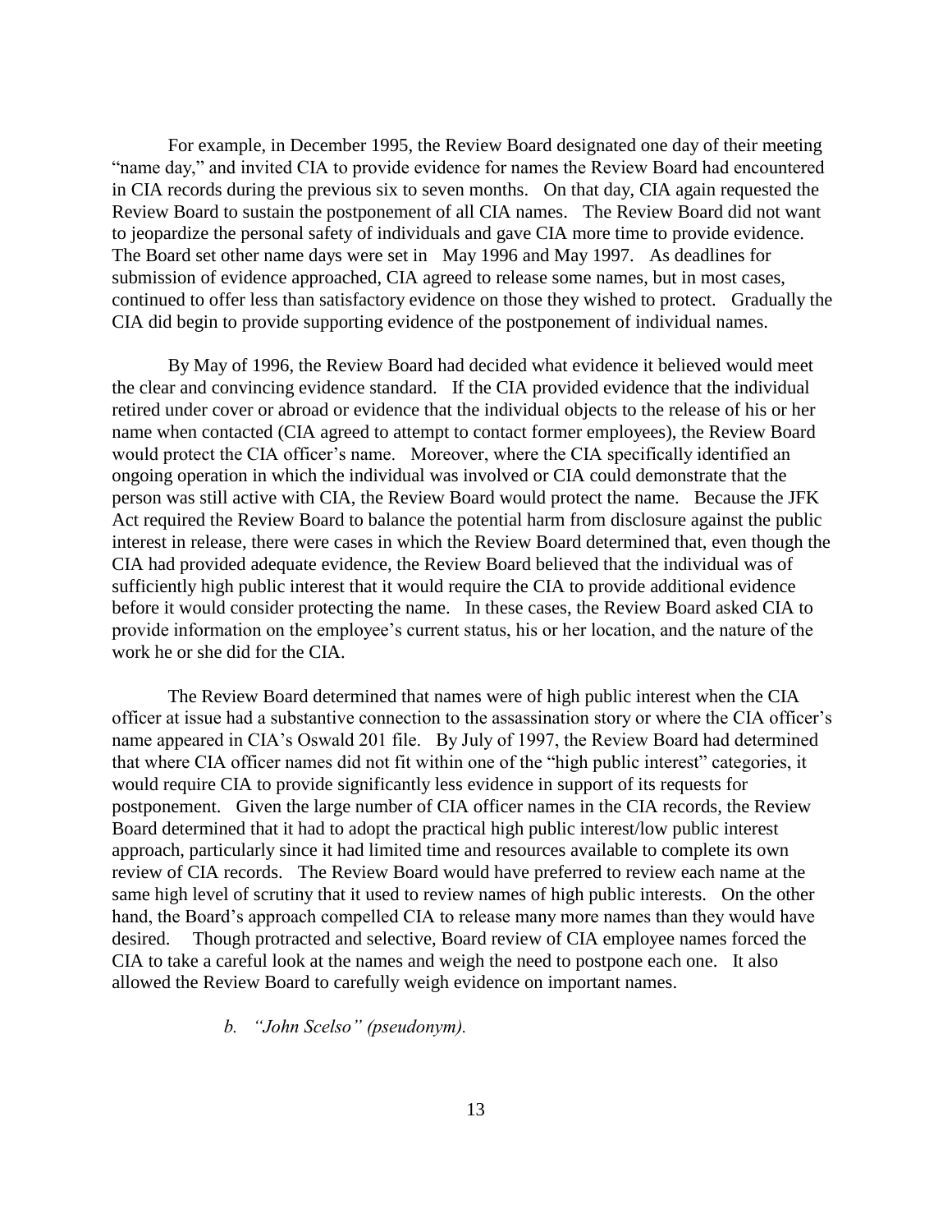For example, in December 1995, the Review Board designated one day of their meeting "name day," and invited CIA to provide evidence for names the Review Board had encountered in CIA records during the previous six to seven months. On that day, CIA again requested the Review Board to sustain the postponement of all CIA names. The Review Board did not want to jeopardize the personal safety of individuals and gave CIA more time to provide evidence. The Board set other name days were set in May 1996 and May 1997. As deadlines for submission of evidence approached, CIA agreed to release some names, but in most cases, continued to offer less than satisfactory evidence on those they wished to protect. Gradually the CIA did begin to provide supporting evidence of the postponement of individual names.

By May of 1996, the Review Board had decided what evidence it believed would meet the clear and convincing evidence standard. If the CIA provided evidence that the individual retired under cover or abroad or evidence that the individual objects to the release of his or her name when contacted (CIA agreed to attempt to contact former employees), the Review Board would protect the CIA officer's name. Moreover, where the CIA specifically identified an ongoing operation in which the individual was involved or CIA could demonstrate that the person was still active with CIA, the Review Board would protect the name. Because the JFK Act required the Review Board to balance the potential harm from disclosure against the public interest in release, there were cases in which the Review Board determined that, even though the CIA had provided adequate evidence, the Review Board believed that the individual was of sufficiently high public interest that it would require the CIA to provide additional evidence before it would consider protecting the name. In these cases, the Review Board asked CIA to provide information on the employee's current status, his or her location, and the nature of the work he or she did for the CIA.

The Review Board determined that names were of high public interest when the CIA officer at issue had a substantive connection to the assassination story or where the CIA officer's name appeared in CIA's Oswald 201 file. By July of 1997, the Review Board had determined that where CIA officer names did not fit within one of the "high public interest" categories, it would require CIA to provide significantly less evidence in support of its requests for postponement. Given the large number of CIA officer names in the CIA records, the Review Board determined that it had to adopt the practical high public interest/low public interest approach, particularly since it had limited time and resources available to complete its own review of CIA records. The Review Board would have preferred to review each name at the same high level of scrutiny that it used to review names of high public interests. On the other hand, the Board's approach compelled CIA to release many more names than they would have desired. Though protracted and selective, Board review of CIA employee names forced the CIA to take a careful look at the names and weigh the need to postpone each one. It also allowed the Review Board to carefully weigh evidence on important names.

*b. "John Scelso" (pseudonym).*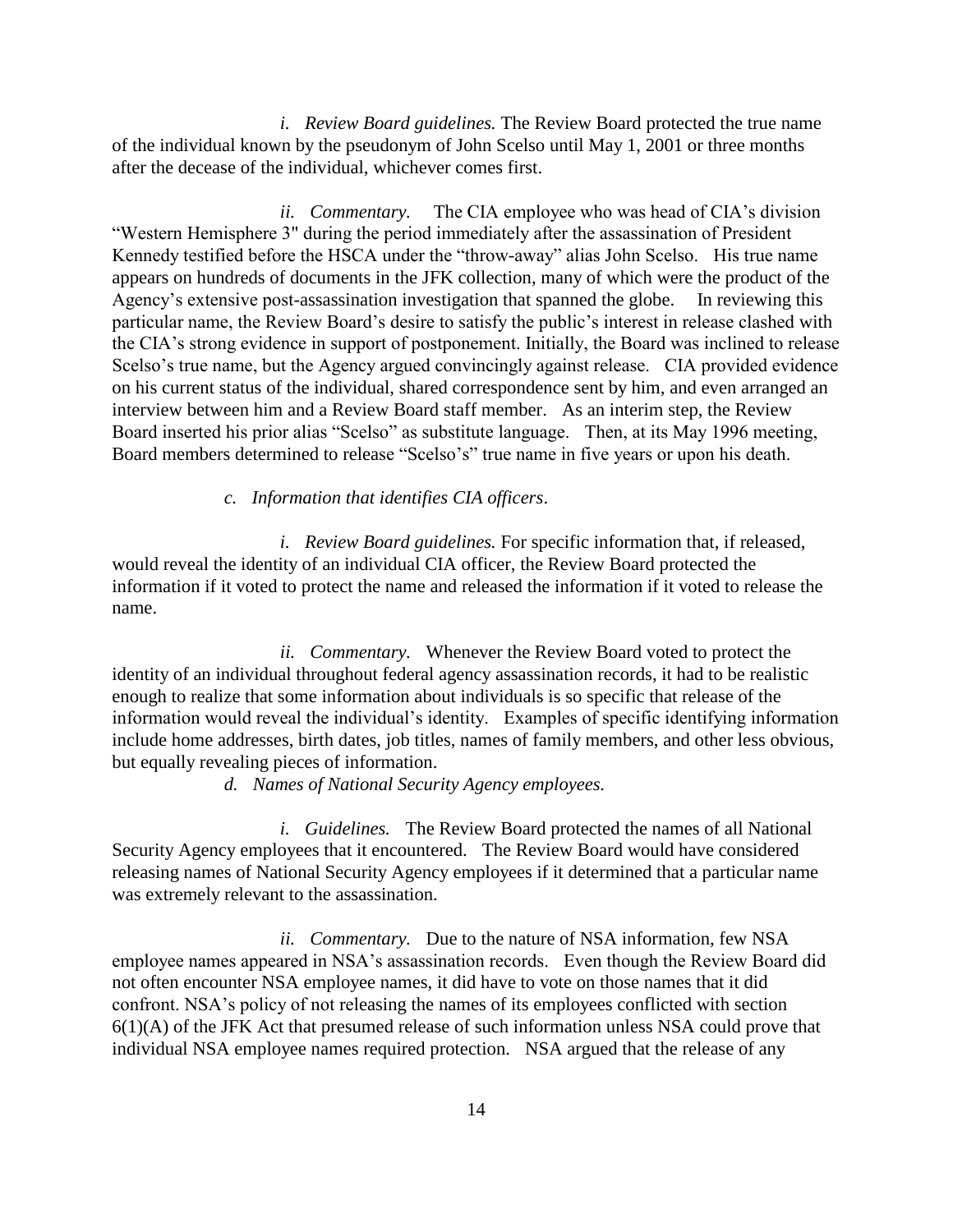*i. Review Board guidelines.* The Review Board protected the true name of the individual known by the pseudonym of John Scelso until May 1, 2001 or three months after the decease of the individual, whichever comes first.

*ii. Commentary.* The CIA employee who was head of CIA's division "Western Hemisphere 3" during the period immediately after the assassination of President Kennedy testified before the HSCA under the "throw-away" alias John Scelso. His true name appears on hundreds of documents in the JFK collection, many of which were the product of the Agency's extensive post-assassination investigation that spanned the globe. In reviewing this particular name, the Review Board's desire to satisfy the public's interest in release clashed with the CIA's strong evidence in support of postponement. Initially, the Board was inclined to release Scelso's true name, but the Agency argued convincingly against release. CIA provided evidence on his current status of the individual, shared correspondence sent by him, and even arranged an interview between him and a Review Board staff member. As an interim step, the Review Board inserted his prior alias "Scelso" as substitute language. Then, at its May 1996 meeting, Board members determined to release "Scelso's" true name in five years or upon his death.

*c. Information that identifies CIA officers*.

*i. Review Board guidelines.* For specific information that, if released, would reveal the identity of an individual CIA officer, the Review Board protected the information if it voted to protect the name and released the information if it voted to release the name.

*ii. Commentary.* Whenever the Review Board voted to protect the identity of an individual throughout federal agency assassination records, it had to be realistic enough to realize that some information about individuals is so specific that release of the information would reveal the individual's identity. Examples of specific identifying information include home addresses, birth dates, job titles, names of family members, and other less obvious, but equally revealing pieces of information.

*d. Names of National Security Agency employees.*

*i. Guidelines.* The Review Board protected the names of all National Security Agency employees that it encountered. The Review Board would have considered releasing names of National Security Agency employees if it determined that a particular name was extremely relevant to the assassination.

*ii. Commentary.* Due to the nature of NSA information, few NSA employee names appeared in NSA's assassination records. Even though the Review Board did not often encounter NSA employee names, it did have to vote on those names that it did confront. NSA's policy of not releasing the names of its employees conflicted with section 6(1)(A) of the JFK Act that presumed release of such information unless NSA could prove that individual NSA employee names required protection. NSA argued that the release of any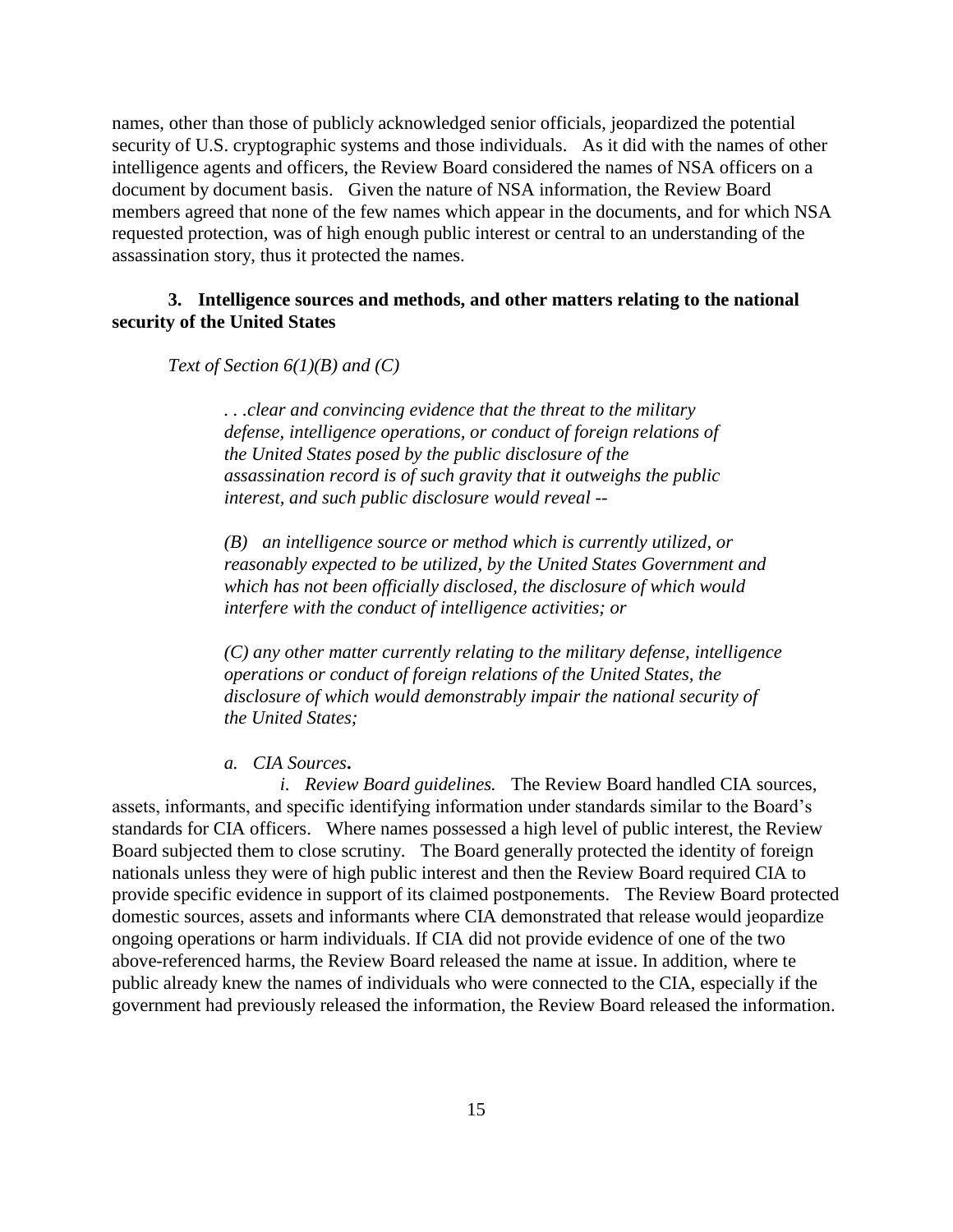names, other than those of publicly acknowledged senior officials, jeopardized the potential security of U.S. cryptographic systems and those individuals. As it did with the names of other intelligence agents and officers, the Review Board considered the names of NSA officers on a document by document basis. Given the nature of NSA information, the Review Board members agreed that none of the few names which appear in the documents, and for which NSA requested protection, was of high enough public interest or central to an understanding of the assassination story, thus it protected the names.

**3. Intelligence sources and methods, and other matters relating to the national security of the United States**

*Text of Section 6(1)(B) and (C)*

> *. . .clear and convincing evidence that the threat to the military defense, intelligence operations, or conduct of foreign relations of the United States posed by the public disclosure of the assassination record is of such gravity that it outweighs the public interest, and such public disclosure would reveal --*
>
> *(B) an intelligence source or method which is currently utilized, or reasonably expected to be utilized, by the United States Government and which has not been officially disclosed, the disclosure of which would interfere with the conduct of intelligence activities; or*
>
> *(C) any other matter currently relating to the military defense, intelligence operations or conduct of foreign relations of the United States, the disclosure of which would demonstrably impair the national security of the United States;*

*a. CIA Sources***.**

*i. Review Board guidelines.* The Review Board handled CIA sources, assets, informants, and specific identifying information under standards similar to the Board's standards for CIA officers. Where names possessed a high level of public interest, the Review Board subjected them to close scrutiny. The Board generally protected the identity of foreign nationals unless they were of high public interest and then the Review Board required CIA to provide specific evidence in support of its claimed postponements. The Review Board protected domestic sources, assets and informants where CIA demonstrated that release would jeopardize ongoing operations or harm individuals. If CIA did not provide evidence of one of the two above-referenced harms, the Review Board released the name at issue. In addition, where te public already knew the names of individuals who were connected to the CIA, especially if the government had previously released the information, the Review Board released the information.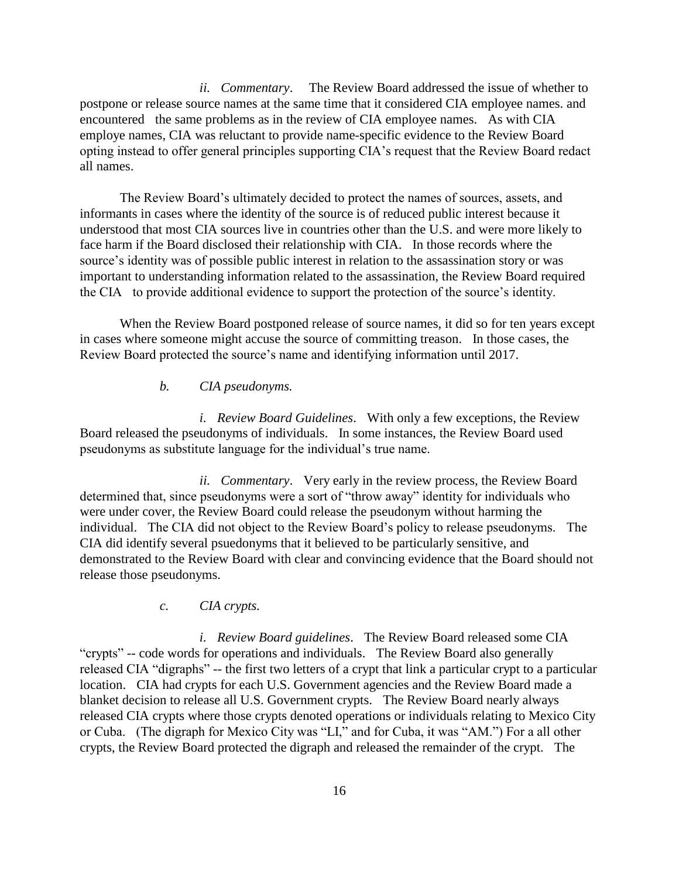*ii. Commentary*. The Review Board addressed the issue of whether to postpone or release source names at the same time that it considered CIA employee names. and encountered the same problems as in the review of CIA employee names. As with CIA employe names, CIA was reluctant to provide name-specific evidence to the Review Board opting instead to offer general principles supporting CIA's request that the Review Board redact all names.

The Review Board's ultimately decided to protect the names of sources, assets, and informants in cases where the identity of the source is of reduced public interest because it understood that most CIA sources live in countries other than the U.S. and were more likely to face harm if the Board disclosed their relationship with CIA. In those records where the source's identity was of possible public interest in relation to the assassination story or was important to understanding information related to the assassination, the Review Board required the CIA to provide additional evidence to support the protection of the source's identity.

When the Review Board postponed release of source names, it did so for ten years except in cases where someone might accuse the source of committing treason. In those cases, the Review Board protected the source's name and identifying information until 2017.

*b. CIA pseudonyms.*

*i. Review Board Guidelines*. With only a few exceptions, the Review Board released the pseudonyms of individuals. In some instances, the Review Board used pseudonyms as substitute language for the individual's true name.

*ii. Commentary*. Very early in the review process, the Review Board determined that, since pseudonyms were a sort of "throw away" identity for individuals who were under cover, the Review Board could release the pseudonym without harming the individual. The CIA did not object to the Review Board's policy to release pseudonyms. The CIA did identify several psuedonyms that it believed to be particularly sensitive, and demonstrated to the Review Board with clear and convincing evidence that the Board should not release those pseudonyms.

*c. CIA crypts.*

*i. Review Board guidelines*. The Review Board released some CIA "crypts" -- code words for operations and individuals. The Review Board also generally released CIA "digraphs" -- the first two letters of a crypt that link a particular crypt to a particular location. CIA had crypts for each U.S. Government agencies and the Review Board made a blanket decision to release all U.S. Government crypts. The Review Board nearly always released CIA crypts where those crypts denoted operations or individuals relating to Mexico City or Cuba. (The digraph for Mexico City was "LI," and for Cuba, it was "AM.") For a all other crypts, the Review Board protected the digraph and released the remainder of the crypt. The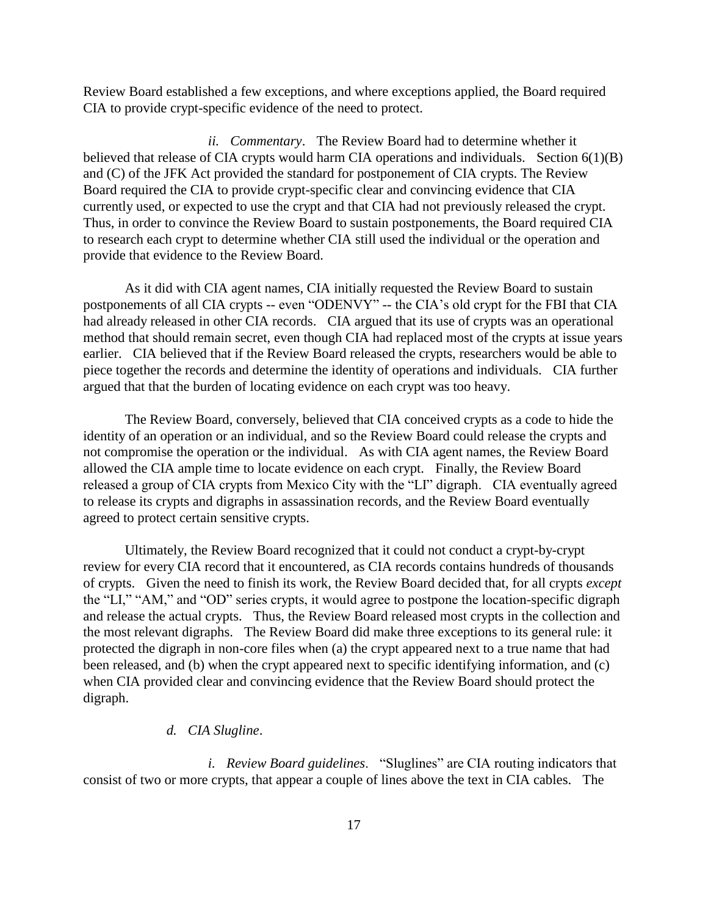Review Board established a few exceptions, and where exceptions applied, the Board required CIA to provide crypt-specific evidence of the need to protect.

*ii. Commentary*. The Review Board had to determine whether it believed that release of CIA crypts would harm CIA operations and individuals. Section 6(1)(B) and (C) of the JFK Act provided the standard for postponement of CIA crypts. The Review Board required the CIA to provide crypt-specific clear and convincing evidence that CIA currently used, or expected to use the crypt and that CIA had not previously released the crypt. Thus, in order to convince the Review Board to sustain postponements, the Board required CIA to research each crypt to determine whether CIA still used the individual or the operation and provide that evidence to the Review Board.

As it did with CIA agent names, CIA initially requested the Review Board to sustain postponements of all CIA crypts -- even "ODENVY" -- the CIA's old crypt for the FBI that CIA had already released in other CIA records. CIA argued that its use of crypts was an operational method that should remain secret, even though CIA had replaced most of the crypts at issue years earlier. CIA believed that if the Review Board released the crypts, researchers would be able to piece together the records and determine the identity of operations and individuals. CIA further argued that that the burden of locating evidence on each crypt was too heavy.

The Review Board, conversely, believed that CIA conceived crypts as a code to hide the identity of an operation or an individual, and so the Review Board could release the crypts and not compromise the operation or the individual. As with CIA agent names, the Review Board allowed the CIA ample time to locate evidence on each crypt. Finally, the Review Board released a group of CIA crypts from Mexico City with the "LI" digraph. CIA eventually agreed to release its crypts and digraphs in assassination records, and the Review Board eventually agreed to protect certain sensitive crypts.

Ultimately, the Review Board recognized that it could not conduct a crypt-by-crypt review for every CIA record that it encountered, as CIA records contains hundreds of thousands of crypts. Given the need to finish its work, the Review Board decided that, for all crypts *except* the "LI," "AM," and "OD" series crypts, it would agree to postpone the location-specific digraph and release the actual crypts. Thus, the Review Board released most crypts in the collection and the most relevant digraphs. The Review Board did make three exceptions to its general rule: it protected the digraph in non-core files when (a) the crypt appeared next to a true name that had been released, and (b) when the crypt appeared next to specific identifying information, and (c) when CIA provided clear and convincing evidence that the Review Board should protect the digraph.

*d. CIA Slugline*.

*i. Review Board guidelines*. "Sluglines" are CIA routing indicators that consist of two or more crypts, that appear a couple of lines above the text in CIA cables. The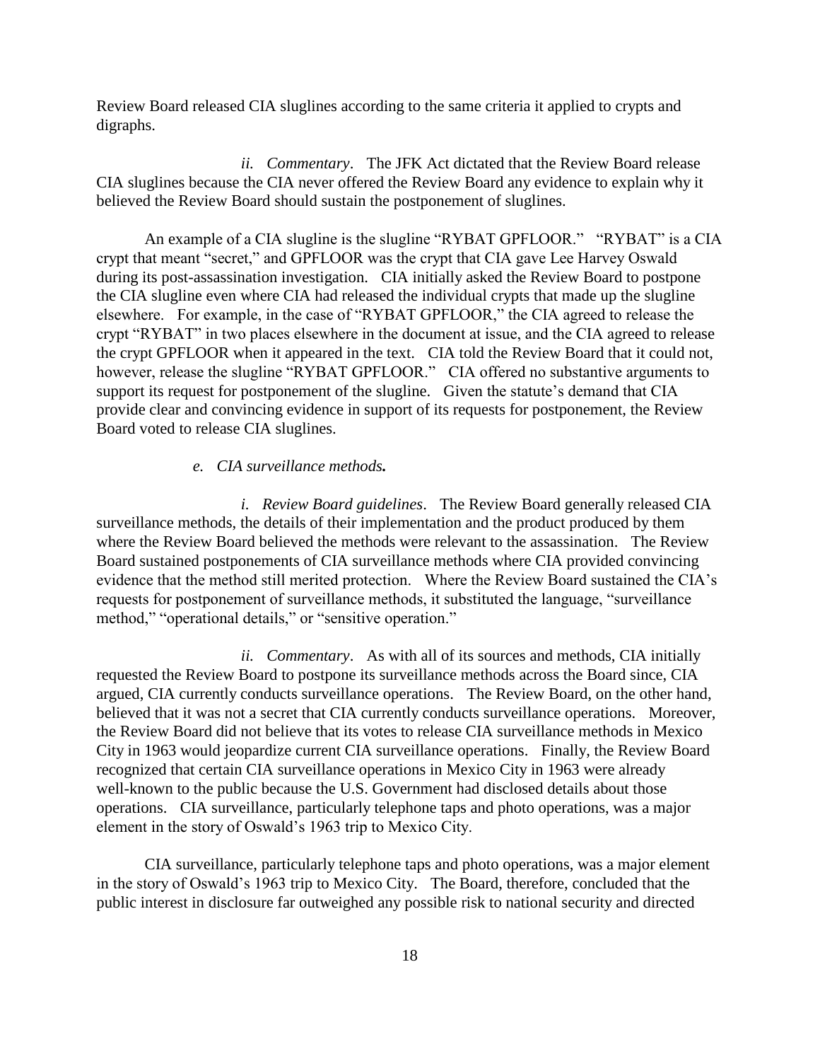Review Board released CIA sluglines according to the same criteria it applied to crypts and digraphs.

*ii. Commentary*. The JFK Act dictated that the Review Board release CIA sluglines because the CIA never offered the Review Board any evidence to explain why it believed the Review Board should sustain the postponement of sluglines.

An example of a CIA slugline is the slugline "RYBAT GPFLOOR." "RYBAT" is a CIA crypt that meant "secret," and GPFLOOR was the crypt that CIA gave Lee Harvey Oswald during its post-assassination investigation. CIA initially asked the Review Board to postpone the CIA slugline even where CIA had released the individual crypts that made up the slugline elsewhere. For example, in the case of "RYBAT GPFLOOR," the CIA agreed to release the crypt "RYBAT" in two places elsewhere in the document at issue, and the CIA agreed to release the crypt GPFLOOR when it appeared in the text. CIA told the Review Board that it could not, however, release the slugline "RYBAT GPFLOOR." CIA offered no substantive arguments to support its request for postponement of the slugline. Given the statute's demand that CIA provide clear and convincing evidence in support of its requests for postponement, the Review Board voted to release CIA sluglines.

*e. CIA surveillance methods.*

*i. Review Board guidelines*. The Review Board generally released CIA surveillance methods, the details of their implementation and the product produced by them where the Review Board believed the methods were relevant to the assassination. The Review Board sustained postponements of CIA surveillance methods where CIA provided convincing evidence that the method still merited protection. Where the Review Board sustained the CIA's requests for postponement of surveillance methods, it substituted the language, "surveillance method," "operational details," or "sensitive operation."

*ii. Commentary*. As with all of its sources and methods, CIA initially requested the Review Board to postpone its surveillance methods across the Board since, CIA argued, CIA currently conducts surveillance operations. The Review Board, on the other hand, believed that it was not a secret that CIA currently conducts surveillance operations. Moreover, the Review Board did not believe that its votes to release CIA surveillance methods in Mexico City in 1963 would jeopardize current CIA surveillance operations. Finally, the Review Board recognized that certain CIA surveillance operations in Mexico City in 1963 were already well-known to the public because the U.S. Government had disclosed details about those operations. CIA surveillance, particularly telephone taps and photo operations, was a major element in the story of Oswald's 1963 trip to Mexico City.

CIA surveillance, particularly telephone taps and photo operations, was a major element in the story of Oswald's 1963 trip to Mexico City. The Board, therefore, concluded that the public interest in disclosure far outweighed any possible risk to national security and directed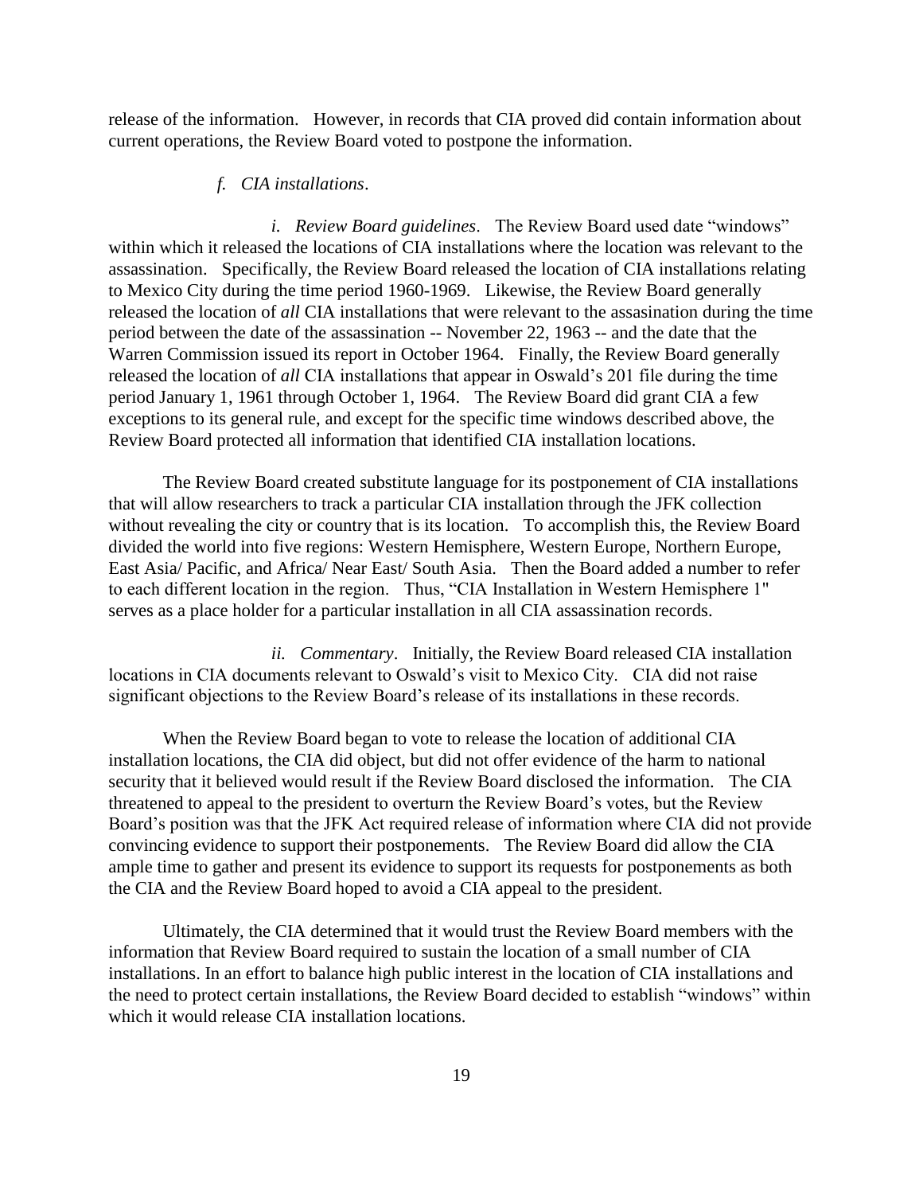release of the information. However, in records that CIA proved did contain information about current operations, the Review Board voted to postpone the information.

*f. CIA installations*.

*i. Review Board guidelines*. The Review Board used date "windows" within which it released the locations of CIA installations where the location was relevant to the assassination. Specifically, the Review Board released the location of CIA installations relating to Mexico City during the time period 1960-1969. Likewise, the Review Board generally released the location of *all* CIA installations that were relevant to the assasination during the time period between the date of the assassination -- November 22, 1963 -- and the date that the Warren Commission issued its report in October 1964. Finally, the Review Board generally released the location of *all* CIA installations that appear in Oswald's 201 file during the time period January 1, 1961 through October 1, 1964. The Review Board did grant CIA a few exceptions to its general rule, and except for the specific time windows described above, the Review Board protected all information that identified CIA installation locations.

The Review Board created substitute language for its postponement of CIA installations that will allow researchers to track a particular CIA installation through the JFK collection without revealing the city or country that is its location. To accomplish this, the Review Board divided the world into five regions: Western Hemisphere, Western Europe, Northern Europe, East Asia/ Pacific, and Africa/ Near East/ South Asia. Then the Board added a number to refer to each different location in the region. Thus, "CIA Installation in Western Hemisphere 1" serves as a place holder for a particular installation in all CIA assassination records.

*ii. Commentary*. Initially, the Review Board released CIA installation locations in CIA documents relevant to Oswald's visit to Mexico City. CIA did not raise significant objections to the Review Board's release of its installations in these records.

When the Review Board began to vote to release the location of additional CIA installation locations, the CIA did object, but did not offer evidence of the harm to national security that it believed would result if the Review Board disclosed the information. The CIA threatened to appeal to the president to overturn the Review Board's votes, but the Review Board's position was that the JFK Act required release of information where CIA did not provide convincing evidence to support their postponements. The Review Board did allow the CIA ample time to gather and present its evidence to support its requests for postponements as both the CIA and the Review Board hoped to avoid a CIA appeal to the president.

Ultimately, the CIA determined that it would trust the Review Board members with the information that Review Board required to sustain the location of a small number of CIA installations. In an effort to balance high public interest in the location of CIA installations and the need to protect certain installations, the Review Board decided to establish "windows" within which it would release CIA installation locations.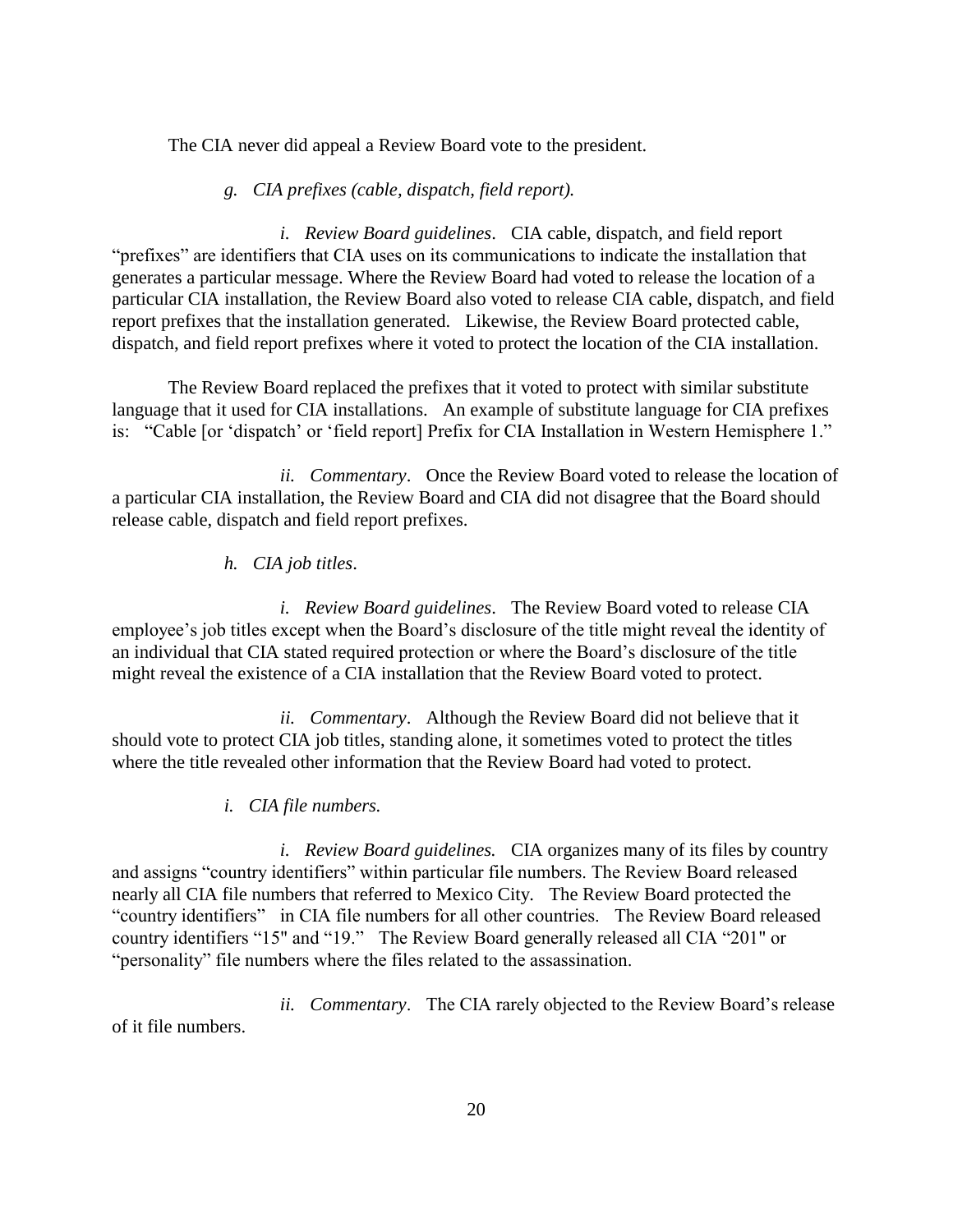The CIA never did appeal a Review Board vote to the president.

*g. CIA prefixes (cable, dispatch, field report).*

*i. Review Board guidelines*. CIA cable, dispatch, and field report "prefixes" are identifiers that CIA uses on its communications to indicate the installation that generates a particular message. Where the Review Board had voted to release the location of a particular CIA installation, the Review Board also voted to release CIA cable, dispatch, and field report prefixes that the installation generated. Likewise, the Review Board protected cable, dispatch, and field report prefixes where it voted to protect the location of the CIA installation.

The Review Board replaced the prefixes that it voted to protect with similar substitute language that it used for CIA installations. An example of substitute language for CIA prefixes is: "Cable [or 'dispatch' or 'field report] Prefix for CIA Installation in Western Hemisphere 1."

*ii. Commentary*. Once the Review Board voted to release the location of a particular CIA installation, the Review Board and CIA did not disagree that the Board should release cable, dispatch and field report prefixes.

*h. CIA job titles*.

*i. Review Board guidelines*. The Review Board voted to release CIA employee's job titles except when the Board's disclosure of the title might reveal the identity of an individual that CIA stated required protection or where the Board's disclosure of the title might reveal the existence of a CIA installation that the Review Board voted to protect.

*ii. Commentary*. Although the Review Board did not believe that it should vote to protect CIA job titles, standing alone, it sometimes voted to protect the titles where the title revealed other information that the Review Board had voted to protect.

*i. CIA file numbers.*

*i. Review Board guidelines.* CIA organizes many of its files by country and assigns "country identifiers" within particular file numbers. The Review Board released nearly all CIA file numbers that referred to Mexico City. The Review Board protected the "country identifiers" in CIA file numbers for all other countries. The Review Board released country identifiers "15" and "19." The Review Board generally released all CIA "201" or "personality" file numbers where the files related to the assassination.

*ii. Commentary*. The CIA rarely objected to the Review Board's release of it file numbers.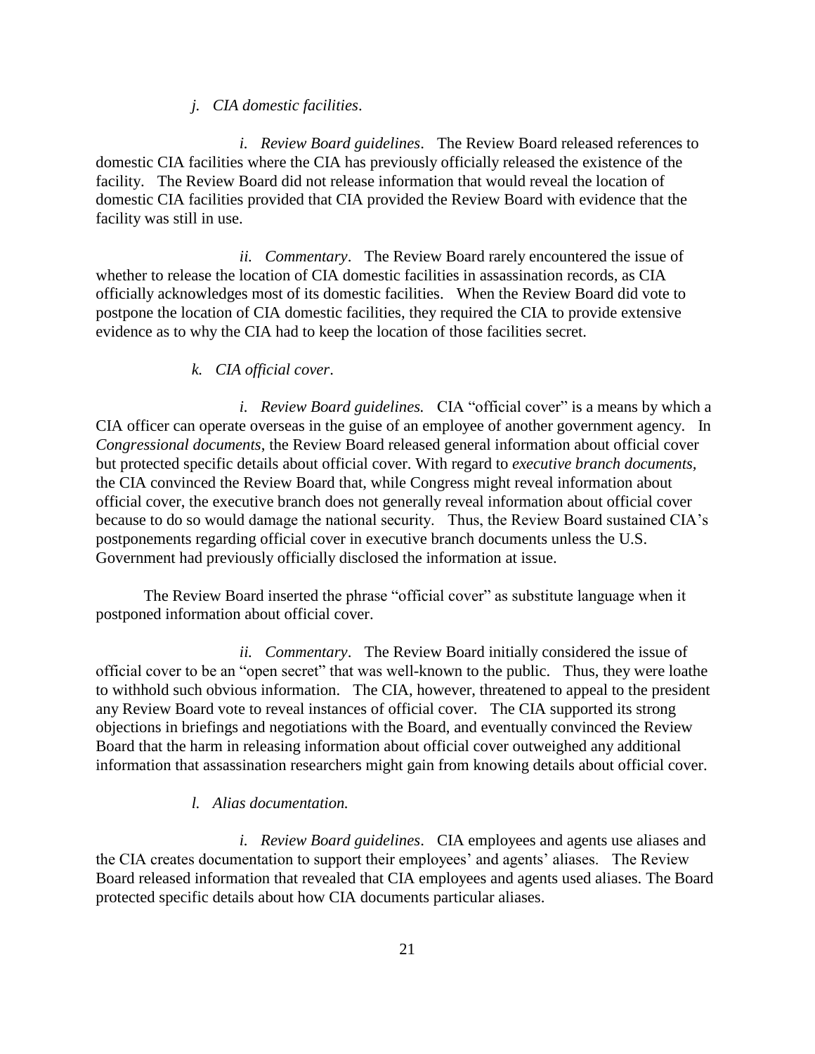*j. CIA domestic facilities*.

*i. Review Board guidelines*. The Review Board released references to domestic CIA facilities where the CIA has previously officially released the existence of the facility. The Review Board did not release information that would reveal the location of domestic CIA facilities provided that CIA provided the Review Board with evidence that the facility was still in use.

*ii. Commentary*. The Review Board rarely encountered the issue of whether to release the location of CIA domestic facilities in assassination records, as CIA officially acknowledges most of its domestic facilities. When the Review Board did vote to postpone the location of CIA domestic facilities, they required the CIA to provide extensive evidence as to why the CIA had to keep the location of those facilities secret.

*k. CIA official cover*.

*i. Review Board guidelines.* CIA "official cover" is a means by which a CIA officer can operate overseas in the guise of an employee of another government agency. In *Congressional documents*, the Review Board released general information about official cover but protected specific details about official cover. With regard to *executive branch documents,* the CIA convinced the Review Board that, while Congress might reveal information about official cover, the executive branch does not generally reveal information about official cover because to do so would damage the national security. Thus, the Review Board sustained CIA's postponements regarding official cover in executive branch documents unless the U.S. Government had previously officially disclosed the information at issue.

The Review Board inserted the phrase "official cover" as substitute language when it postponed information about official cover.

*ii. Commentary*. The Review Board initially considered the issue of official cover to be an "open secret" that was well-known to the public. Thus, they were loathe to withhold such obvious information. The CIA, however, threatened to appeal to the president any Review Board vote to reveal instances of official cover. The CIA supported its strong objections in briefings and negotiations with the Board, and eventually convinced the Review Board that the harm in releasing information about official cover outweighed any additional information that assassination researchers might gain from knowing details about official cover.

*l. Alias documentation.*

*i. Review Board guidelines*. CIA employees and agents use aliases and the CIA creates documentation to support their employees' and agents' aliases. The Review Board released information that revealed that CIA employees and agents used aliases. The Board protected specific details about how CIA documents particular aliases.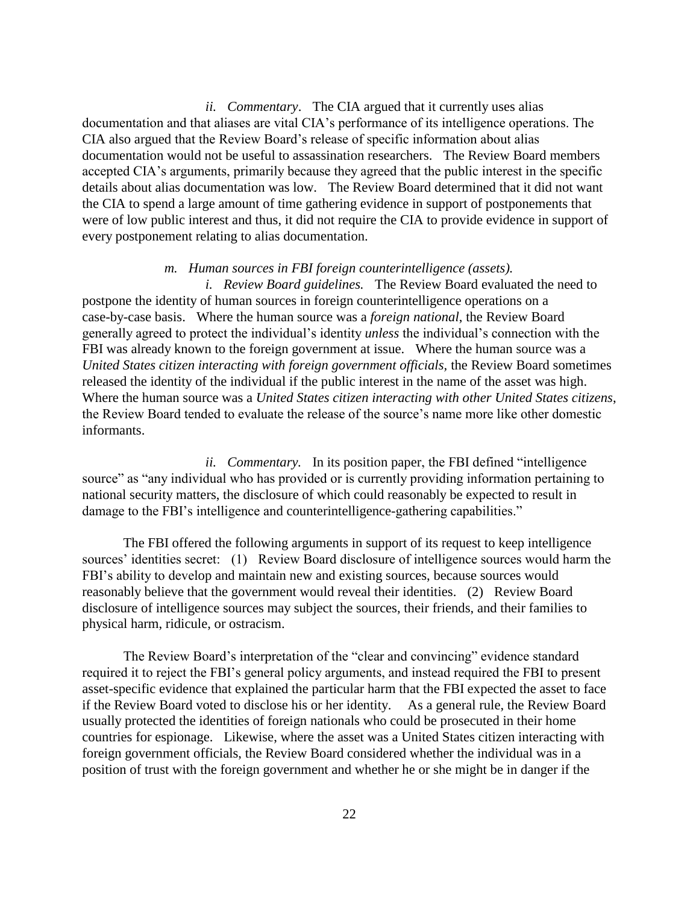*ii. Commentary*. The CIA argued that it currently uses alias documentation and that aliases are vital CIA's performance of its intelligence operations. The CIA also argued that the Review Board's release of specific information about alias documentation would not be useful to assassination researchers. The Review Board members accepted CIA's arguments, primarily because they agreed that the public interest in the specific details about alias documentation was low. The Review Board determined that it did not want the CIA to spend a large amount of time gathering evidence in support of postponements that were of low public interest and thus, it did not require the CIA to provide evidence in support of every postponement relating to alias documentation.

*m. Human sources in FBI foreign counterintelligence (assets).*

*i. Review Board guidelines.* The Review Board evaluated the need to postpone the identity of human sources in foreign counterintelligence operations on a case-by-case basis. Where the human source was a *foreign national*, the Review Board generally agreed to protect the individual's identity *unless* the individual's connection with the FBI was already known to the foreign government at issue. Where the human source was a *United States citizen interacting with foreign government officials*, the Review Board sometimes released the identity of the individual if the public interest in the name of the asset was high. Where the human source was a *United States citizen interacting with other United States citizens*, the Review Board tended to evaluate the release of the source's name more like other domestic informants.

*ii. Commentary.* In its position paper, the FBI defined "intelligence source" as "any individual who has provided or is currently providing information pertaining to national security matters, the disclosure of which could reasonably be expected to result in damage to the FBI's intelligence and counterintelligence-gathering capabilities."

The FBI offered the following arguments in support of its request to keep intelligence sources' identities secret: (1) Review Board disclosure of intelligence sources would harm the FBI's ability to develop and maintain new and existing sources, because sources would reasonably believe that the government would reveal their identities. (2) Review Board disclosure of intelligence sources may subject the sources, their friends, and their families to physical harm, ridicule, or ostracism.

The Review Board's interpretation of the "clear and convincing" evidence standard required it to reject the FBI's general policy arguments, and instead required the FBI to present asset-specific evidence that explained the particular harm that the FBI expected the asset to face if the Review Board voted to disclose his or her identity. As a general rule, the Review Board usually protected the identities of foreign nationals who could be prosecuted in their home countries for espionage. Likewise, where the asset was a United States citizen interacting with foreign government officials, the Review Board considered whether the individual was in a position of trust with the foreign government and whether he or she might be in danger if the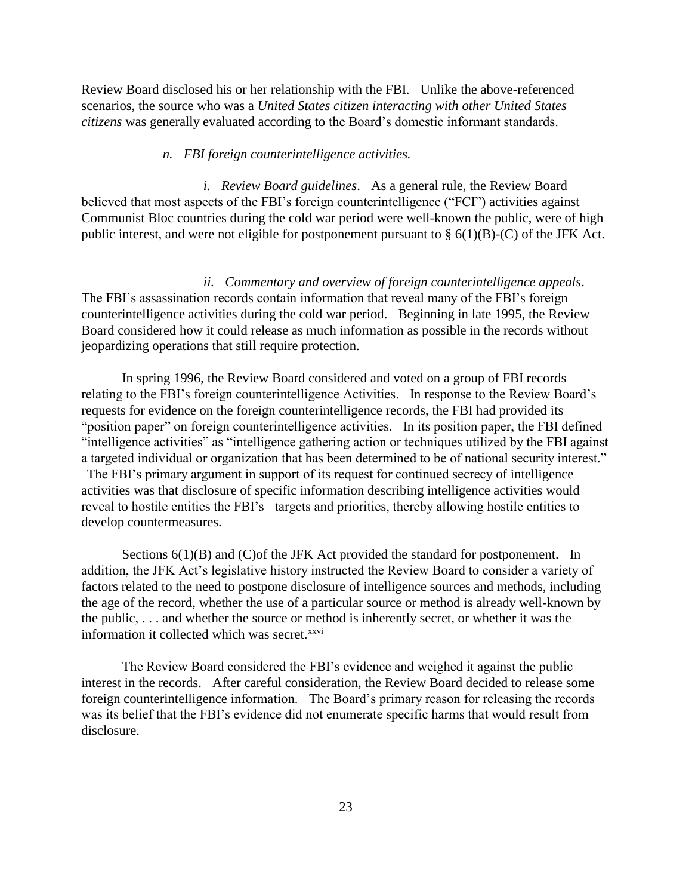Review Board disclosed his or her relationship with the FBI. Unlike the above-referenced scenarios, the source who was a *United States citizen interacting with other United States citizens* was generally evaluated according to the Board's domestic informant standards.

*n. FBI foreign counterintelligence activities.*

*i. Review Board guidelines*. As a general rule, the Review Board believed that most aspects of the FBI's foreign counterintelligence ("FCI") activities against Communist Bloc countries during the cold war period were well-known the public, were of high public interest, and were not eligible for postponement pursuant to § 6(1)(B)-(C) of the JFK Act.

*ii. Commentary and overview of foreign counterintelligence appeals*. The FBI's assassination records contain information that reveal many of the FBI's foreign counterintelligence activities during the cold war period. Beginning in late 1995, the Review Board considered how it could release as much information as possible in the records without jeopardizing operations that still require protection.

In spring 1996, the Review Board considered and voted on a group of FBI records relating to the FBI's foreign counterintelligence Activities. In response to the Review Board's requests for evidence on the foreign counterintelligence records, the FBI had provided its "position paper" on foreign counterintelligence activities. In its position paper, the FBI defined "intelligence activities" as "intelligence gathering action or techniques utilized by the FBI against a targeted individual or organization that has been determined to be of national security interest." The FBI's primary argument in support of its request for continued secrecy of intelligence activities was that disclosure of specific information describing intelligence activities would reveal to hostile entities the FBI's targets and priorities, thereby allowing hostile entities to develop countermeasures.

Sections 6(1)(B) and (C)of the JFK Act provided the standard for postponement. In addition, the JFK Act's legislative history instructed the Review Board to consider a variety of factors related to the need to postpone disclosure of intelligence sources and methods, including the age of the record, whether the use of a particular source or method is already well-known by the public, . . . and whether the source or method is inherently secret, or whether it was the information it collected which was secret.[xxvi]

The Review Board considered the FBI's evidence and weighed it against the public interest in the records. After careful consideration, the Review Board decided to release some foreign counterintelligence information. The Board's primary reason for releasing the records was its belief that the FBI's evidence did not enumerate specific harms that would result from disclosure.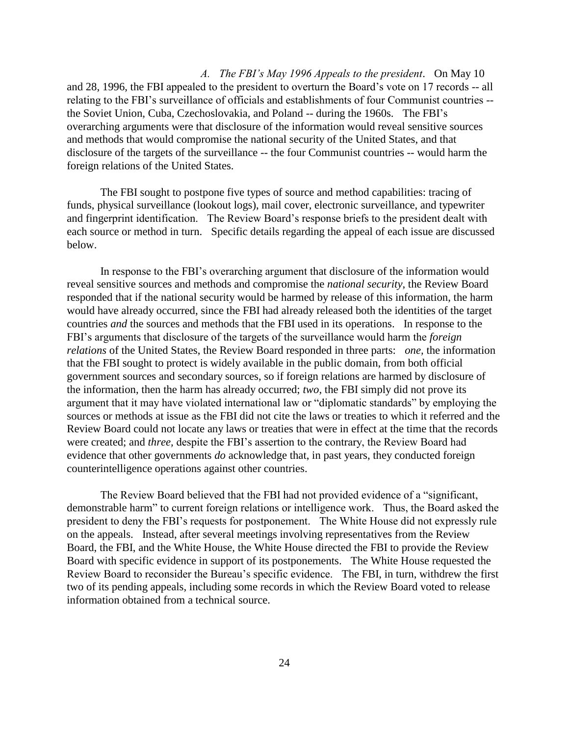*A. The FBI's May 1996 Appeals to the president*. On May 10 and 28, 1996, the FBI appealed to the president to overturn the Board's vote on 17 records -- all relating to the FBI's surveillance of officials and establishments of four Communist countries -- the Soviet Union, Cuba, Czechoslovakia, and Poland -- during the 1960s. The FBI's overarching arguments were that disclosure of the information would reveal sensitive sources and methods that would compromise the national security of the United States, and that disclosure of the targets of the surveillance -- the four Communist countries -- would harm the foreign relations of the United States.

The FBI sought to postpone five types of source and method capabilities: tracing of funds, physical surveillance (lookout logs), mail cover, electronic surveillance, and typewriter and fingerprint identification. The Review Board's response briefs to the president dealt with each source or method in turn. Specific details regarding the appeal of each issue are discussed below.

In response to the FBI's overarching argument that disclosure of the information would reveal sensitive sources and methods and compromise the *national security*, the Review Board responded that if the national security would be harmed by release of this information, the harm would have already occurred, since the FBI had already released both the identities of the target countries *and* the sources and methods that the FBI used in its operations. In response to the FBI's arguments that disclosure of the targets of the surveillance would harm the *foreign relations* of the United States, the Review Board responded in three parts: *one,* the information that the FBI sought to protect is widely available in the public domain, from both official government sources and secondary sources, so if foreign relations are harmed by disclosure of the information, then the harm has already occurred; *two,* the FBI simply did not prove its argument that it may have violated international law or "diplomatic standards" by employing the sources or methods at issue as the FBI did not cite the laws or treaties to which it referred and the Review Board could not locate any laws or treaties that were in effect at the time that the records were created; and *three,* despite the FBI's assertion to the contrary, the Review Board had evidence that other governments *do* acknowledge that, in past years, they conducted foreign counterintelligence operations against other countries.

The Review Board believed that the FBI had not provided evidence of a "significant, demonstrable harm" to current foreign relations or intelligence work. Thus, the Board asked the president to deny the FBI's requests for postponement. The White House did not expressly rule on the appeals. Instead, after several meetings involving representatives from the Review Board, the FBI, and the White House, the White House directed the FBI to provide the Review Board with specific evidence in support of its postponements. The White House requested the Review Board to reconsider the Bureau's specific evidence. The FBI, in turn, withdrew the first two of its pending appeals, including some records in which the Review Board voted to release information obtained from a technical source.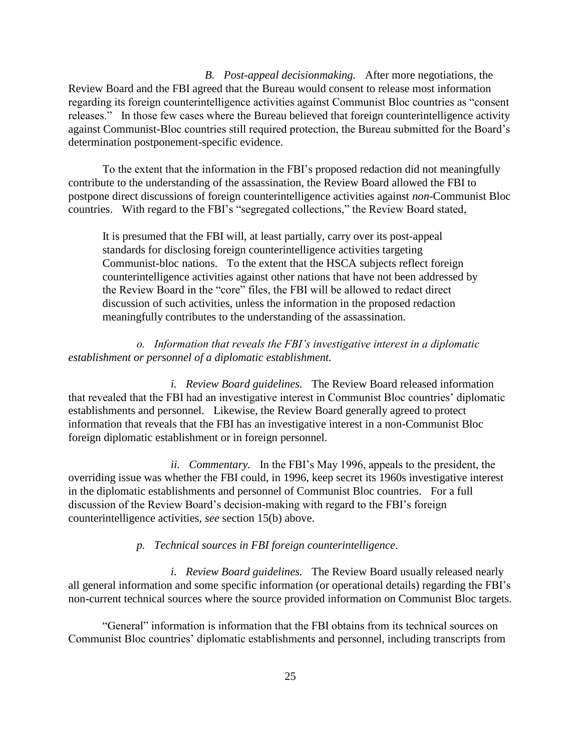*B. Post-appeal decisionmaking.* After more negotiations, the Review Board and the FBI agreed that the Bureau would consent to release most information regarding its foreign counterintelligence activities against Communist Bloc countries as "consent releases." In those few cases where the Bureau believed that foreign counterintelligence activity against Communist-Bloc countries still required protection, the Bureau submitted for the Board's determination postponement-specific evidence.

To the extent that the information in the FBI's proposed redaction did not meaningfully contribute to the understanding of the assassination, the Review Board allowed the FBI to postpone direct discussions of foreign counterintelligence activities against *non*-Communist Bloc countries. With regard to the FBI's "segregated collections," the Review Board stated,

> It is presumed that the FBI will, at least partially, carry over its post-appeal standards for disclosing foreign counterintelligence activities targeting Communist-bloc nations. To the extent that the HSCA subjects reflect foreign counterintelligence activities against other nations that have not been addressed by the Review Board in the "core" files, the FBI will be allowed to redact direct discussion of such activities, unless the information in the proposed redaction meaningfully contributes to the understanding of the assassination.

*o. Information that reveals the FBI's investigative interest in a diplomatic establishment or personnel of a diplomatic establishment.*

*i. Review Board guidelines.* The Review Board released information that revealed that the FBI had an investigative interest in Communist Bloc countries' diplomatic establishments and personnel. Likewise, the Review Board generally agreed to protect information that reveals that the FBI has an investigative interest in a non-Communist Bloc foreign diplomatic establishment or in foreign personnel.

*ii. Commentary.* In the FBI's May 1996, appeals to the president, the overriding issue was whether the FBI could, in 1996, keep secret its 1960s investigative interest in the diplomatic establishments and personnel of Communist Bloc countries. For a full discussion of the Review Board's decision-making with regard to the FBI's foreign counterintelligence activities, *see* section 15(b) above.

*p. Technical sources in FBI foreign counterintelligence.*

*i. Review Board guidelines.* The Review Board usually released nearly all general information and some specific information (or operational details) regarding the FBI's non-current technical sources where the source provided information on Communist Bloc targets.

"General" information is information that the FBI obtains from its technical sources on Communist Bloc countries' diplomatic establishments and personnel, including transcripts from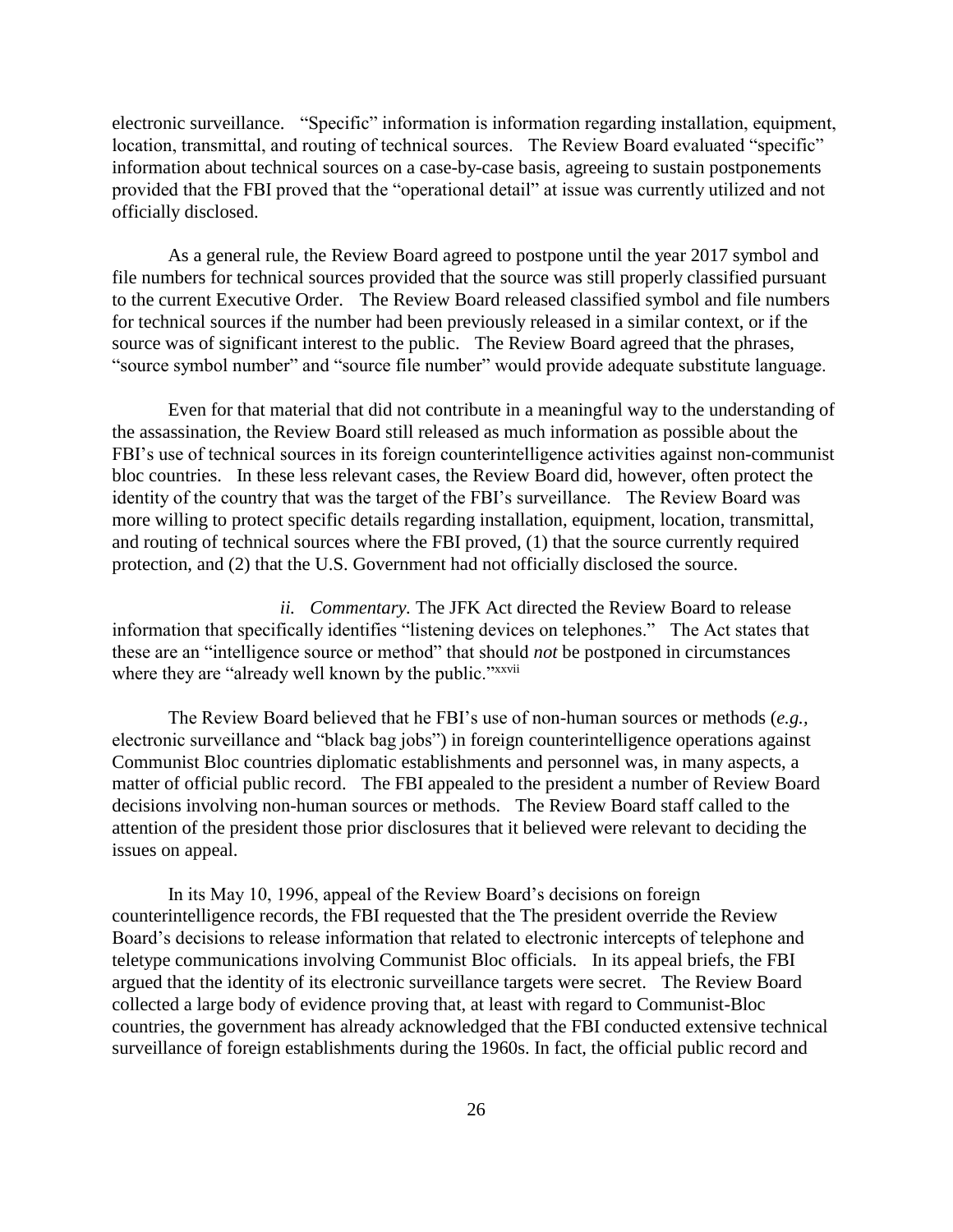electronic surveillance. "Specific" information is information regarding installation, equipment, location, transmittal, and routing of technical sources. The Review Board evaluated "specific" information about technical sources on a case-by-case basis, agreeing to sustain postponements provided that the FBI proved that the "operational detail" at issue was currently utilized and not officially disclosed.

As a general rule, the Review Board agreed to postpone until the year 2017 symbol and file numbers for technical sources provided that the source was still properly classified pursuant to the current Executive Order. The Review Board released classified symbol and file numbers for technical sources if the number had been previously released in a similar context, or if the source was of significant interest to the public. The Review Board agreed that the phrases, "source symbol number" and "source file number" would provide adequate substitute language.

Even for that material that did not contribute in a meaningful way to the understanding of the assassination, the Review Board still released as much information as possible about the FBI's use of technical sources in its foreign counterintelligence activities against non-communist bloc countries. In these less relevant cases, the Review Board did, however, often protect the identity of the country that was the target of the FBI's surveillance. The Review Board was more willing to protect specific details regarding installation, equipment, location, transmittal, and routing of technical sources where the FBI proved, (1) that the source currently required protection, and (2) that the U.S. Government had not officially disclosed the source.

*ii. Commentary.* The JFK Act directed the Review Board to release information that specifically identifies "listening devices on telephones." The Act states that these are an "intelligence source or method" that should *not* be postponed in circumstances where they are "already well known by the public."[xxvii]

The Review Board believed that he FBI's use of non-human sources or methods (*e.g.*, electronic surveillance and "black bag jobs") in foreign counterintelligence operations against Communist Bloc countries diplomatic establishments and personnel was, in many aspects, a matter of official public record. The FBI appealed to the president a number of Review Board decisions involving non-human sources or methods. The Review Board staff called to the attention of the president those prior disclosures that it believed were relevant to deciding the issues on appeal.

In its May 10, 1996, appeal of the Review Board's decisions on foreign counterintelligence records, the FBI requested that the The president override the Review Board's decisions to release information that related to electronic intercepts of telephone and teletype communications involving Communist Bloc officials. In its appeal briefs, the FBI argued that the identity of its electronic surveillance targets were secret. The Review Board collected a large body of evidence proving that, at least with regard to Communist-Bloc countries, the government has already acknowledged that the FBI conducted extensive technical surveillance of foreign establishments during the 1960s. In fact, the official public record and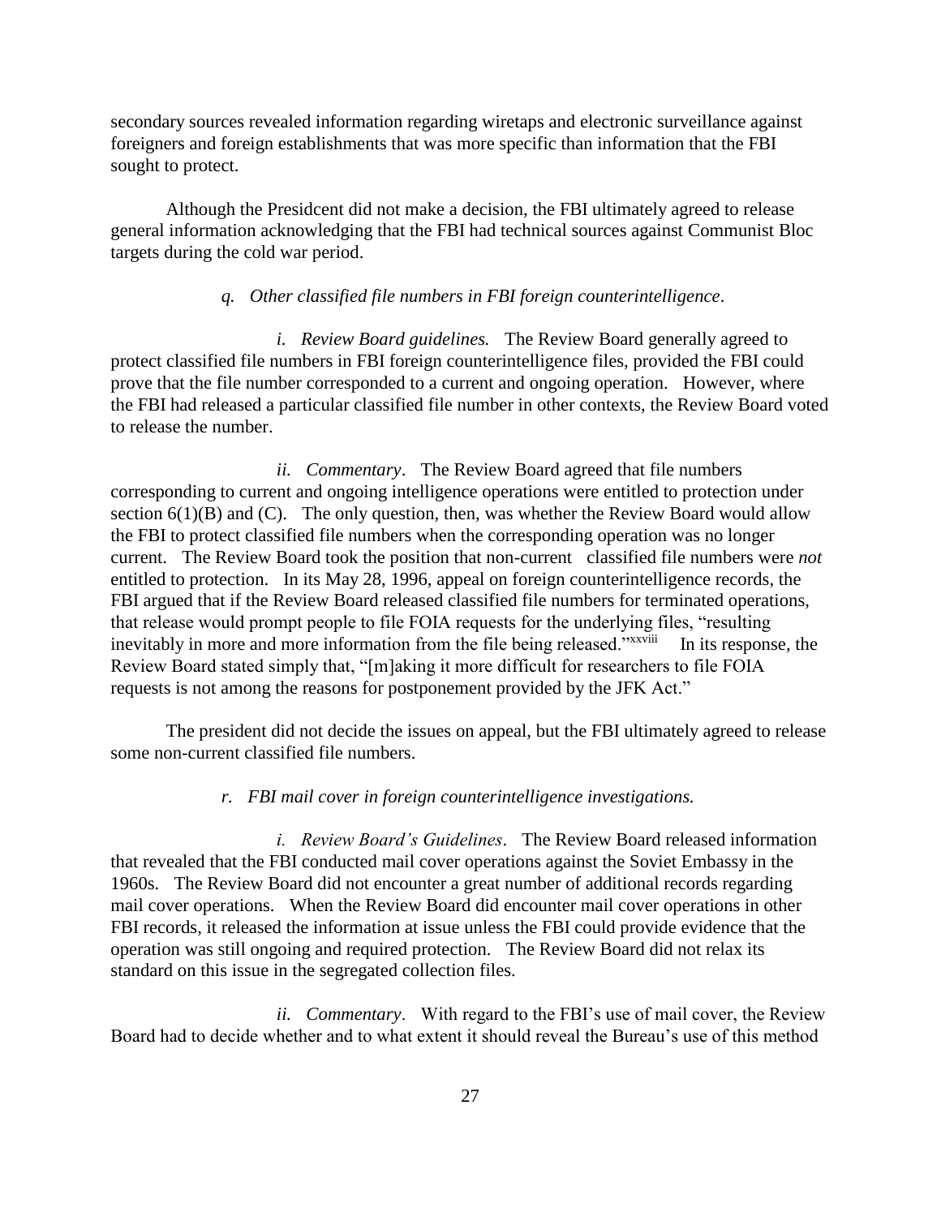secondary sources revealed information regarding wiretaps and electronic surveillance against foreigners and foreign establishments that was more specific than information that the FBI sought to protect.

Although the Presidcent did not make a decision, the FBI ultimately agreed to release general information acknowledging that the FBI had technical sources against Communist Bloc targets during the cold war period.

*q. Other classified file numbers in FBI foreign counterintelligence*.

*i. Review Board guidelines.* The Review Board generally agreed to protect classified file numbers in FBI foreign counterintelligence files, provided the FBI could prove that the file number corresponded to a current and ongoing operation. However, where the FBI had released a particular classified file number in other contexts, the Review Board voted to release the number.

*ii. Commentary*. The Review Board agreed that file numbers corresponding to current and ongoing intelligence operations were entitled to protection under section 6(1)(B) and (C). The only question, then, was whether the Review Board would allow the FBI to protect classified file numbers when the corresponding operation was no longer current. The Review Board took the position that non-current classified file numbers were *not* entitled to protection. In its May 28, 1996, appeal on foreign counterintelligence records, the FBI argued that if the Review Board released classified file numbers for terminated operations, that release would prompt people to file FOIA requests for the underlying files, "resulting inevitably in more and more information from the file being released."[xxviii] In its response, the Review Board stated simply that, "[m]aking it more difficult for researchers to file FOIA requests is not among the reasons for postponement provided by the JFK Act."

The president did not decide the issues on appeal, but the FBI ultimately agreed to release some non-current classified file numbers.

*r. FBI mail cover in foreign counterintelligence investigations.*

*i. Review Board's Guidelines*. The Review Board released information that revealed that the FBI conducted mail cover operations against the Soviet Embassy in the 1960s. The Review Board did not encounter a great number of additional records regarding mail cover operations. When the Review Board did encounter mail cover operations in other FBI records, it released the information at issue unless the FBI could provide evidence that the operation was still ongoing and required protection. The Review Board did not relax its standard on this issue in the segregated collection files.

*ii. Commentary*. With regard to the FBI's use of mail cover, the Review Board had to decide whether and to what extent it should reveal the Bureau's use of this method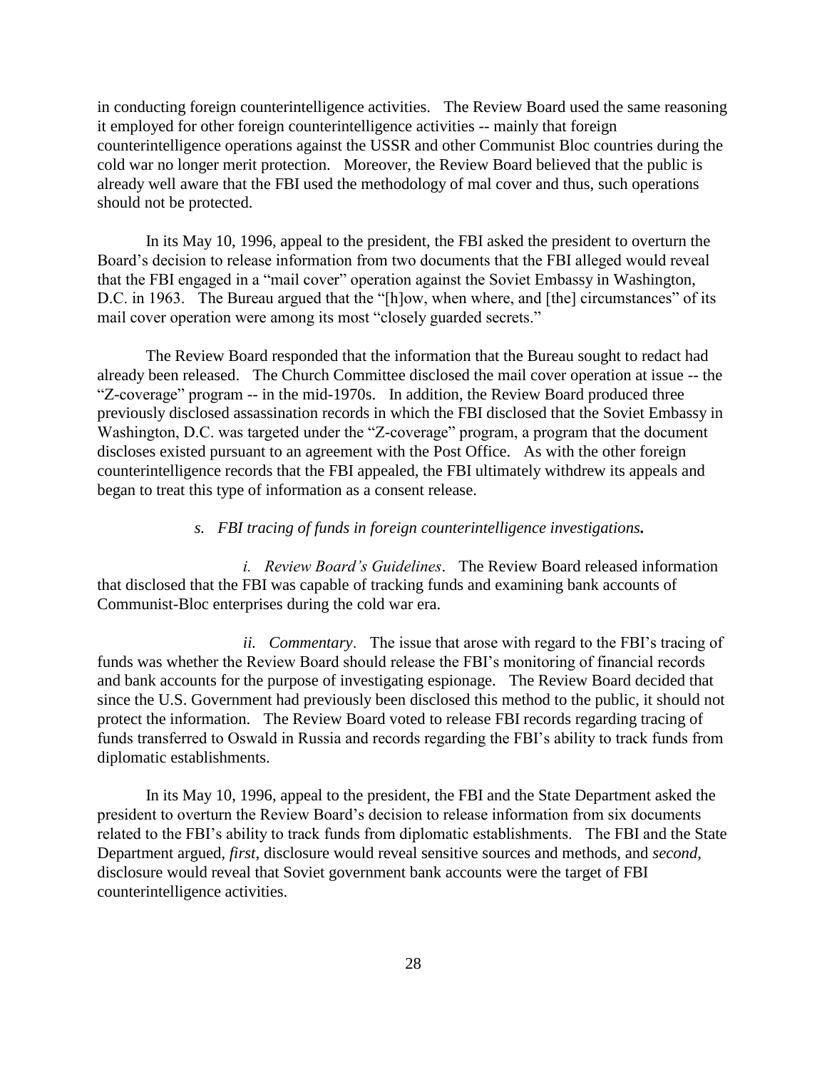in conducting foreign counterintelligence activities. The Review Board used the same reasoning it employed for other foreign counterintelligence activities -- mainly that foreign counterintelligence operations against the USSR and other Communist Bloc countries during the cold war no longer merit protection. Moreover, the Review Board believed that the public is already well aware that the FBI used the methodology of mal cover and thus, such operations should not be protected.

In its May 10, 1996, appeal to the president, the FBI asked the president to overturn the Board's decision to release information from two documents that the FBI alleged would reveal that the FBI engaged in a "mail cover" operation against the Soviet Embassy in Washington, D.C. in 1963. The Bureau argued that the "[h]ow, when where, and [the] circumstances" of its mail cover operation were among its most "closely guarded secrets."

The Review Board responded that the information that the Bureau sought to redact had already been released. The Church Committee disclosed the mail cover operation at issue -- the "Z-coverage" program -- in the mid-1970s. In addition, the Review Board produced three previously disclosed assassination records in which the FBI disclosed that the Soviet Embassy in Washington, D.C. was targeted under the "Z-coverage" program, a program that the document discloses existed pursuant to an agreement with the Post Office. As with the other foreign counterintelligence records that the FBI appealed, the FBI ultimately withdrew its appeals and began to treat this type of information as a consent release.

*s. FBI tracing of funds in foreign counterintelligence investigations.*

*i. Review Board's Guidelines*. The Review Board released information that disclosed that the FBI was capable of tracking funds and examining bank accounts of Communist-Bloc enterprises during the cold war era.

*ii. Commentary*. The issue that arose with regard to the FBI's tracing of funds was whether the Review Board should release the FBI's monitoring of financial records and bank accounts for the purpose of investigating espionage. The Review Board decided that since the U.S. Government had previously been disclosed this method to the public, it should not protect the information. The Review Board voted to release FBI records regarding tracing of funds transferred to Oswald in Russia and records regarding the FBI's ability to track funds from diplomatic establishments.

In its May 10, 1996, appeal to the president, the FBI and the State Department asked the president to overturn the Review Board's decision to release information from six documents related to the FBI's ability to track funds from diplomatic establishments. The FBI and the State Department argued, *first*, disclosure would reveal sensitive sources and methods, and *second*, disclosure would reveal that Soviet government bank accounts were the target of FBI counterintelligence activities.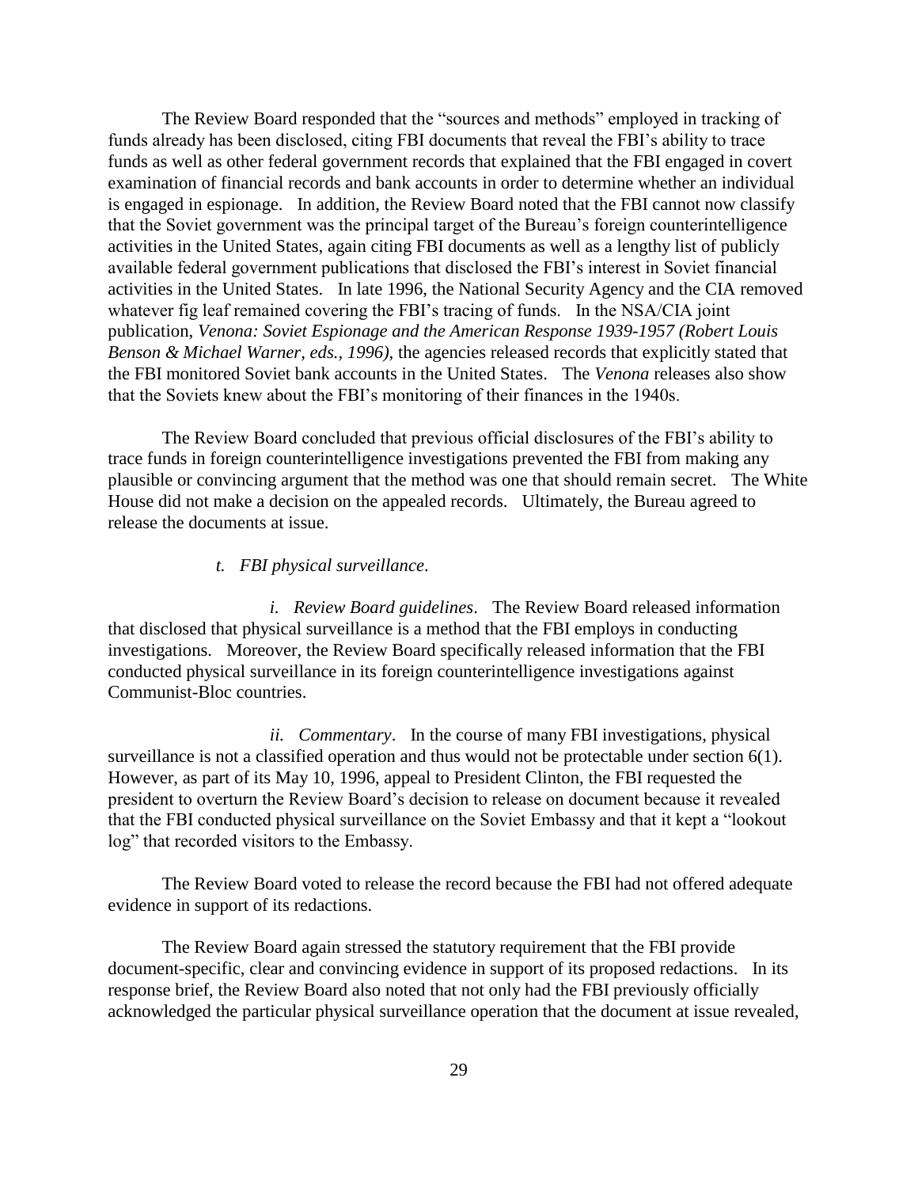The Review Board responded that the "sources and methods" employed in tracking of funds already has been disclosed, citing FBI documents that reveal the FBI's ability to trace funds as well as other federal government records that explained that the FBI engaged in covert examination of financial records and bank accounts in order to determine whether an individual is engaged in espionage. In addition, the Review Board noted that the FBI cannot now classify that the Soviet government was the principal target of the Bureau's foreign counterintelligence activities in the United States, again citing FBI documents as well as a lengthy list of publicly available federal government publications that disclosed the FBI's interest in Soviet financial activities in the United States. In late 1996, the National Security Agency and the CIA removed whatever fig leaf remained covering the FBI's tracing of funds. In the NSA/CIA joint publication, *Venona: Soviet Espionage and the American Response 1939-1957 (Robert Louis Benson & Michael Warner, eds., 1996),* the agencies released records that explicitly stated that the FBI monitored Soviet bank accounts in the United States. The *Venona* releases also show that the Soviets knew about the FBI's monitoring of their finances in the 1940s.

The Review Board concluded that previous official disclosures of the FBI's ability to trace funds in foreign counterintelligence investigations prevented the FBI from making any plausible or convincing argument that the method was one that should remain secret. The White House did not make a decision on the appealed records. Ultimately, the Bureau agreed to release the documents at issue.

*t. FBI physical surveillance*.

*i. Review Board guidelines*. The Review Board released information that disclosed that physical surveillance is a method that the FBI employs in conducting investigations. Moreover, the Review Board specifically released information that the FBI conducted physical surveillance in its foreign counterintelligence investigations against Communist-Bloc countries.

*ii. Commentary*. In the course of many FBI investigations, physical surveillance is not a classified operation and thus would not be protectable under section 6(1). However, as part of its May 10, 1996, appeal to President Clinton, the FBI requested the president to overturn the Review Board's decision to release on document because it revealed that the FBI conducted physical surveillance on the Soviet Embassy and that it kept a "lookout log" that recorded visitors to the Embassy.

The Review Board voted to release the record because the FBI had not offered adequate evidence in support of its redactions.

The Review Board again stressed the statutory requirement that the FBI provide document-specific, clear and convincing evidence in support of its proposed redactions. In its response brief, the Review Board also noted that not only had the FBI previously officially acknowledged the particular physical surveillance operation that the document at issue revealed,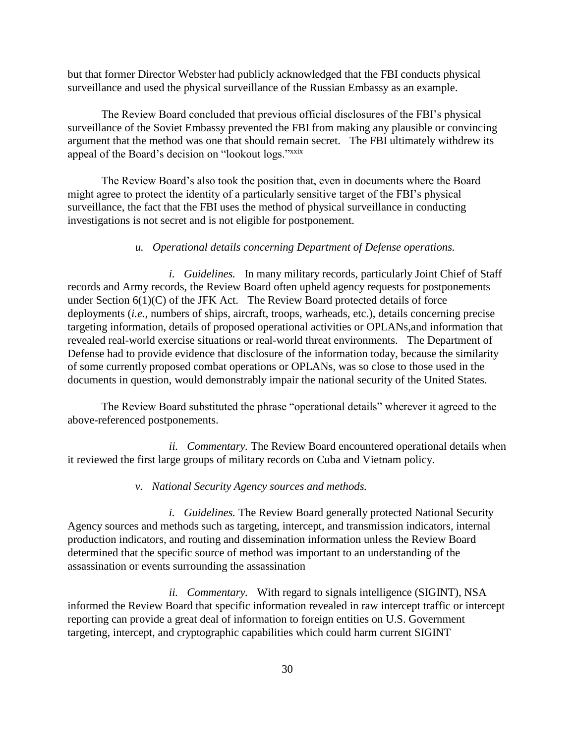but that former Director Webster had publicly acknowledged that the FBI conducts physical surveillance and used the physical surveillance of the Russian Embassy as an example.

The Review Board concluded that previous official disclosures of the FBI's physical surveillance of the Soviet Embassy prevented the FBI from making any plausible or convincing argument that the method was one that should remain secret. The FBI ultimately withdrew its appeal of the Board's decision on "lookout logs."[xxix]

The Review Board's also took the position that, even in documents where the Board might agree to protect the identity of a particularly sensitive target of the FBI's physical surveillance, the fact that the FBI uses the method of physical surveillance in conducting investigations is not secret and is not eligible for postponement.

*u. Operational details concerning Department of Defense operations.*

*i. Guidelines.* In many military records, particularly Joint Chief of Staff records and Army records, the Review Board often upheld agency requests for postponements under Section 6(1)(C) of the JFK Act. The Review Board protected details of force deployments (*i.e.*, numbers of ships, aircraft, troops, warheads, etc.), details concerning precise targeting information, details of proposed operational activities or OPLANs,and information that revealed real-world exercise situations or real-world threat environments. The Department of Defense had to provide evidence that disclosure of the information today, because the similarity of some currently proposed combat operations or OPLANs, was so close to those used in the documents in question, would demonstrably impair the national security of the United States.

The Review Board substituted the phrase "operational details" wherever it agreed to the above-referenced postponements.

*ii. Commentary.* The Review Board encountered operational details when it reviewed the first large groups of military records on Cuba and Vietnam policy.

*v. National Security Agency sources and methods.*

*i. Guidelines.* The Review Board generally protected National Security Agency sources and methods such as targeting, intercept, and transmission indicators, internal production indicators, and routing and dissemination information unless the Review Board determined that the specific source of method was important to an understanding of the assassination or events surrounding the assassination

*ii. Commentary.* With regard to signals intelligence (SIGINT), NSA informed the Review Board that specific information revealed in raw intercept traffic or intercept reporting can provide a great deal of information to foreign entities on U.S. Government targeting, intercept, and cryptographic capabilities which could harm current SIGINT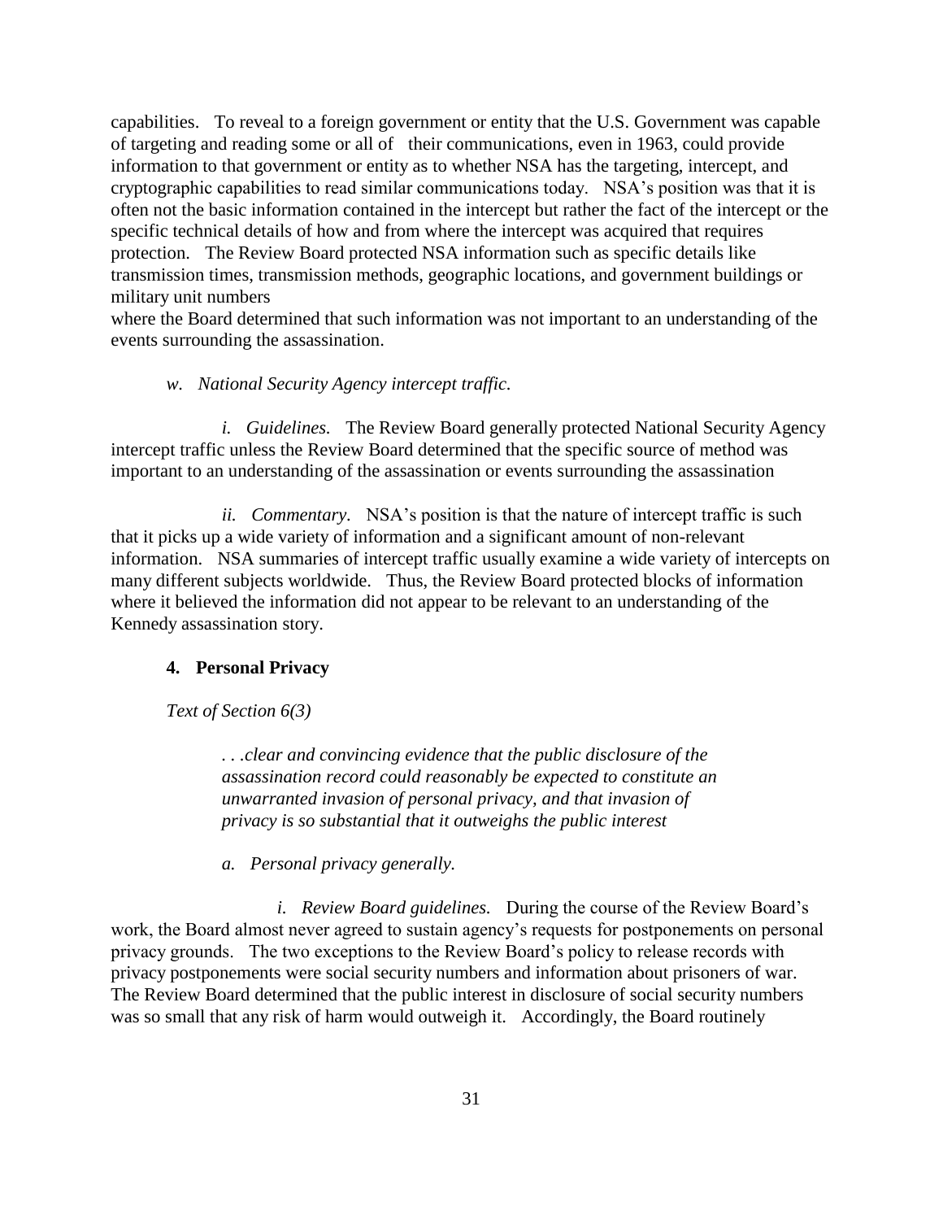capabilities. To reveal to a foreign government or entity that the U.S. Government was capable of targeting and reading some or all of their communications, even in 1963, could provide information to that government or entity as to whether NSA has the targeting, intercept, and cryptographic capabilities to read similar communications today. NSA's position was that it is often not the basic information contained in the intercept but rather the fact of the intercept or the specific technical details of how and from where the intercept was acquired that requires protection. The Review Board protected NSA information such as specific details like transmission times, transmission methods, geographic locations, and government buildings or military unit numbers
where the Board determined that such information was not important to an understanding of the events surrounding the assassination.

*w. National Security Agency intercept traffic.*

*i. Guidelines.* The Review Board generally protected National Security Agency intercept traffic unless the Review Board determined that the specific source of method was important to an understanding of the assassination or events surrounding the assassination

*ii. Commentary.* NSA's position is that the nature of intercept traffic is such that it picks up a wide variety of information and a significant amount of non-relevant information. NSA summaries of intercept traffic usually examine a wide variety of intercepts on many different subjects worldwide. Thus, the Review Board protected blocks of information where it believed the information did not appear to be relevant to an understanding of the Kennedy assassination story.

### 4. Personal Privacy

*Text of Section 6(3)*

> *. . .clear and convincing evidence that the public disclosure of the assassination record could reasonably be expected to constitute an unwarranted invasion of personal privacy, and that invasion of privacy is so substantial that it outweighs the public interest*

*a. Personal privacy generally.*

*i. Review Board guidelines.* During the course of the Review Board's work, the Board almost never agreed to sustain agency's requests for postponements on personal privacy grounds. The two exceptions to the Review Board's policy to release records with privacy postponements were social security numbers and information about prisoners of war. The Review Board determined that the public interest in disclosure of social security numbers was so small that any risk of harm would outweigh it. Accordingly, the Board routinely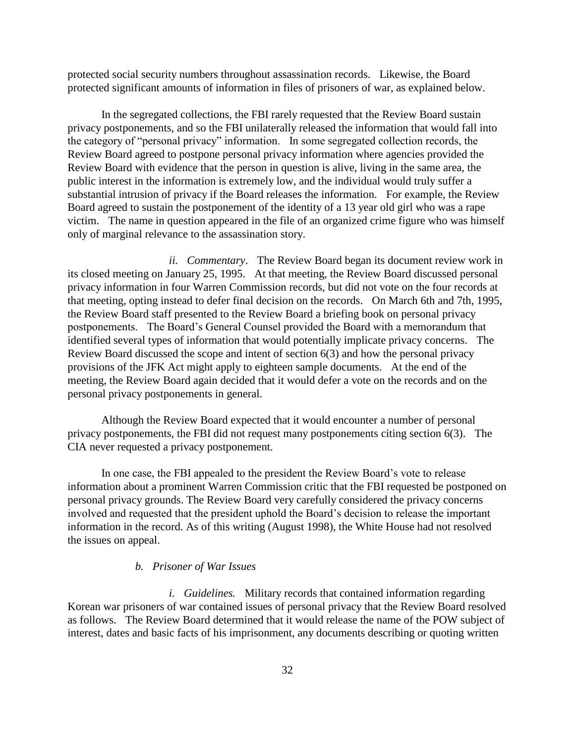protected social security numbers throughout assassination records. Likewise, the Board protected significant amounts of information in files of prisoners of war, as explained below.

In the segregated collections, the FBI rarely requested that the Review Board sustain privacy postponements, and so the FBI unilaterally released the information that would fall into the category of "personal privacy" information. In some segregated collection records, the Review Board agreed to postpone personal privacy information where agencies provided the Review Board with evidence that the person in question is alive, living in the same area, the public interest in the information is extremely low, and the individual would truly suffer a substantial intrusion of privacy if the Board releases the information. For example, the Review Board agreed to sustain the postponement of the identity of a 13 year old girl who was a rape victim. The name in question appeared in the file of an organized crime figure who was himself only of marginal relevance to the assassination story.

*ii. Commentary*. The Review Board began its document review work in its closed meeting on January 25, 1995. At that meeting, the Review Board discussed personal privacy information in four Warren Commission records, but did not vote on the four records at that meeting, opting instead to defer final decision on the records. On March 6th and 7th, 1995, the Review Board staff presented to the Review Board a briefing book on personal privacy postponements. The Board's General Counsel provided the Board with a memorandum that identified several types of information that would potentially implicate privacy concerns. The Review Board discussed the scope and intent of section 6(3) and how the personal privacy provisions of the JFK Act might apply to eighteen sample documents. At the end of the meeting, the Review Board again decided that it would defer a vote on the records and on the personal privacy postponements in general.

Although the Review Board expected that it would encounter a number of personal privacy postponements, the FBI did not request many postponements citing section 6(3). The CIA never requested a privacy postponement.

In one case, the FBI appealed to the president the Review Board's vote to release information about a prominent Warren Commission critic that the FBI requested be postponed on personal privacy grounds. The Review Board very carefully considered the privacy concerns involved and requested that the president uphold the Board's decision to release the important information in the record. As of this writing (August 1998), the White House had not resolved the issues on appeal.

*b. Prisoner of War Issues*

*i. Guidelines.* Military records that contained information regarding Korean war prisoners of war contained issues of personal privacy that the Review Board resolved as follows. The Review Board determined that it would release the name of the POW subject of interest, dates and basic facts of his imprisonment, any documents describing or quoting written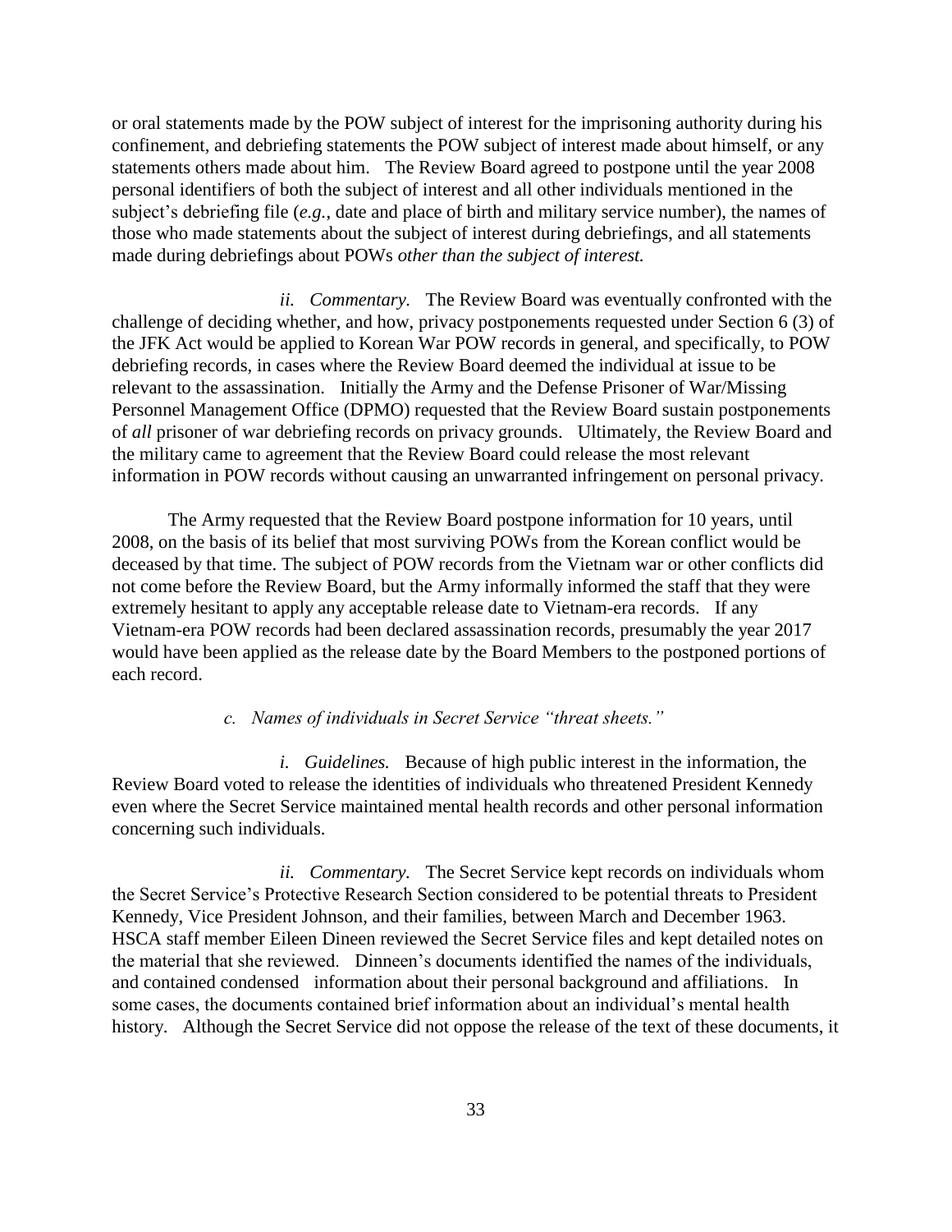or oral statements made by the POW subject of interest for the imprisoning authority during his confinement, and debriefing statements the POW subject of interest made about himself, or any statements others made about him. The Review Board agreed to postpone until the year 2008 personal identifiers of both the subject of interest and all other individuals mentioned in the subject's debriefing file (*e.g.*, date and place of birth and military service number), the names of those who made statements about the subject of interest during debriefings, and all statements made during debriefings about POWs *other than the subject of interest.*

*ii. Commentary.* The Review Board was eventually confronted with the challenge of deciding whether, and how, privacy postponements requested under Section 6 (3) of the JFK Act would be applied to Korean War POW records in general, and specifically, to POW debriefing records, in cases where the Review Board deemed the individual at issue to be relevant to the assassination. Initially the Army and the Defense Prisoner of War/Missing Personnel Management Office (DPMO) requested that the Review Board sustain postponements of *all* prisoner of war debriefing records on privacy grounds. Ultimately, the Review Board and the military came to agreement that the Review Board could release the most relevant information in POW records without causing an unwarranted infringement on personal privacy.

The Army requested that the Review Board postpone information for 10 years, until 2008, on the basis of its belief that most surviving POWs from the Korean conflict would be deceased by that time. The subject of POW records from the Vietnam war or other conflicts did not come before the Review Board, but the Army informally informed the staff that they were extremely hesitant to apply any acceptable release date to Vietnam-era records. If any Vietnam-era POW records had been declared assassination records, presumably the year 2017 would have been applied as the release date by the Board Members to the postponed portions of each record.

*c. Names of individuals in Secret Service "threat sheets."*

*i. Guidelines.* Because of high public interest in the information, the Review Board voted to release the identities of individuals who threatened President Kennedy even where the Secret Service maintained mental health records and other personal information concerning such individuals.

*ii. Commentary.* The Secret Service kept records on individuals whom the Secret Service's Protective Research Section considered to be potential threats to President Kennedy, Vice President Johnson, and their families, between March and December 1963. HSCA staff member Eileen Dineen reviewed the Secret Service files and kept detailed notes on the material that she reviewed. Dinneen's documents identified the names of the individuals, and contained condensed information about their personal background and affiliations. In some cases, the documents contained brief information about an individual's mental health history. Although the Secret Service did not oppose the release of the text of these documents, it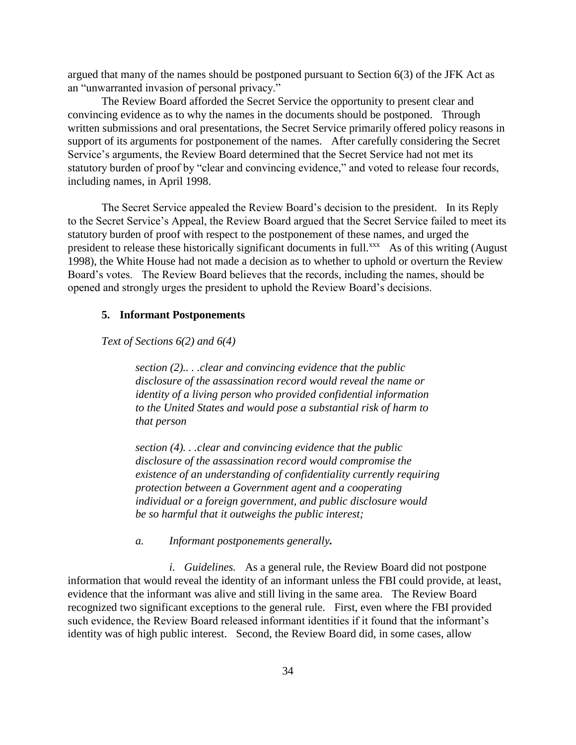argued that many of the names should be postponed pursuant to Section 6(3) of the JFK Act as an "unwarranted invasion of personal privacy."

The Review Board afforded the Secret Service the opportunity to present clear and convincing evidence as to why the names in the documents should be postponed. Through written submissions and oral presentations, the Secret Service primarily offered policy reasons in support of its arguments for postponement of the names. After carefully considering the Secret Service's arguments, the Review Board determined that the Secret Service had not met its statutory burden of proof by "clear and convincing evidence," and voted to release four records, including names, in April 1998.

The Secret Service appealed the Review Board's decision to the president. In its Reply to the Secret Service's Appeal, the Review Board argued that the Secret Service failed to meet its statutory burden of proof with respect to the postponement of these names, and urged the president to release these historically significant documents in full.[xxx] As of this writing (August 1998), the White House had not made a decision as to whether to uphold or overturn the Review Board's votes. The Review Board believes that the records, including the names, should be opened and strongly urges the president to uphold the Review Board's decisions.

### 5. Informant Postponements

*Text of Sections 6(2) and 6(4)*

> *section (2).. . .clear and convincing evidence that the public disclosure of the assassination record would reveal the name or identity of a living person who provided confidential information to the United States and would pose a substantial risk of harm to that person*
>
> *section (4). . .clear and convincing evidence that the public disclosure of the assassination record would compromise the existence of an understanding of confidentiality currently requiring protection between a Government agent and a cooperating individual or a foreign government, and public disclosure would be so harmful that it outweighs the public interest;*

*a. Informant postponements generally.*

*i. Guidelines.* As a general rule, the Review Board did not postpone information that would reveal the identity of an informant unless the FBI could provide, at least, evidence that the informant was alive and still living in the same area. The Review Board recognized two significant exceptions to the general rule. First, even where the FBI provided such evidence, the Review Board released informant identities if it found that the informant's identity was of high public interest. Second, the Review Board did, in some cases, allow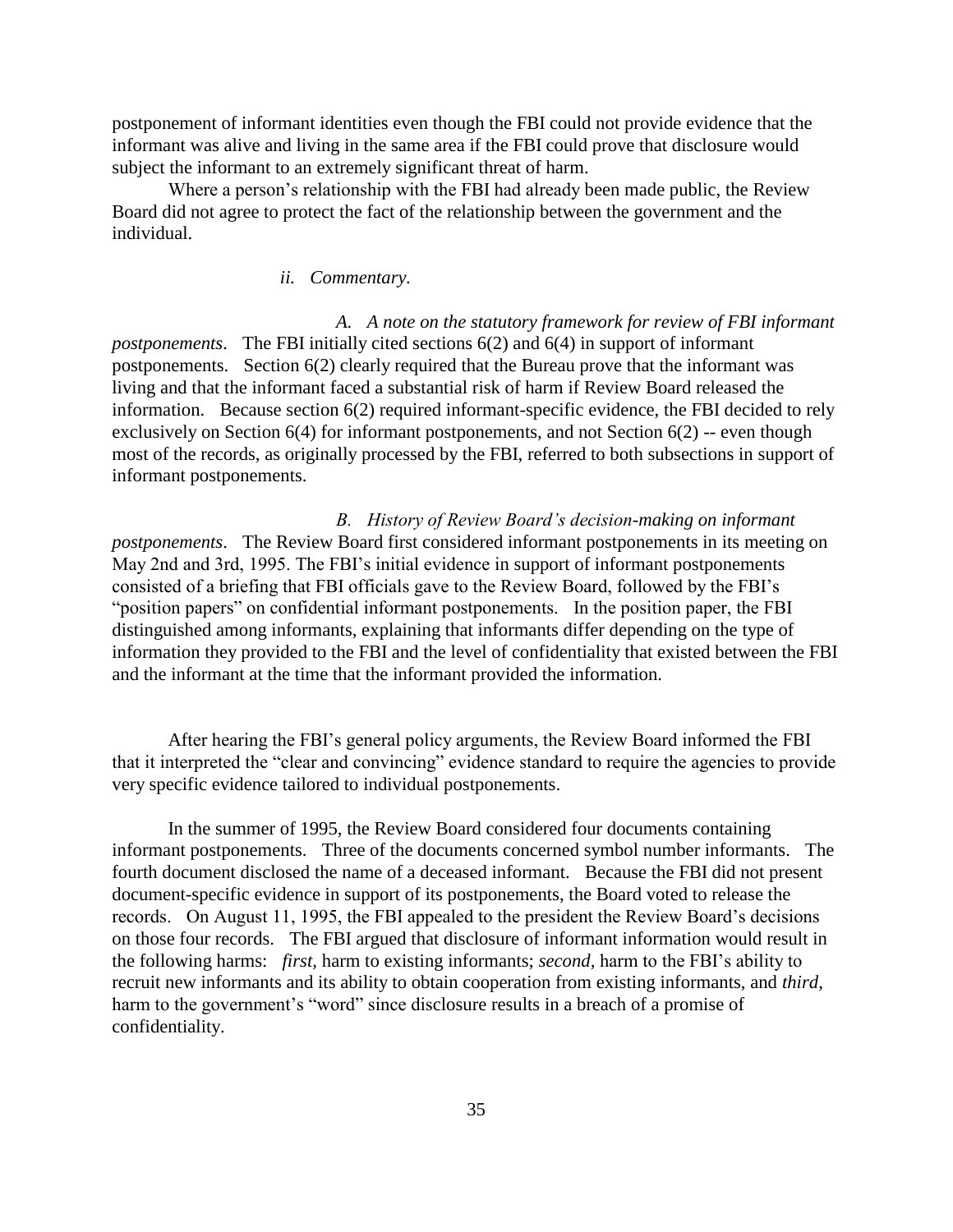postponement of informant identities even though the FBI could not provide evidence that the informant was alive and living in the same area if the FBI could prove that disclosure would subject the informant to an extremely significant threat of harm.

Where a person's relationship with the FBI had already been made public, the Review Board did not agree to protect the fact of the relationship between the government and the individual.

*ii. Commentary.*

*A. A note on the statutory framework for review of FBI informant postponements*. The FBI initially cited sections 6(2) and 6(4) in support of informant postponements. Section 6(2) clearly required that the Bureau prove that the informant was living and that the informant faced a substantial risk of harm if Review Board released the information. Because section 6(2) required informant-specific evidence, the FBI decided to rely exclusively on Section 6(4) for informant postponements, and not Section 6(2) -- even though most of the records, as originally processed by the FBI, referred to both subsections in support of informant postponements.

*B. History of Review Board's decision-making on informant postponements*. The Review Board first considered informant postponements in its meeting on May 2nd and 3rd, 1995. The FBI's initial evidence in support of informant postponements consisted of a briefing that FBI officials gave to the Review Board, followed by the FBI's "position papers" on confidential informant postponements. In the position paper, the FBI distinguished among informants, explaining that informants differ depending on the type of information they provided to the FBI and the level of confidentiality that existed between the FBI and the informant at the time that the informant provided the information.

After hearing the FBI's general policy arguments, the Review Board informed the FBI that it interpreted the "clear and convincing" evidence standard to require the agencies to provide very specific evidence tailored to individual postponements.

In the summer of 1995, the Review Board considered four documents containing informant postponements. Three of the documents concerned symbol number informants. The fourth document disclosed the name of a deceased informant. Because the FBI did not present document-specific evidence in support of its postponements, the Board voted to release the records. On August 11, 1995, the FBI appealed to the president the Review Board's decisions on those four records. The FBI argued that disclosure of informant information would result in the following harms: *first,* harm to existing informants; *second,* harm to the FBI's ability to recruit new informants and its ability to obtain cooperation from existing informants, and *third,* harm to the government's "word" since disclosure results in a breach of a promise of confidentiality.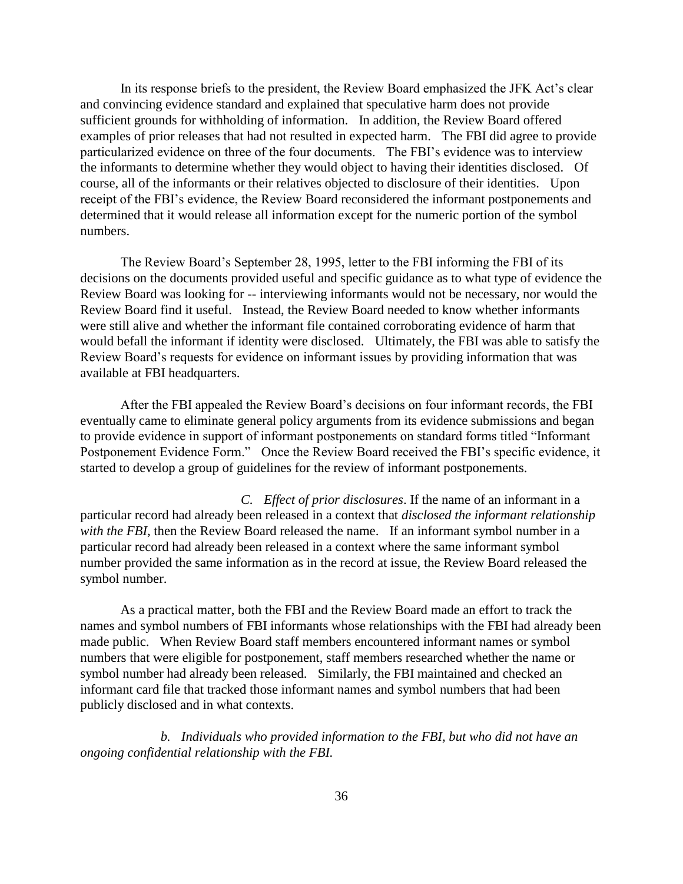In its response briefs to the president, the Review Board emphasized the JFK Act's clear and convincing evidence standard and explained that speculative harm does not provide sufficient grounds for withholding of information. In addition, the Review Board offered examples of prior releases that had not resulted in expected harm. The FBI did agree to provide particularized evidence on three of the four documents. The FBI's evidence was to interview the informants to determine whether they would object to having their identities disclosed. Of course, all of the informants or their relatives objected to disclosure of their identities. Upon receipt of the FBI's evidence, the Review Board reconsidered the informant postponements and determined that it would release all information except for the numeric portion of the symbol numbers.

The Review Board's September 28, 1995, letter to the FBI informing the FBI of its decisions on the documents provided useful and specific guidance as to what type of evidence the Review Board was looking for -- interviewing informants would not be necessary, nor would the Review Board find it useful. Instead, the Review Board needed to know whether informants were still alive and whether the informant file contained corroborating evidence of harm that would befall the informant if identity were disclosed. Ultimately, the FBI was able to satisfy the Review Board's requests for evidence on informant issues by providing information that was available at FBI headquarters.

After the FBI appealed the Review Board's decisions on four informant records, the FBI eventually came to eliminate general policy arguments from its evidence submissions and began to provide evidence in support of informant postponements on standard forms titled "Informant Postponement Evidence Form." Once the Review Board received the FBI's specific evidence, it started to develop a group of guidelines for the review of informant postponements.

*C. Effect of prior disclosures*. If the name of an informant in a particular record had already been released in a context that *disclosed the informant relationship with the FBI*, then the Review Board released the name. If an informant symbol number in a particular record had already been released in a context where the same informant symbol number provided the same information as in the record at issue, the Review Board released the symbol number.

As a practical matter, both the FBI and the Review Board made an effort to track the names and symbol numbers of FBI informants whose relationships with the FBI had already been made public. When Review Board staff members encountered informant names or symbol numbers that were eligible for postponement, staff members researched whether the name or symbol number had already been released. Similarly, the FBI maintained and checked an informant card file that tracked those informant names and symbol numbers that had been publicly disclosed and in what contexts.

*b. Individuals who provided information to the FBI, but who did not have an ongoing confidential relationship with the FBI.*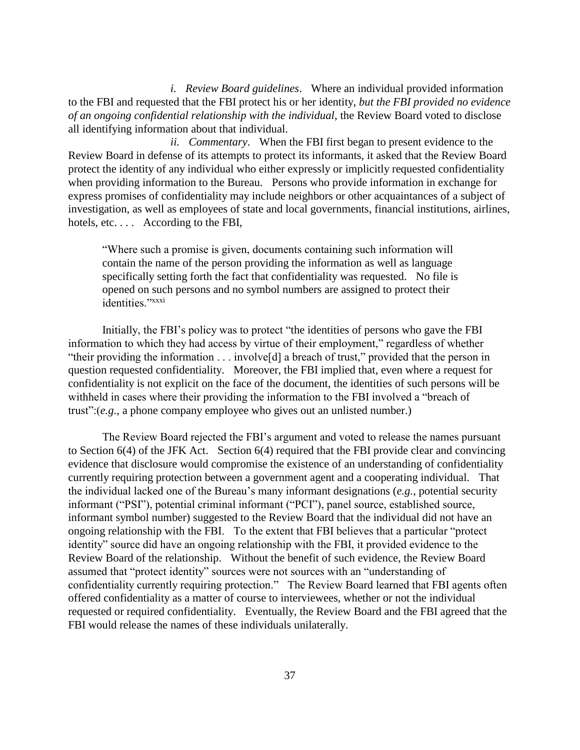*i. Review Board guidelines*. Where an individual provided information to the FBI and requested that the FBI protect his or her identity, *but the FBI provided no evidence of an ongoing confidential relationship with the individual*, the Review Board voted to disclose all identifying information about that individual.

*ii. Commentary*. When the FBI first began to present evidence to the Review Board in defense of its attempts to protect its informants, it asked that the Review Board protect the identity of any individual who either expressly or implicitly requested confidentiality when providing information to the Bureau. Persons who provide information in exchange for express promises of confidentiality may include neighbors or other acquaintances of a subject of investigation, as well as employees of state and local governments, financial institutions, airlines, hotels, etc. . . . According to the FBI,

> "Where such a promise is given, documents containing such information will contain the name of the person providing the information as well as language specifically setting forth the fact that confidentiality was requested. No file is opened on such persons and no symbol numbers are assigned to protect their identities."[xxxi]

Initially, the FBI's policy was to protect "the identities of persons who gave the FBI information to which they had access by virtue of their employment," regardless of whether "their providing the information . . . involve[d] a breach of trust," provided that the person in question requested confidentiality. Moreover, the FBI implied that, even where a request for confidentiality is not explicit on the face of the document, the identities of such persons will be withheld in cases where their providing the information to the FBI involved a "breach of trust":(*e.g.*, a phone company employee who gives out an unlisted number.)

The Review Board rejected the FBI's argument and voted to release the names pursuant to Section 6(4) of the JFK Act. Section 6(4) required that the FBI provide clear and convincing evidence that disclosure would compromise the existence of an understanding of confidentiality currently requiring protection between a government agent and a cooperating individual. That the individual lacked one of the Bureau's many informant designations (*e.g.*, potential security informant ("PSI"), potential criminal informant ("PCI"), panel source, established source, informant symbol number) suggested to the Review Board that the individual did not have an ongoing relationship with the FBI. To the extent that FBI believes that a particular "protect identity" source did have an ongoing relationship with the FBI, it provided evidence to the Review Board of the relationship. Without the benefit of such evidence, the Review Board assumed that "protect identity" sources were not sources with an "understanding of confidentiality currently requiring protection." The Review Board learned that FBI agents often offered confidentiality as a matter of course to interviewees, whether or not the individual requested or required confidentiality. Eventually, the Review Board and the FBI agreed that the FBI would release the names of these individuals unilaterally.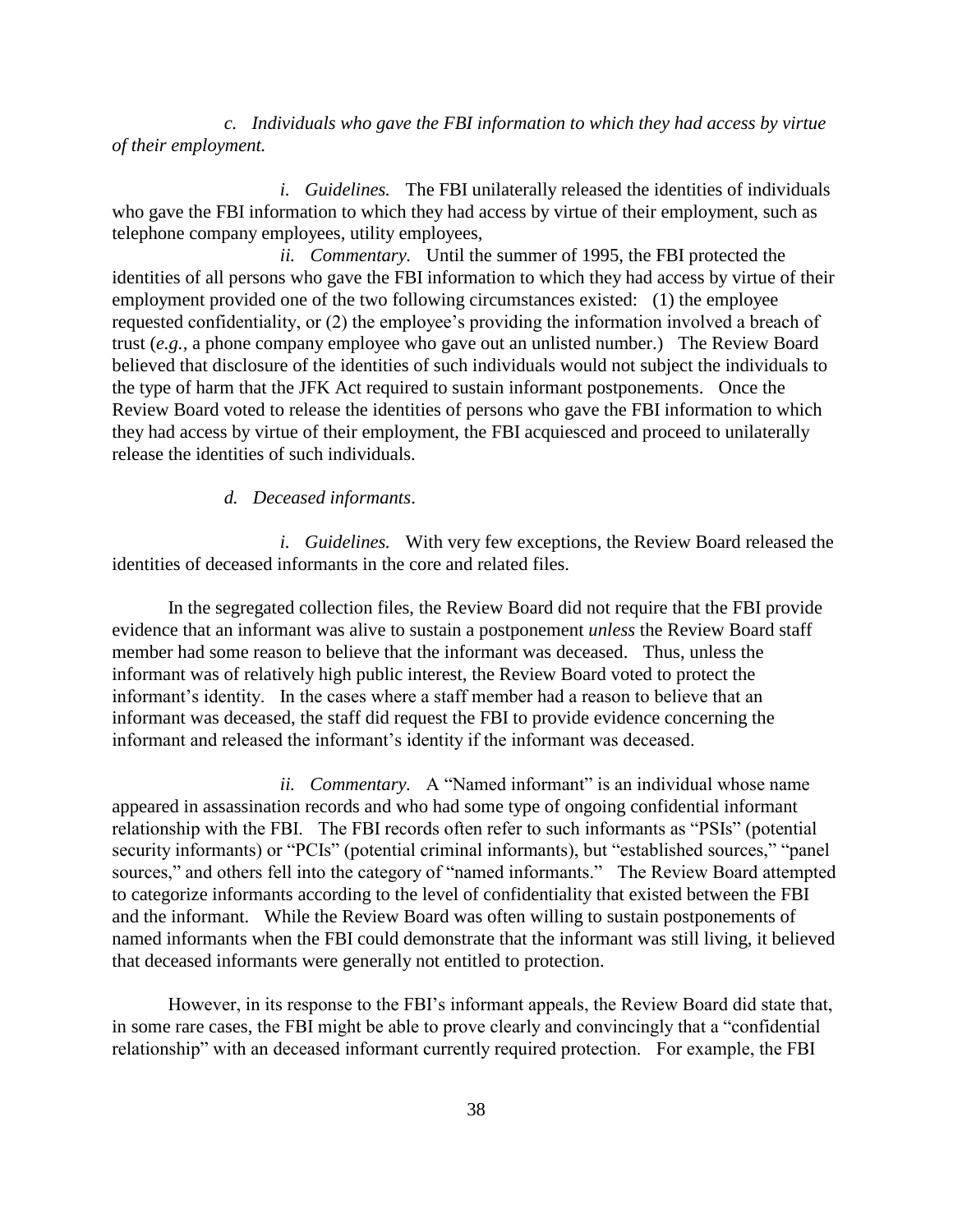*c. Individuals who gave the FBI information to which they had access by virtue of their employment.*

*i. Guidelines.* The FBI unilaterally released the identities of individuals who gave the FBI information to which they had access by virtue of their employment, such as telephone company employees, utility employees,

*ii. Commentary.* Until the summer of 1995, the FBI protected the identities of all persons who gave the FBI information to which they had access by virtue of their employment provided one of the two following circumstances existed: (1) the employee requested confidentiality, or (2) the employee's providing the information involved a breach of trust (*e.g.*, a phone company employee who gave out an unlisted number.) The Review Board believed that disclosure of the identities of such individuals would not subject the individuals to the type of harm that the JFK Act required to sustain informant postponements. Once the Review Board voted to release the identities of persons who gave the FBI information to which they had access by virtue of their employment, the FBI acquiesced and proceed to unilaterally release the identities of such individuals.

*d. Deceased informants*.

*i. Guidelines.* With very few exceptions, the Review Board released the identities of deceased informants in the core and related files.

In the segregated collection files, the Review Board did not require that the FBI provide evidence that an informant was alive to sustain a postponement *unless* the Review Board staff member had some reason to believe that the informant was deceased. Thus, unless the informant was of relatively high public interest, the Review Board voted to protect the informant's identity. In the cases where a staff member had a reason to believe that an informant was deceased, the staff did request the FBI to provide evidence concerning the informant and released the informant's identity if the informant was deceased.

*ii. Commentary.* A "Named informant" is an individual whose name appeared in assassination records and who had some type of ongoing confidential informant relationship with the FBI. The FBI records often refer to such informants as "PSIs" (potential security informants) or "PCIs" (potential criminal informants), but "established sources," "panel sources," and others fell into the category of "named informants." The Review Board attempted to categorize informants according to the level of confidentiality that existed between the FBI and the informant. While the Review Board was often willing to sustain postponements of named informants when the FBI could demonstrate that the informant was still living, it believed that deceased informants were generally not entitled to protection.

However, in its response to the FBI's informant appeals, the Review Board did state that, in some rare cases, the FBI might be able to prove clearly and convincingly that a "confidential relationship" with an deceased informant currently required protection. For example, the FBI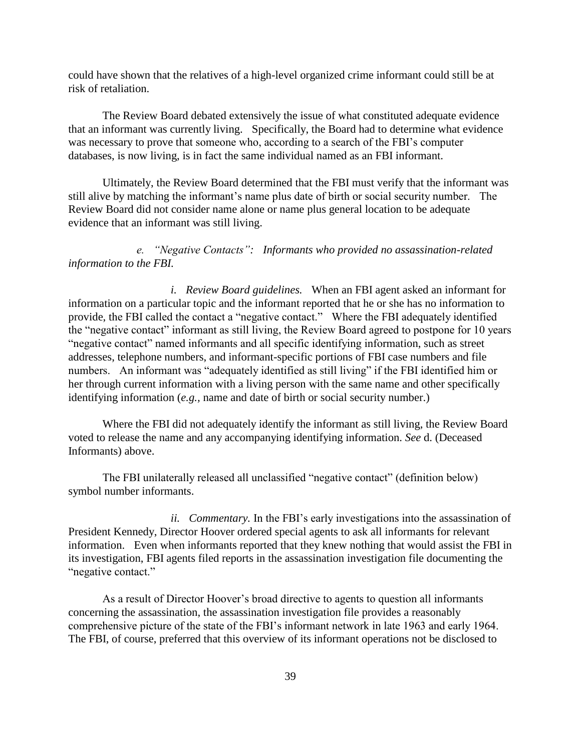could have shown that the relatives of a high-level organized crime informant could still be at risk of retaliation.

The Review Board debated extensively the issue of what constituted adequate evidence that an informant was currently living. Specifically, the Board had to determine what evidence was necessary to prove that someone who, according to a search of the FBI's computer databases, is now living, is in fact the same individual named as an FBI informant.

Ultimately, the Review Board determined that the FBI must verify that the informant was still alive by matching the informant's name plus date of birth or social security number. The Review Board did not consider name alone or name plus general location to be adequate evidence that an informant was still living.

*e. "Negative Contacts": Informants who provided no assassination-related information to the FBI.*

*i. Review Board guidelines.* When an FBI agent asked an informant for information on a particular topic and the informant reported that he or she has no information to provide, the FBI called the contact a "negative contact." Where the FBI adequately identified the "negative contact" informant as still living, the Review Board agreed to postpone for 10 years "negative contact" named informants and all specific identifying information, such as street addresses, telephone numbers, and informant-specific portions of FBI case numbers and file numbers. An informant was "adequately identified as still living" if the FBI identified him or her through current information with a living person with the same name and other specifically identifying information (*e.g.,* name and date of birth or social security number.)

Where the FBI did not adequately identify the informant as still living, the Review Board voted to release the name and any accompanying identifying information. *See* d. (Deceased Informants) above.

The FBI unilaterally released all unclassified "negative contact" (definition below) symbol number informants.

*ii. Commentary.* In the FBI's early investigations into the assassination of President Kennedy, Director Hoover ordered special agents to ask all informants for relevant information. Even when informants reported that they knew nothing that would assist the FBI in its investigation, FBI agents filed reports in the assassination investigation file documenting the "negative contact."

As a result of Director Hoover's broad directive to agents to question all informants concerning the assassination, the assassination investigation file provides a reasonably comprehensive picture of the state of the FBI's informant network in late 1963 and early 1964. The FBI, of course, preferred that this overview of its informant operations not be disclosed to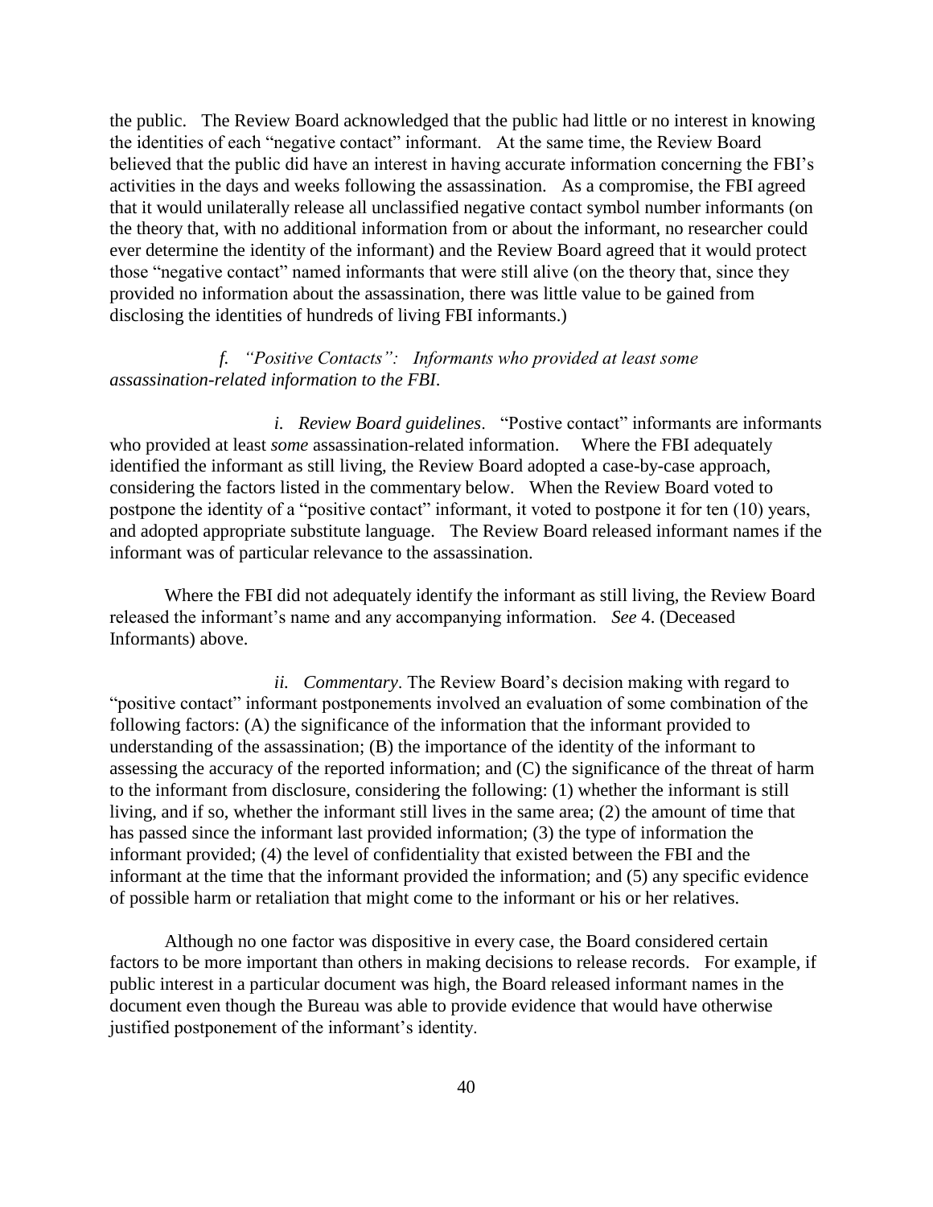the public. The Review Board acknowledged that the public had little or no interest in knowing the identities of each "negative contact" informant. At the same time, the Review Board believed that the public did have an interest in having accurate information concerning the FBI's activities in the days and weeks following the assassination. As a compromise, the FBI agreed that it would unilaterally release all unclassified negative contact symbol number informants (on the theory that, with no additional information from or about the informant, no researcher could ever determine the identity of the informant) and the Review Board agreed that it would protect those "negative contact" named informants that were still alive (on the theory that, since they provided no information about the assassination, there was little value to be gained from disclosing the identities of hundreds of living FBI informants.)

*f. "Positive Contacts": Informants who provided at least some assassination-related information to the FBI.*

*i. Review Board guidelines*. "Postive contact" informants are informants who provided at least *some* assassination-related information. Where the FBI adequately identified the informant as still living, the Review Board adopted a case-by-case approach, considering the factors listed in the commentary below. When the Review Board voted to postpone the identity of a "positive contact" informant, it voted to postpone it for ten (10) years, and adopted appropriate substitute language. The Review Board released informant names if the informant was of particular relevance to the assassination.

Where the FBI did not adequately identify the informant as still living, the Review Board released the informant's name and any accompanying information. *See* 4. (Deceased Informants) above.

*ii. Commentary*. The Review Board's decision making with regard to "positive contact" informant postponements involved an evaluation of some combination of the following factors: (A) the significance of the information that the informant provided to understanding of the assassination; (B) the importance of the identity of the informant to assessing the accuracy of the reported information; and (C) the significance of the threat of harm to the informant from disclosure, considering the following: (1) whether the informant is still living, and if so, whether the informant still lives in the same area; (2) the amount of time that has passed since the informant last provided information; (3) the type of information the informant provided; (4) the level of confidentiality that existed between the FBI and the informant at the time that the informant provided the information; and (5) any specific evidence of possible harm or retaliation that might come to the informant or his or her relatives.

Although no one factor was dispositive in every case, the Board considered certain factors to be more important than others in making decisions to release records. For example, if public interest in a particular document was high, the Board released informant names in the document even though the Bureau was able to provide evidence that would have otherwise justified postponement of the informant's identity.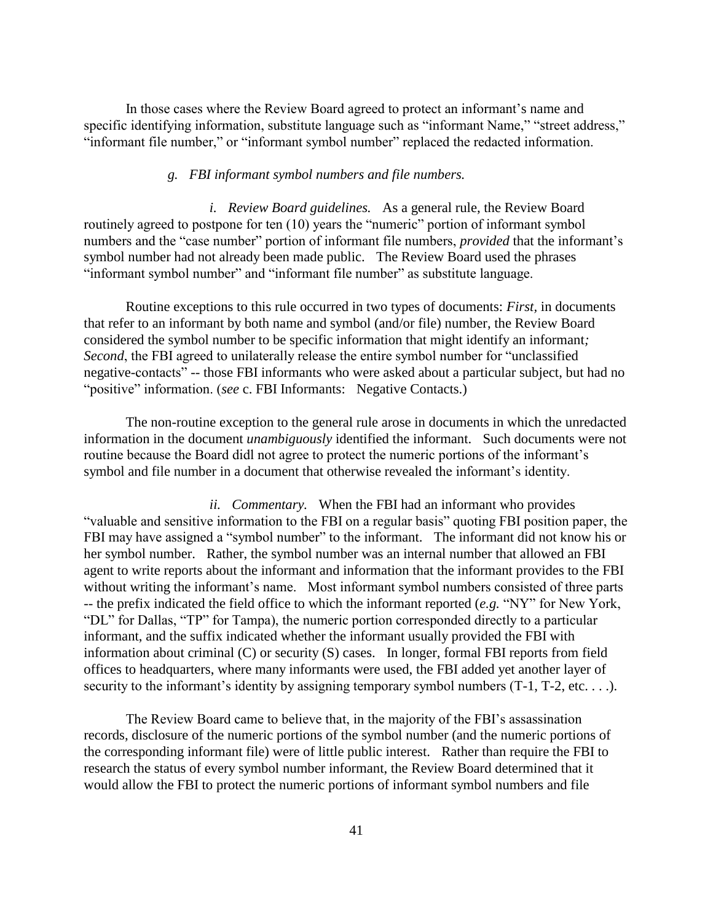In those cases where the Review Board agreed to protect an informant's name and specific identifying information, substitute language such as "informant Name," "street address," "informant file number," or "informant symbol number" replaced the redacted information.

*g. FBI informant symbol numbers and file numbers.*

*i. Review Board guidelines.* As a general rule, the Review Board routinely agreed to postpone for ten (10) years the "numeric" portion of informant symbol numbers and the "case number" portion of informant file numbers, *provided* that the informant's symbol number had not already been made public. The Review Board used the phrases "informant symbol number" and "informant file number" as substitute language.

Routine exceptions to this rule occurred in two types of documents: *First,* in documents that refer to an informant by both name and symbol (and/or file) number, the Review Board considered the symbol number to be specific information that might identify an informant*; Second*, the FBI agreed to unilaterally release the entire symbol number for "unclassified negative-contacts" -- those FBI informants who were asked about a particular subject, but had no "positive" information. (*see* c. FBI Informants: Negative Contacts.)

The non-routine exception to the general rule arose in documents in which the unredacted information in the document *unambiguously* identified the informant. Such documents were not routine because the Board didl not agree to protect the numeric portions of the informant's symbol and file number in a document that otherwise revealed the informant's identity.

*ii. Commentary.* When the FBI had an informant who provides "valuable and sensitive information to the FBI on a regular basis" quoting FBI position paper, the FBI may have assigned a "symbol number" to the informant. The informant did not know his or her symbol number. Rather, the symbol number was an internal number that allowed an FBI agent to write reports about the informant and information that the informant provides to the FBI without writing the informant's name. Most informant symbol numbers consisted of three parts -- the prefix indicated the field office to which the informant reported (*e.g.* "NY" for New York, "DL" for Dallas, "TP" for Tampa), the numeric portion corresponded directly to a particular informant, and the suffix indicated whether the informant usually provided the FBI with information about criminal (C) or security (S) cases. In longer, formal FBI reports from field offices to headquarters, where many informants were used, the FBI added yet another layer of security to the informant's identity by assigning temporary symbol numbers (T-1, T-2, etc. . . .).

The Review Board came to believe that, in the majority of the FBI's assassination records, disclosure of the numeric portions of the symbol number (and the numeric portions of the corresponding informant file) were of little public interest. Rather than require the FBI to research the status of every symbol number informant, the Review Board determined that it would allow the FBI to protect the numeric portions of informant symbol numbers and file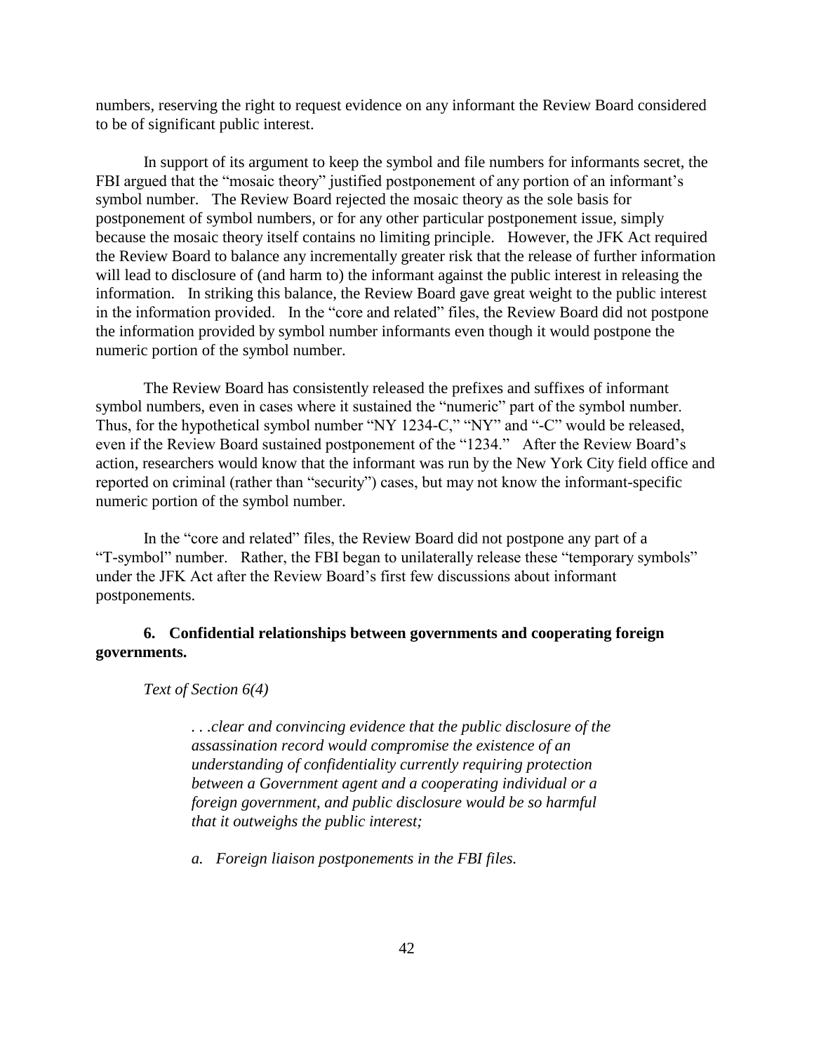numbers, reserving the right to request evidence on any informant the Review Board considered to be of significant public interest.

In support of its argument to keep the symbol and file numbers for informants secret, the FBI argued that the "mosaic theory" justified postponement of any portion of an informant's symbol number. The Review Board rejected the mosaic theory as the sole basis for postponement of symbol numbers, or for any other particular postponement issue, simply because the mosaic theory itself contains no limiting principle. However, the JFK Act required the Review Board to balance any incrementally greater risk that the release of further information will lead to disclosure of (and harm to) the informant against the public interest in releasing the information. In striking this balance, the Review Board gave great weight to the public interest in the information provided. In the "core and related" files, the Review Board did not postpone the information provided by symbol number informants even though it would postpone the numeric portion of the symbol number.

The Review Board has consistently released the prefixes and suffixes of informant symbol numbers, even in cases where it sustained the "numeric" part of the symbol number. Thus, for the hypothetical symbol number "NY 1234-C," "NY" and "-C" would be released, even if the Review Board sustained postponement of the "1234." After the Review Board's action, researchers would know that the informant was run by the New York City field office and reported on criminal (rather than "security") cases, but may not know the informant-specific numeric portion of the symbol number.

In the "core and related" files, the Review Board did not postpone any part of a "T-symbol" number. Rather, the FBI began to unilaterally release these "temporary symbols" under the JFK Act after the Review Board's first few discussions about informant postponements.

### 6. Confidential relationships between governments and cooperating foreign governments.

*Text of Section 6(4)*

> *. . .clear and convincing evidence that the public disclosure of the assassination record would compromise the existence of an understanding of confidentiality currently requiring protection between a Government agent and a cooperating individual or a foreign government, and public disclosure would be so harmful that it outweighs the public interest;*

*a. Foreign liaison postponements in the FBI files.*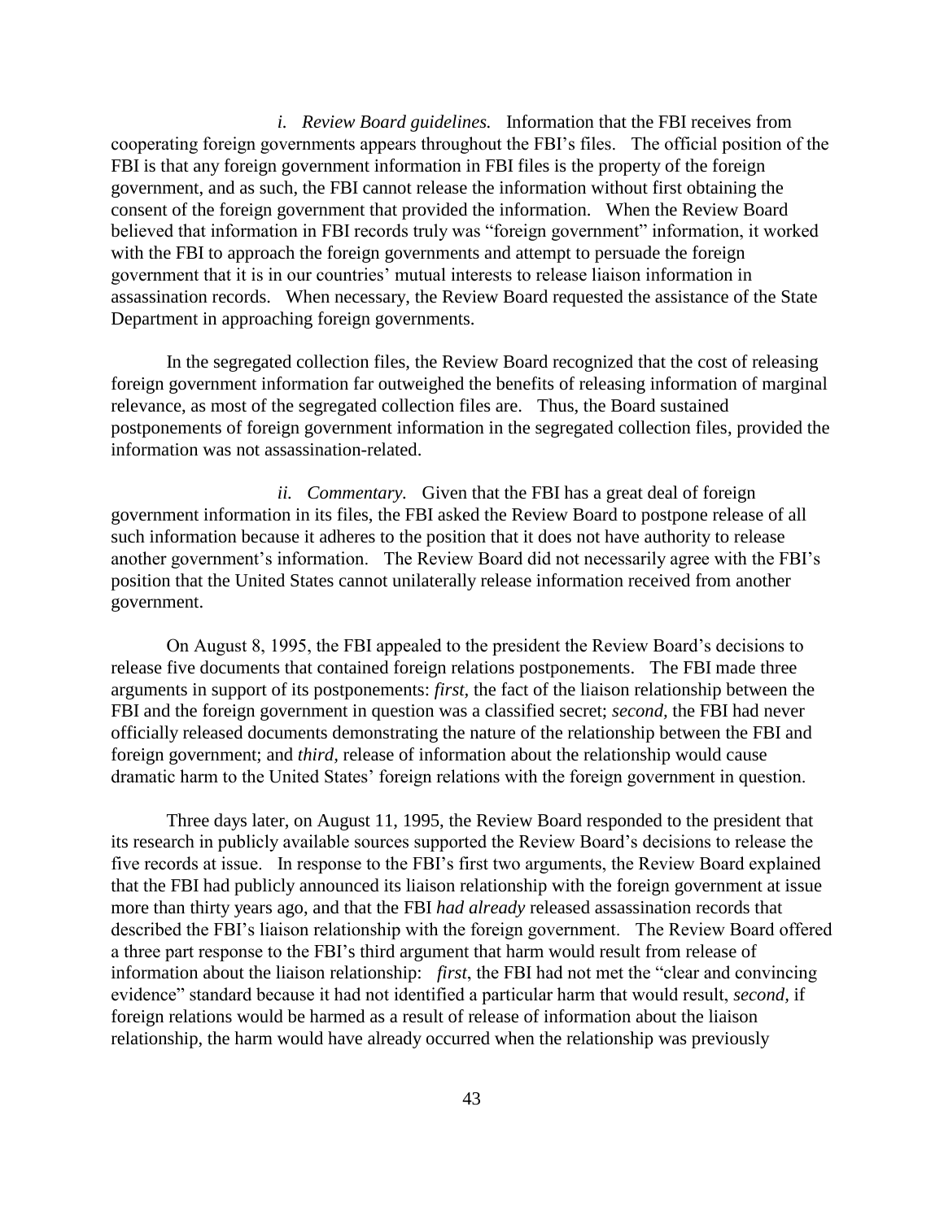*i. Review Board guidelines.* Information that the FBI receives from cooperating foreign governments appears throughout the FBI's files. The official position of the FBI is that any foreign government information in FBI files is the property of the foreign government, and as such, the FBI cannot release the information without first obtaining the consent of the foreign government that provided the information. When the Review Board believed that information in FBI records truly was "foreign government" information, it worked with the FBI to approach the foreign governments and attempt to persuade the foreign government that it is in our countries' mutual interests to release liaison information in assassination records. When necessary, the Review Board requested the assistance of the State Department in approaching foreign governments.

In the segregated collection files, the Review Board recognized that the cost of releasing foreign government information far outweighed the benefits of releasing information of marginal relevance, as most of the segregated collection files are. Thus, the Board sustained postponements of foreign government information in the segregated collection files, provided the information was not assassination-related.

*ii. Commentary.* Given that the FBI has a great deal of foreign government information in its files, the FBI asked the Review Board to postpone release of all such information because it adheres to the position that it does not have authority to release another government's information. The Review Board did not necessarily agree with the FBI's position that the United States cannot unilaterally release information received from another government.

On August 8, 1995, the FBI appealed to the president the Review Board's decisions to release five documents that contained foreign relations postponements. The FBI made three arguments in support of its postponements: *first*, the fact of the liaison relationship between the FBI and the foreign government in question was a classified secret; *second*, the FBI had never officially released documents demonstrating the nature of the relationship between the FBI and foreign government; and *third*, release of information about the relationship would cause dramatic harm to the United States' foreign relations with the foreign government in question.

Three days later, on August 11, 1995, the Review Board responded to the president that its research in publicly available sources supported the Review Board's decisions to release the five records at issue. In response to the FBI's first two arguments, the Review Board explained that the FBI had publicly announced its liaison relationship with the foreign government at issue more than thirty years ago, and that the FBI *had already* released assassination records that described the FBI's liaison relationship with the foreign government. The Review Board offered a three part response to the FBI's third argument that harm would result from release of information about the liaison relationship: *first*, the FBI had not met the "clear and convincing evidence" standard because it had not identified a particular harm that would result, *second*, if foreign relations would be harmed as a result of release of information about the liaison relationship, the harm would have already occurred when the relationship was previously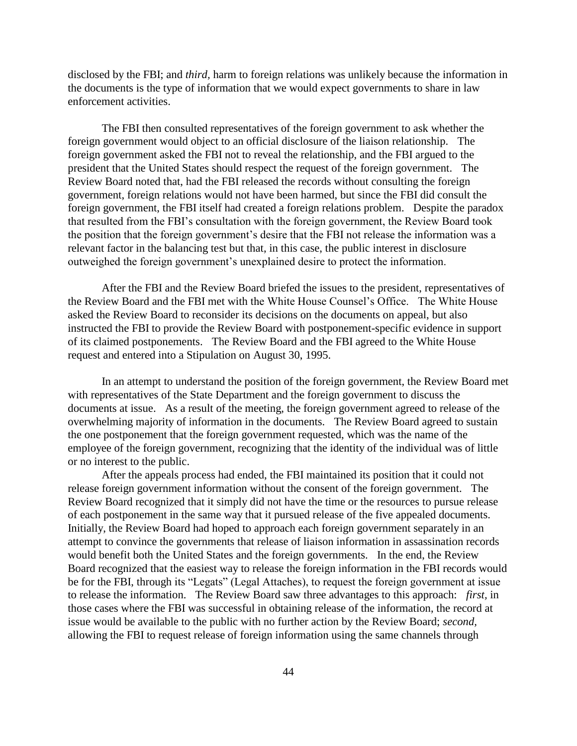disclosed by the FBI; and *third*, harm to foreign relations was unlikely because the information in the documents is the type of information that we would expect governments to share in law enforcement activities.

The FBI then consulted representatives of the foreign government to ask whether the foreign government would object to an official disclosure of the liaison relationship. The foreign government asked the FBI not to reveal the relationship, and the FBI argued to the president that the United States should respect the request of the foreign government. The Review Board noted that, had the FBI released the records without consulting the foreign government, foreign relations would not have been harmed, but since the FBI did consult the foreign government, the FBI itself had created a foreign relations problem. Despite the paradox that resulted from the FBI's consultation with the foreign government, the Review Board took the position that the foreign government's desire that the FBI not release the information was a relevant factor in the balancing test but that, in this case, the public interest in disclosure outweighed the foreign government's unexplained desire to protect the information.

After the FBI and the Review Board briefed the issues to the president, representatives of the Review Board and the FBI met with the White House Counsel's Office. The White House asked the Review Board to reconsider its decisions on the documents on appeal, but also instructed the FBI to provide the Review Board with postponement-specific evidence in support of its claimed postponements. The Review Board and the FBI agreed to the White House request and entered into a Stipulation on August 30, 1995.

In an attempt to understand the position of the foreign government, the Review Board met with representatives of the State Department and the foreign government to discuss the documents at issue. As a result of the meeting, the foreign government agreed to release of the overwhelming majority of information in the documents. The Review Board agreed to sustain the one postponement that the foreign government requested, which was the name of the employee of the foreign government, recognizing that the identity of the individual was of little or no interest to the public.

After the appeals process had ended, the FBI maintained its position that it could not release foreign government information without the consent of the foreign government. The Review Board recognized that it simply did not have the time or the resources to pursue release of each postponement in the same way that it pursued release of the five appealed documents. Initially, the Review Board had hoped to approach each foreign government separately in an attempt to convince the governments that release of liaison information in assassination records would benefit both the United States and the foreign governments. In the end, the Review Board recognized that the easiest way to release the foreign information in the FBI records would be for the FBI, through its "Legats" (Legal Attaches), to request the foreign government at issue to release the information. The Review Board saw three advantages to this approach: *first*, in those cases where the FBI was successful in obtaining release of the information, the record at issue would be available to the public with no further action by the Review Board; *second*, allowing the FBI to request release of foreign information using the same channels through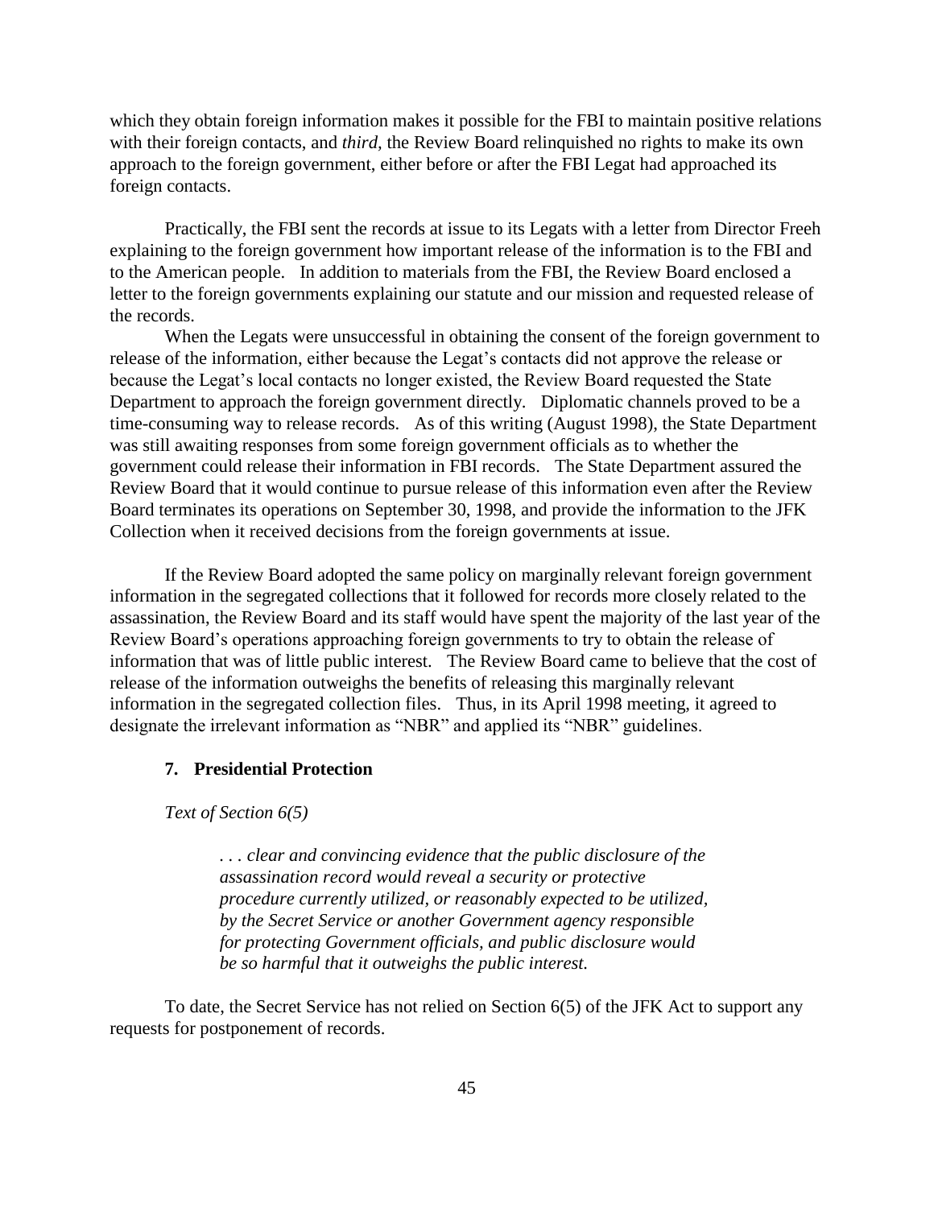which they obtain foreign information makes it possible for the FBI to maintain positive relations with their foreign contacts, and *third,* the Review Board relinquished no rights to make its own approach to the foreign government, either before or after the FBI Legat had approached its foreign contacts.

Practically, the FBI sent the records at issue to its Legats with a letter from Director Freeh explaining to the foreign government how important release of the information is to the FBI and to the American people. In addition to materials from the FBI, the Review Board enclosed a letter to the foreign governments explaining our statute and our mission and requested release of the records.

When the Legats were unsuccessful in obtaining the consent of the foreign government to release of the information, either because the Legat's contacts did not approve the release or because the Legat's local contacts no longer existed, the Review Board requested the State Department to approach the foreign government directly. Diplomatic channels proved to be a time-consuming way to release records. As of this writing (August 1998), the State Department was still awaiting responses from some foreign government officials as to whether the government could release their information in FBI records. The State Department assured the Review Board that it would continue to pursue release of this information even after the Review Board terminates its operations on September 30, 1998, and provide the information to the JFK Collection when it received decisions from the foreign governments at issue.

If the Review Board adopted the same policy on marginally relevant foreign government information in the segregated collections that it followed for records more closely related to the assassination, the Review Board and its staff would have spent the majority of the last year of the Review Board's operations approaching foreign governments to try to obtain the release of information that was of little public interest. The Review Board came to believe that the cost of release of the information outweighs the benefits of releasing this marginally relevant information in the segregated collection files. Thus, in its April 1998 meeting, it agreed to designate the irrelevant information as "NBR" and applied its "NBR" guidelines.

### 7. Presidential Protection

*Text of Section 6(5)*

> *. . . clear and convincing evidence that the public disclosure of the assassination record would reveal a security or protective procedure currently utilized, or reasonably expected to be utilized, by the Secret Service or another Government agency responsible for protecting Government officials, and public disclosure would be so harmful that it outweighs the public interest.*

To date, the Secret Service has not relied on Section 6(5) of the JFK Act to support any requests for postponement of records.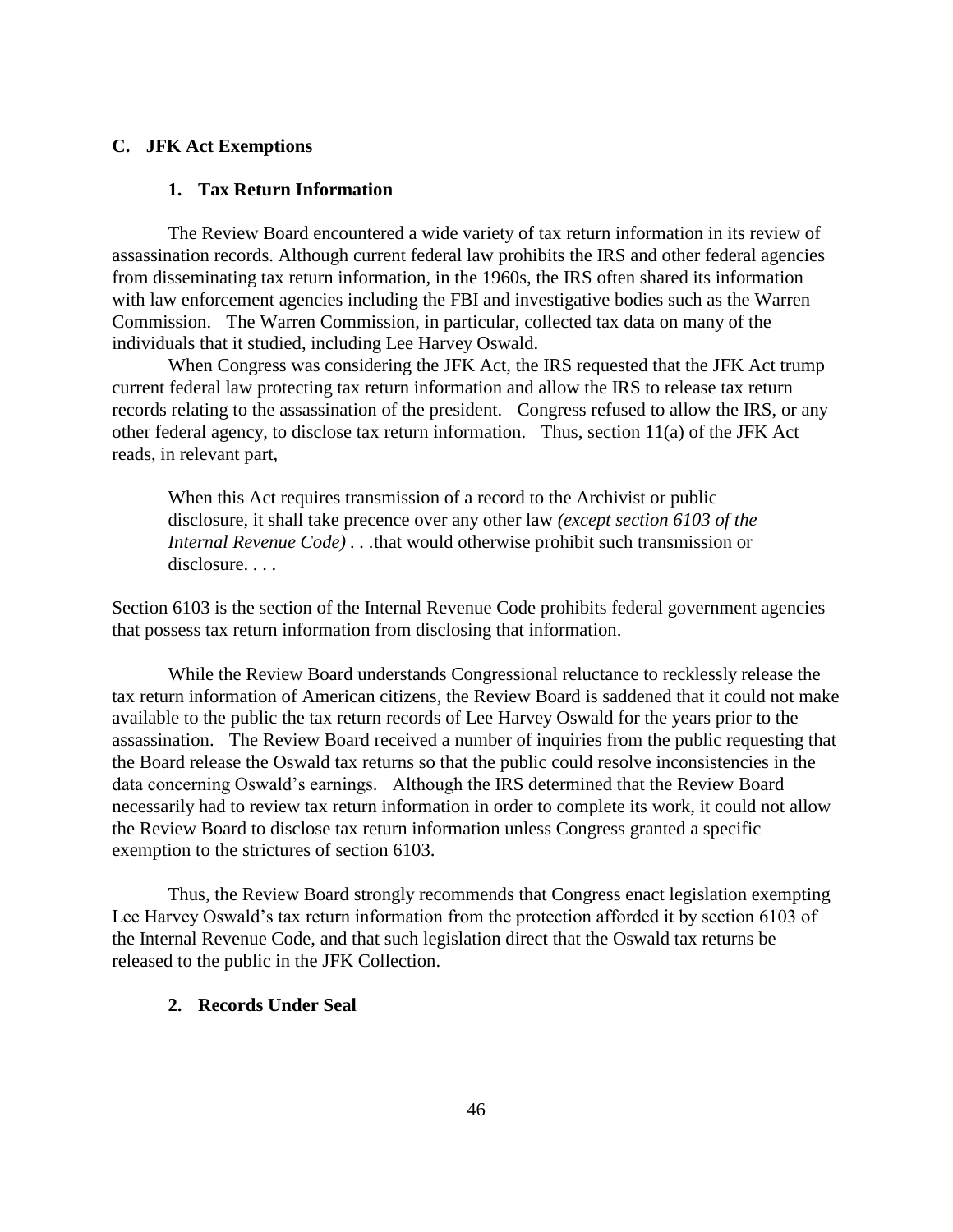## C. JFK Act Exemptions

### 1. Tax Return Information

The Review Board encountered a wide variety of tax return information in its review of assassination records. Although current federal law prohibits the IRS and other federal agencies from disseminating tax return information, in the 1960s, the IRS often shared its information with law enforcement agencies including the FBI and investigative bodies such as the Warren Commission. The Warren Commission, in particular, collected tax data on many of the individuals that it studied, including Lee Harvey Oswald.

When Congress was considering the JFK Act, the IRS requested that the JFK Act trump current federal law protecting tax return information and allow the IRS to release tax return records relating to the assassination of the president. Congress refused to allow the IRS, or any other federal agency, to disclose tax return information. Thus, section 11(a) of the JFK Act reads, in relevant part,

> When this Act requires transmission of a record to the Archivist or public disclosure, it shall take precence over any other law *(except section 6103 of the Internal Revenue Code)* . . .that would otherwise prohibit such transmission or disclosure. . . .

Section 6103 is the section of the Internal Revenue Code prohibits federal government agencies that possess tax return information from disclosing that information.

While the Review Board understands Congressional reluctance to recklessly release the tax return information of American citizens, the Review Board is saddened that it could not make available to the public the tax return records of Lee Harvey Oswald for the years prior to the assassination. The Review Board received a number of inquiries from the public requesting that the Board release the Oswald tax returns so that the public could resolve inconsistencies in the data concerning Oswald's earnings. Although the IRS determined that the Review Board necessarily had to review tax return information in order to complete its work, it could not allow the Review Board to disclose tax return information unless Congress granted a specific exemption to the strictures of section 6103.

Thus, the Review Board strongly recommends that Congress enact legislation exempting Lee Harvey Oswald's tax return information from the protection afforded it by section 6103 of the Internal Revenue Code, and that such legislation direct that the Oswald tax returns be released to the public in the JFK Collection.

### 2. Records Under Seal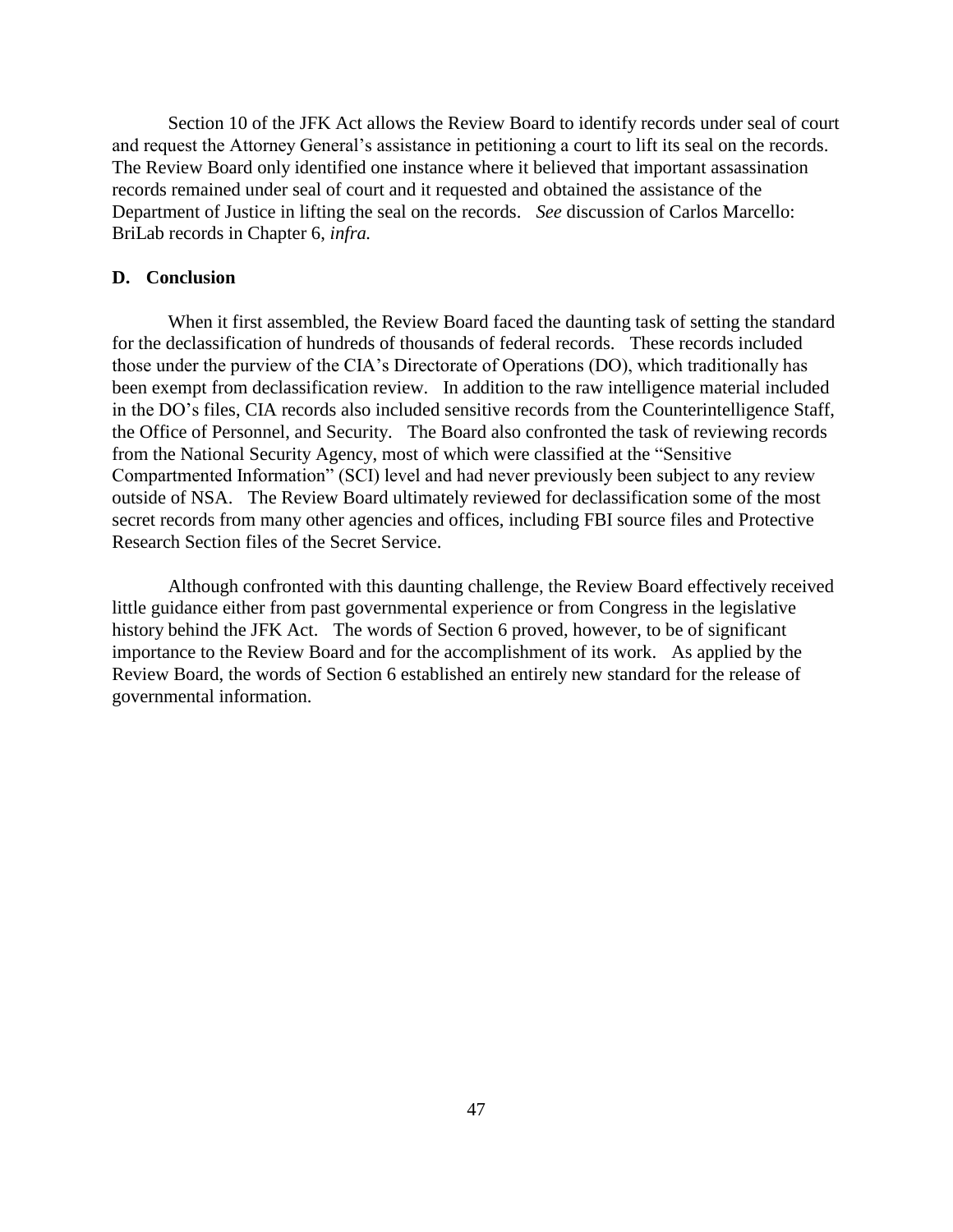Section 10 of the JFK Act allows the Review Board to identify records under seal of court and request the Attorney General's assistance in petitioning a court to lift its seal on the records. The Review Board only identified one instance where it believed that important assassination records remained under seal of court and it requested and obtained the assistance of the Department of Justice in lifting the seal on the records. *See* discussion of Carlos Marcello: BriLab records in Chapter 6, *infra.*

### D. Conclusion

When it first assembled, the Review Board faced the daunting task of setting the standard for the declassification of hundreds of thousands of federal records. These records included those under the purview of the CIA's Directorate of Operations (DO), which traditionally has been exempt from declassification review. In addition to the raw intelligence material included in the DO's files, CIA records also included sensitive records from the Counterintelligence Staff, the Office of Personnel, and Security. The Board also confronted the task of reviewing records from the National Security Agency, most of which were classified at the "Sensitive Compartmented Information" (SCI) level and had never previously been subject to any review outside of NSA. The Review Board ultimately reviewed for declassification some of the most secret records from many other agencies and offices, including FBI source files and Protective Research Section files of the Secret Service.

Although confronted with this daunting challenge, the Review Board effectively received little guidance either from past governmental experience or from Congress in the legislative history behind the JFK Act. The words of Section 6 proved, however, to be of significant importance to the Review Board and for the accomplishment of its work. As applied by the Review Board, the words of Section 6 established an entirely new standard for the release of governmental information.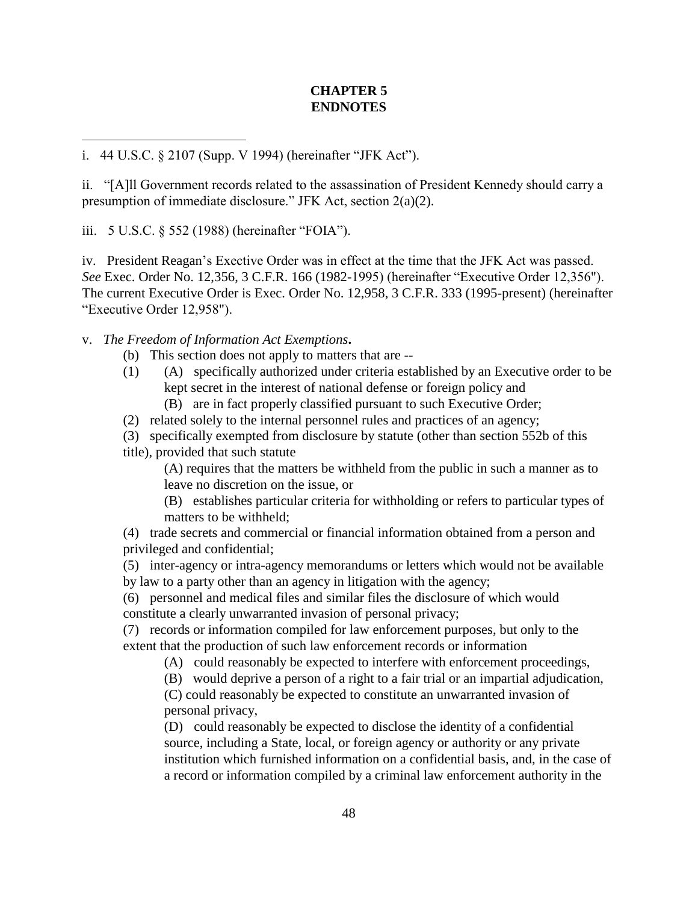# CHAPTER 5
# ENDNOTES

i. 44 U.S.C. § 2107 (Supp. V 1994) (hereinafter "JFK Act").

ii. "[A]ll Government records related to the assassination of President Kennedy should carry a presumption of immediate disclosure." JFK Act, section 2(a)(2).

iii. 5 U.S.C. § 552 (1988) (hereinafter "FOIA").

iv. President Reagan's Executive Order was in effect at the time that the JFK Act was passed. *See* Exec. Order No. 12,356, 3 C.F.R. 166 (1982-1995) (hereinafter "Executive Order 12,356"). The current Executive Order is Exec. Order No. 12,958, 3 C.F.R. 333 (1995-present) (hereinafter "Executive Order 12,958").

v. ***The Freedom of Information Act Exemptions.***

(b) This section does not apply to matters that are --

(1) (A) specifically authorized under criteria established by an Executive order to be kept secret in the interest of national defense or foreign policy and

(B) are in fact properly classified pursuant to such Executive Order;

(2) related solely to the internal personnel rules and practices of an agency;

(3) specifically exempted from disclosure by statute (other than section 552b of this title), provided that such statute

(A) requires that the matters be withheld from the public in such a manner as to leave no discretion on the issue, or

(B) establishes particular criteria for withholding or refers to particular types of matters to be withheld;

(4) trade secrets and commercial or financial information obtained from a person and privileged and confidential;

(5) inter-agency or intra-agency memorandums or letters which would not be available by law to a party other than an agency in litigation with the agency;

(6) personnel and medical files and similar files the disclosure of which would constitute a clearly unwarranted invasion of personal privacy;

(7) records or information compiled for law enforcement purposes, but only to the extent that the production of such law enforcement records or information

(A) could reasonably be expected to interfere with enforcement proceedings,

(B) would deprive a person of a right to a fair trial or an impartial adjudication,

(C) could reasonably be expected to constitute an unwarranted invasion of personal privacy,

(D) could reasonably be expected to disclose the identity of a confidential source, including a State, local, or foreign agency or authority or any private institution which furnished information on a confidential basis, and, in the case of a record or information compiled by a criminal law enforcement authority in the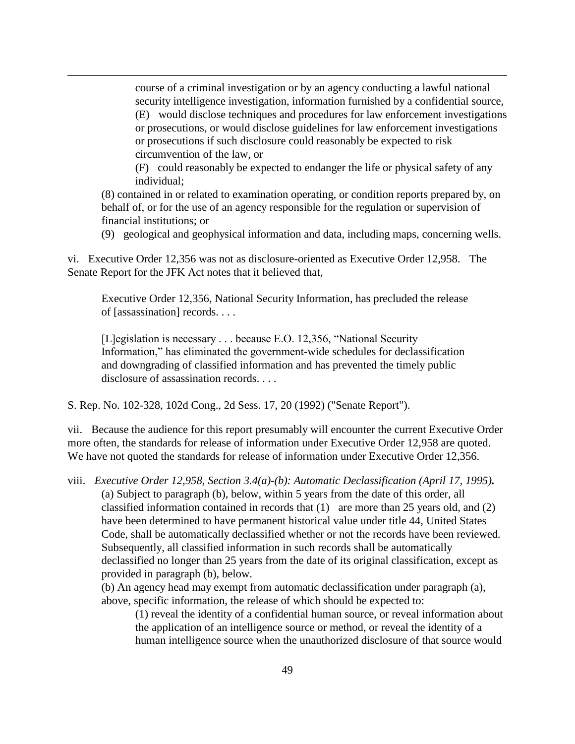course of a criminal investigation or by an agency conducting a lawful national security intelligence investigation, information furnished by a confidential source,

(E) would disclose techniques and procedures for law enforcement investigations or prosecutions, or would disclose guidelines for law enforcement investigations or prosecutions if such disclosure could reasonably be expected to risk circumvention of the law, or

(F) could reasonably be expected to endanger the life or physical safety of any individual;

(8) contained in or related to examination operating, or condition reports prepared by, on behalf of, or for the use of an agency responsible for the regulation or supervision of financial institutions; or

(9) geological and geophysical information and data, including maps, concerning wells.

vi. Executive Order 12,356 was not as disclosure-oriented as Executive Order 12,958. The Senate Report for the JFK Act notes that it believed that,

> Executive Order 12,356, National Security Information, has precluded the release of [assassination] records. . . .
>
> [L]egislation is necessary . . . because E.O. 12,356, "National Security Information," has eliminated the government-wide schedules for declassification and downgrading of classified information and has prevented the timely public disclosure of assassination records. . . .

S. Rep. No. 102-328, 102d Cong., 2d Sess. 17, 20 (1992) ("Senate Report").

vii. Because the audience for this report presumably will encounter the current Executive Order more often, the standards for release of information under Executive Order 12,958 are quoted. We have not quoted the standards for release of information under Executive Order 12,356.

viii. *Executive Order 12,958, Section 3.4(a)-(b): Automatic Declassification (April 17, 1995)**.***

(a) Subject to paragraph (b), below, within 5 years from the date of this order, all classified information contained in records that (1) are more than 25 years old, and (2) have been determined to have permanent historical value under title 44, United States Code, shall be automatically declassified whether or not the records have been reviewed. Subsequently, all classified information in such records shall be automatically declassified no longer than 25 years from the date of its original classification, except as provided in paragraph (b), below.

(b) An agency head may exempt from automatic declassification under paragraph (a), above, specific information, the release of which should be expected to:

(1) reveal the identity of a confidential human source, or reveal information about the application of an intelligence source or method, or reveal the identity of a human intelligence source when the unauthorized disclosure of that source would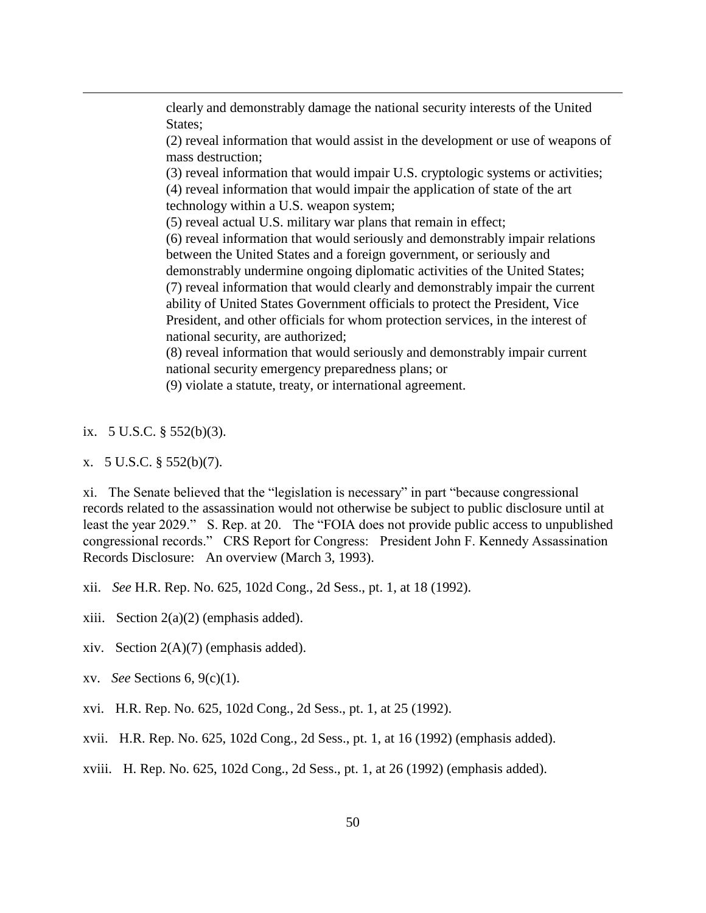clearly and demonstrably damage the national security interests of the United States;
(2) reveal information that would assist in the development or use of weapons of mass destruction;
(3) reveal information that would impair U.S. cryptologic systems or activities;
(4) reveal information that would impair the application of state of the art technology within a U.S. weapon system;
(5) reveal actual U.S. military war plans that remain in effect;
(6) reveal information that would seriously and demonstrably impair relations between the United States and a foreign government, or seriously and demonstrably undermine ongoing diplomatic activities of the United States;
(7) reveal information that would clearly and demonstrably impair the current ability of United States Government officials to protect the President, Vice President, and other officials for whom protection services, in the interest of national security, are authorized;
(8) reveal information that would seriously and demonstrably impair current national security emergency preparedness plans; or
(9) violate a statute, treaty, or international agreement.

ix. 5 U.S.C. § 552(b)(3).

x. 5 U.S.C. § 552(b)(7).

xi. The Senate believed that the "legislation is necessary" in part "because congressional records related to the assassination would not otherwise be subject to public disclosure until at least the year 2029." S. Rep. at 20. The "FOIA does not provide public access to unpublished congressional records." CRS Report for Congress: President John F. Kennedy Assassination Records Disclosure: An overview (March 3, 1993).

xii. *See* H.R. Rep. No. 625, 102d Cong., 2d Sess., pt. 1, at 18 (1992).

xiii. Section 2(a)(2) (emphasis added).

xiv. Section 2(A)(7) (emphasis added).

xv. *See* Sections 6, 9(c)(1).

xvi. H.R. Rep. No. 625, 102d Cong., 2d Sess., pt. 1, at 25 (1992).

xvii. H.R. Rep. No. 625, 102d Cong., 2d Sess., pt. 1, at 16 (1992) (emphasis added).

xviii. H. Rep. No. 625, 102d Cong., 2d Sess., pt. 1, at 26 (1992) (emphasis added).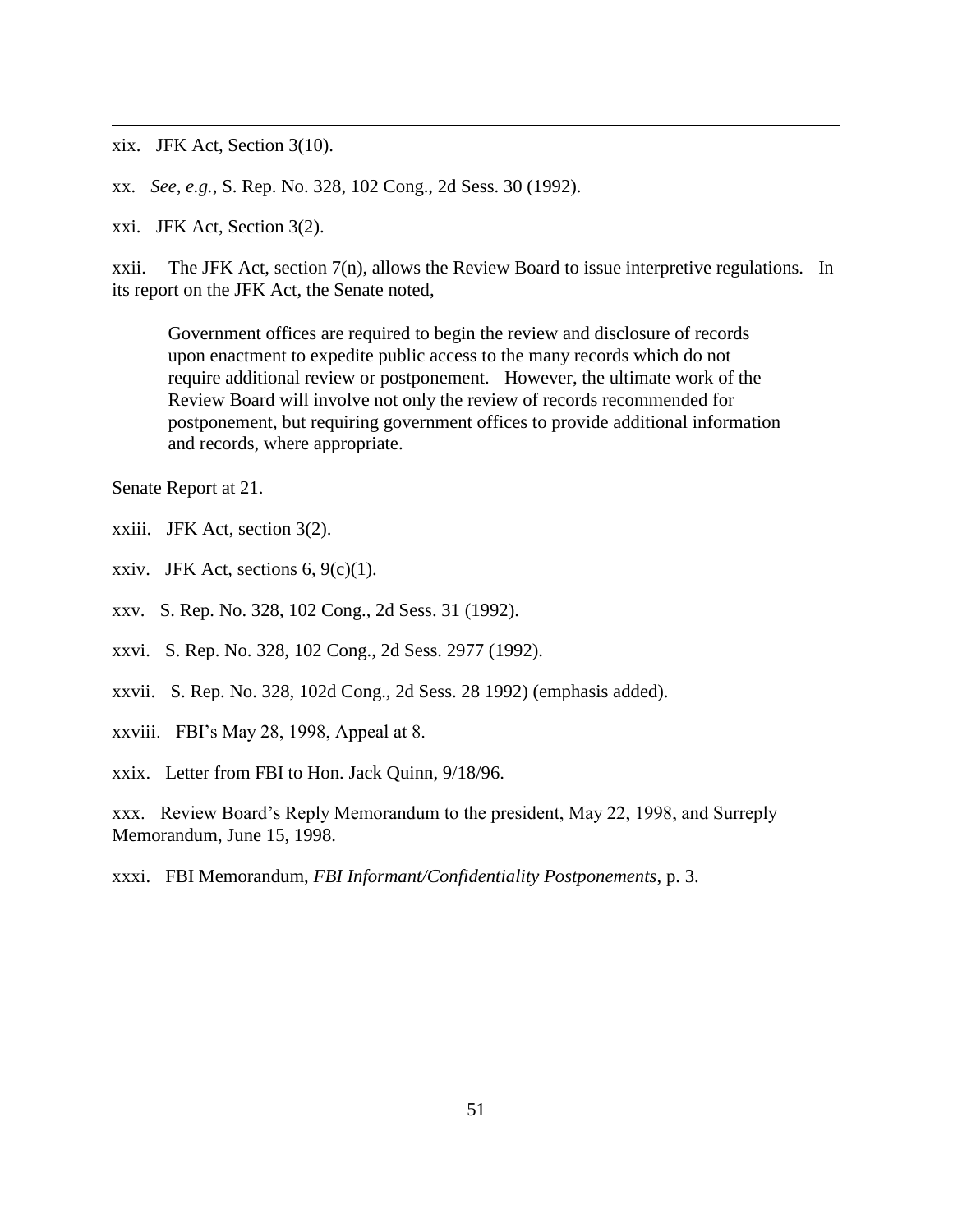xix. JFK Act, Section 3(10).

xx. *See*, *e.g.*, S. Rep. No. 328, 102 Cong., 2d Sess. 30 (1992).

xxi. JFK Act, Section 3(2).

xxii. The JFK Act, section 7(n), allows the Review Board to issue interpretive regulations. In its report on the JFK Act, the Senate noted,

> Government offices are required to begin the review and disclosure of records upon enactment to expedite public access to the many records which do not require additional review or postponement. However, the ultimate work of the Review Board will involve not only the review of records recommended for postponement, but requiring government offices to provide additional information and records, where appropriate.

Senate Report at 21.

xxiii. JFK Act, section 3(2).

xxiv. JFK Act, sections 6, 9(c)(1).

xxv. S. Rep. No. 328, 102 Cong., 2d Sess. 31 (1992).

xxvi. S. Rep. No. 328, 102 Cong., 2d Sess. 2977 (1992).

xxvii. S. Rep. No. 328, 102d Cong., 2d Sess. 28 1992) (emphasis added).

xxviii. FBI's May 28, 1998, Appeal at 8.

xxix. Letter from FBI to Hon. Jack Quinn, 9/18/96.

xxx. Review Board's Reply Memorandum to the president, May 22, 1998, and Surreply Memorandum, June 15, 1998.

xxxi. FBI Memorandum, *FBI Informant/Confidentiality Postponements*, p. 3.